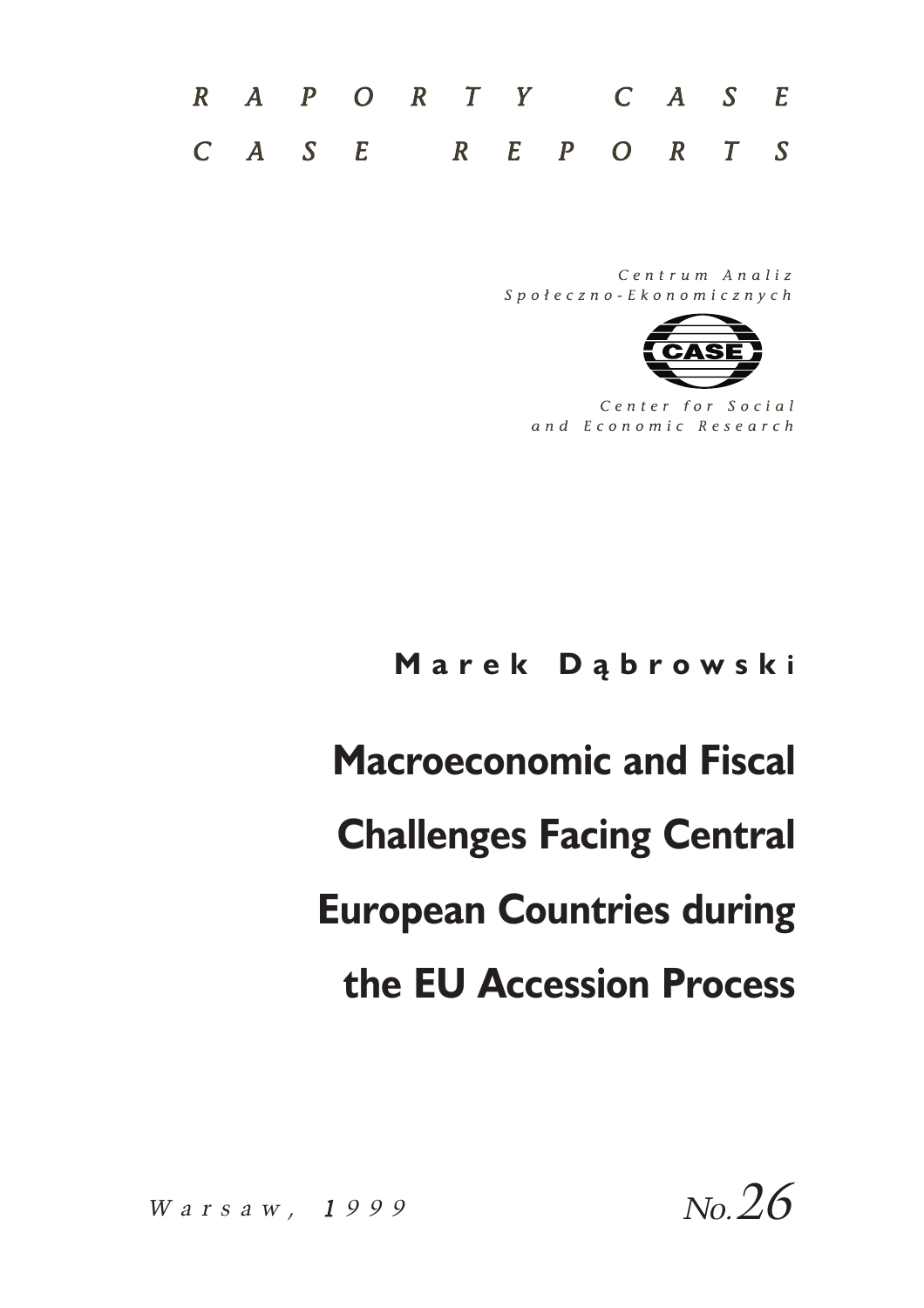RAPORTY CASE

CASE REPORTS

Centrum Analiz Społeczno-Ekonomicznych

CASE

Center for Social and Economic Research

**Marek Dąbrowski**

# Macroeconomic and Fiscal Challenges Facing Central European Countries during the EU Accession Process

Warsaw, 1999

No. 26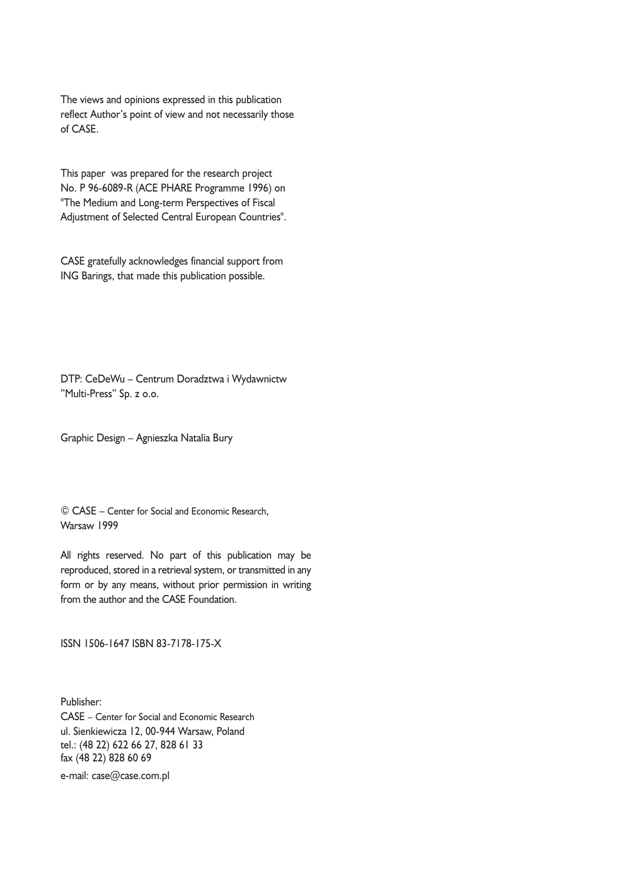The views and opinions expressed in this publication reflect Author's point of view and not necessarily those of CASE.

This paper was prepared for the research project No. P 96-6089-R (ACE PHARE Programme 1996) on "The Medium and Long-term Perspectives of Fiscal Adjustment of Selected Central European Countries".

CASE gratefully acknowledges financial support from ING Barings, that made this publication possible.

DTP: CeDeWu – Centrum Doradztwa i Wydawnictw "Multi-Press" Sp. z o.o.

Graphic Design – Agnieszka Natalia Bury

© CASE – Center for Social and Economic Research, Warsaw 1999

All rights reserved. No part of this publication may be reproduced, stored in a retrieval system, or transmitted in any form or by any means, without prior permission in writing from the author and the CASE Foundation.

ISSN 1506-1647 ISBN 83-7178-175-X

Publisher:
CASE – Center for Social and Economic Research
ul. Sienkiewicza 12, 00-944 Warsaw, Poland
tel.: (48 22) 622 66 27, 828 61 33
fax (48 22) 828 60 69
e-mail: case@case.com.pl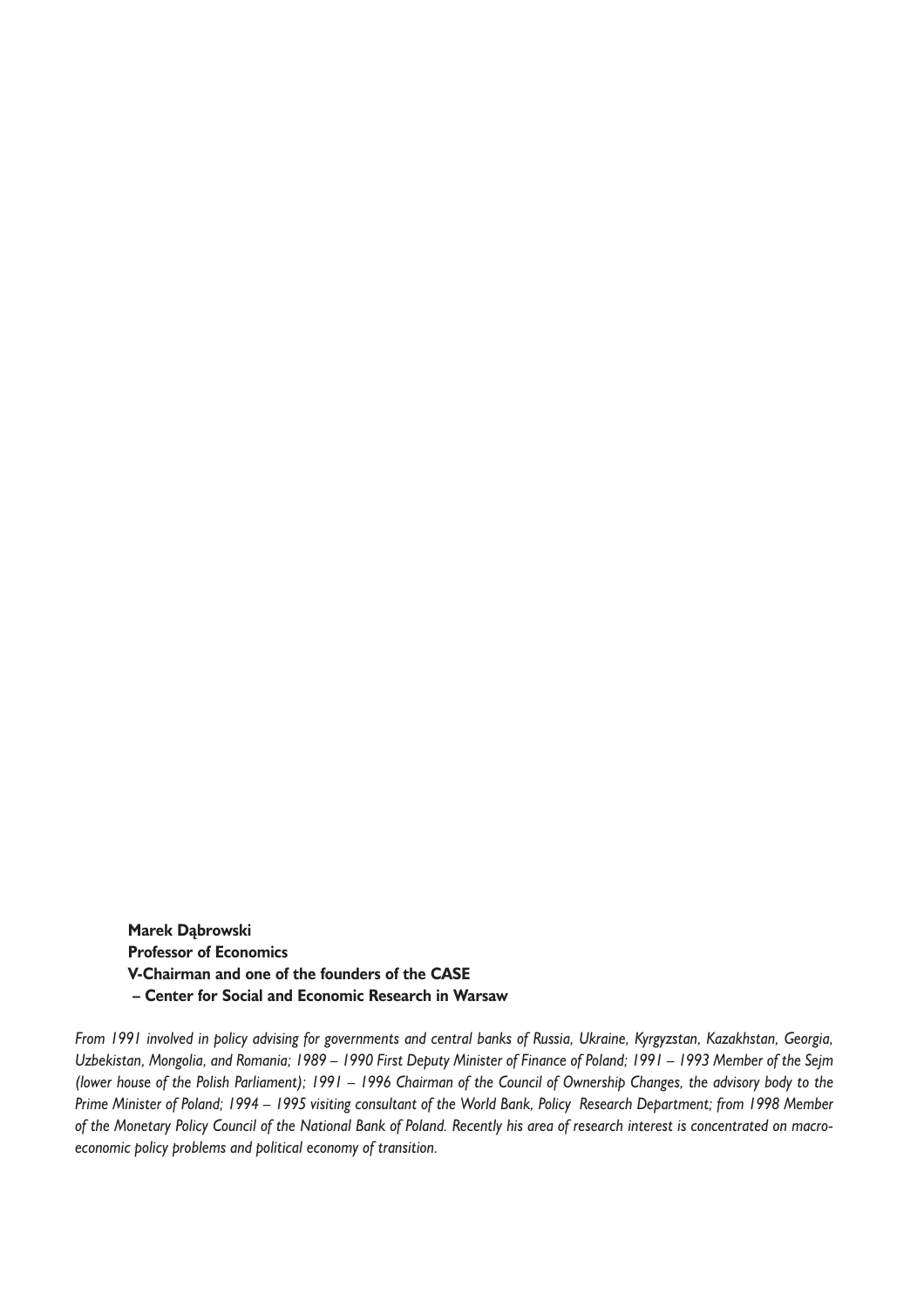**Marek Dąbrowski**
**Professor of Economics**
**V-Chairman and one of the founders of the CASE**
**– Center for Social and Economic Research in Warsaw**

*From 1991 involved in policy advising for governments and central banks of Russia, Ukraine, Kyrgyzstan, Kazakhstan, Georgia, Uzbekistan, Mongolia, and Romania; 1989 – 1990 First Deputy Minister of Finance of Poland; 1991 – 1993 Member of the Sejm (lower house of the Polish Parliament); 1991 – 1996 Chairman of the Council of Ownership Changes, the advisory body to the Prime Minister of Poland; 1994 – 1995 visiting consultant of the World Bank, Policy Research Department; from 1998 Member of the Monetary Policy Council of the National Bank of Poland. Recently his area of research interest is concentrated on macroeconomic policy problems and political economy of transition.*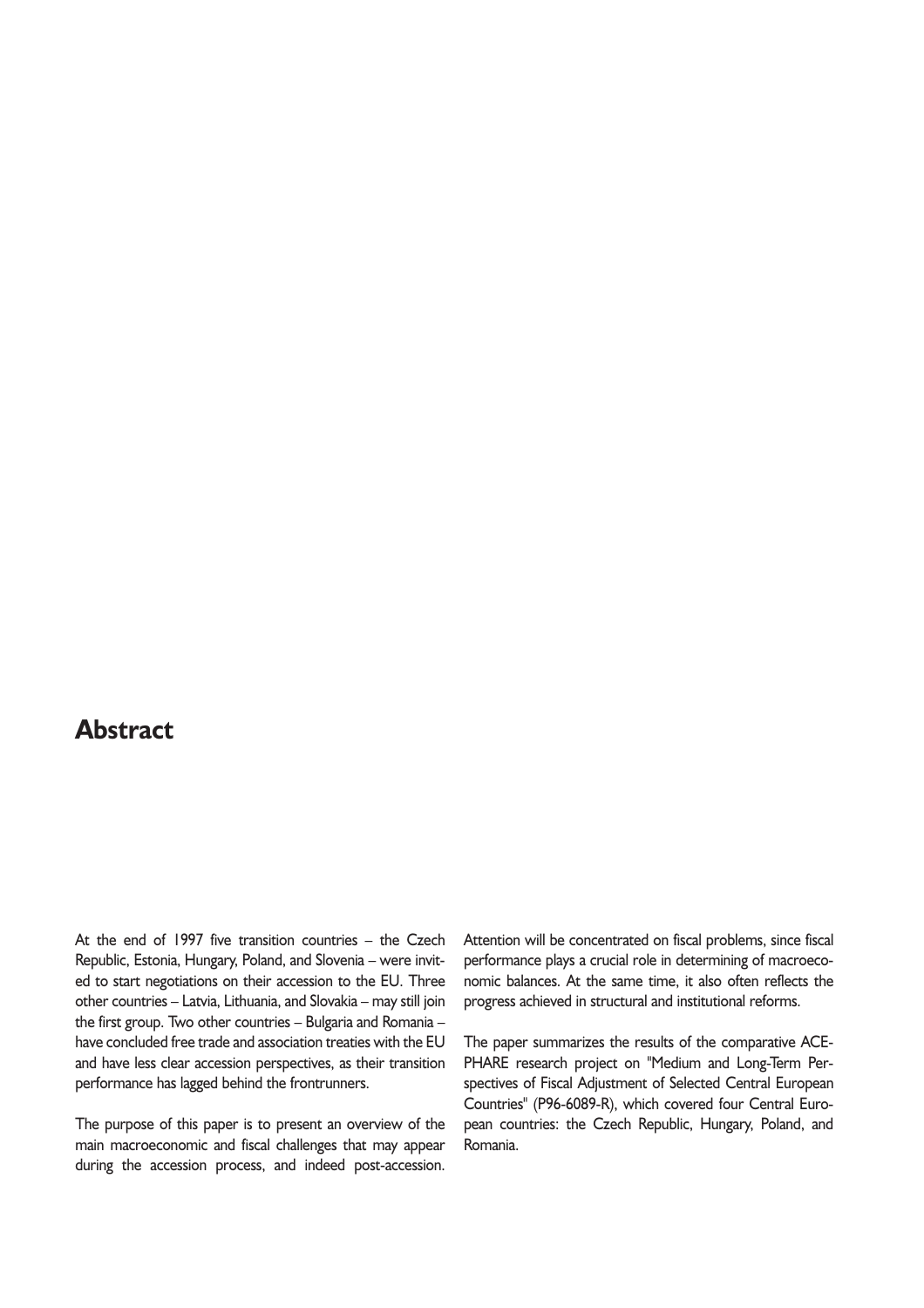## Abstract

At the end of 1997 five transition countries – the Czech Republic, Estonia, Hungary, Poland, and Slovenia – were invited to start negotiations on their accession to the EU. Three other countries – Latvia, Lithuania, and Slovakia – may still join the first group. Two other countries – Bulgaria and Romania – have concluded free trade and association treaties with the EU and have less clear accession perspectives, as their transition performance has lagged behind the frontrunners.

The purpose of this paper is to present an overview of the main macroeconomic and fiscal challenges that may appear during the accession process, and indeed post-accession. Attention will be concentrated on fiscal problems, since fiscal performance plays a crucial role in determining of macroeconomic balances. At the same time, it also often reflects the progress achieved in structural and institutional reforms.

The paper summarizes the results of the comparative ACE-PHARE research project on "Medium and Long-Term Perspectives of Fiscal Adjustment of Selected Central European Countries" (P96-6089-R), which covered four Central European countries: the Czech Republic, Hungary, Poland, and Romania.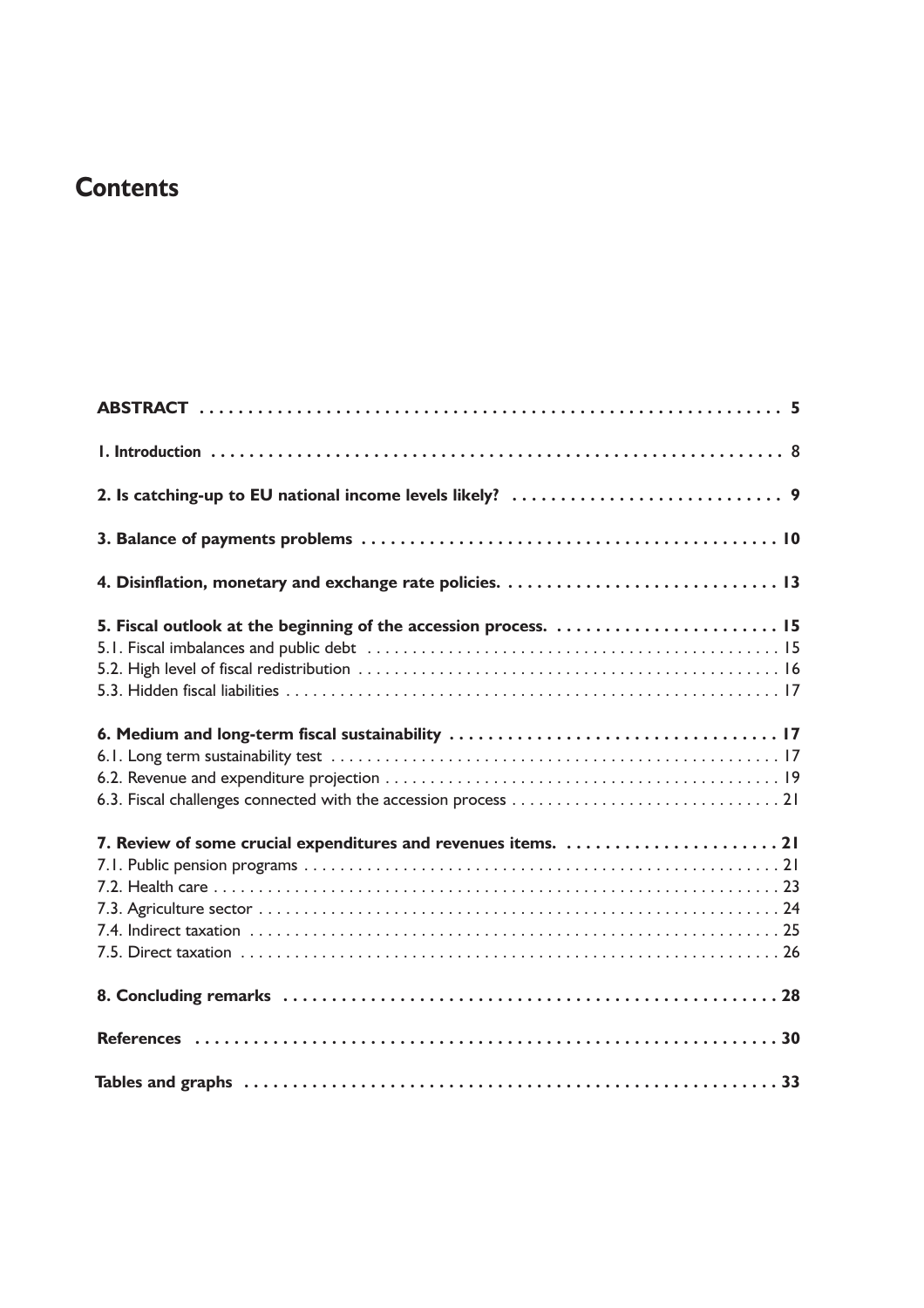# Contents

**ABSTRACT** . . . . . . . . . . . . . . . . . . . . . . . . . . . . . . . . . . . . . . . . . . . . . . . . . . . . . . . . . . . . . 5

**1. Introduction** . . . . . . . . . . . . . . . . . . . . . . . . . . . . . . . . . . . . . . . . . . . . . . . . . . . . . . . . . . . . . 8

**2. Is catching-up to EU national income levels likely?** . . . . . . . . . . . . . . . . . . . . . . . . . . . . 9

**3. Balance of payments problems** . . . . . . . . . . . . . . . . . . . . . . . . . . . . . . . . . . . . . . . . . . . 10

**4. Disinflation, monetary and exchange rate policies.** . . . . . . . . . . . . . . . . . . . . . . . . . . . . 13

**5. Fiscal outlook at the beginning of the accession process.** . . . . . . . . . . . . . . . . . . . . . . . 15
5.1. Fiscal imbalances and public debt . . . . . . . . . . . . . . . . . . . . . . . . . . . . . . . . . . . . . . . . . . . . . 15
5.2. High level of fiscal redistribution . . . . . . . . . . . . . . . . . . . . . . . . . . . . . . . . . . . . . . . . . . . . . . 16
5.3. Hidden fiscal liabilities . . . . . . . . . . . . . . . . . . . . . . . . . . . . . . . . . . . . . . . . . . . . . . . . . . . . . . 17

**6. Medium and long-term fiscal sustainability** . . . . . . . . . . . . . . . . . . . . . . . . . . . . . . . . . . 17
6.1. Long term sustainability test . . . . . . . . . . . . . . . . . . . . . . . . . . . . . . . . . . . . . . . . . . . . . . . . . . 17
6.2. Revenue and expenditure projection . . . . . . . . . . . . . . . . . . . . . . . . . . . . . . . . . . . . . . . . . . . 19
6.3. Fiscal challenges connected with the accession process . . . . . . . . . . . . . . . . . . . . . . . . . . . . . 21

**7. Review of some crucial expenditures and revenues items.** . . . . . . . . . . . . . . . . . . . . . . 21
7.1. Public pension programs . . . . . . . . . . . . . . . . . . . . . . . . . . . . . . . . . . . . . . . . . . . . . . . . . . . . 21
7.2. Health care . . . . . . . . . . . . . . . . . . . . . . . . . . . . . . . . . . . . . . . . . . . . . . . . . . . . . . . . . . . . . . 23
7.3. Agriculture sector . . . . . . . . . . . . . . . . . . . . . . . . . . . . . . . . . . . . . . . . . . . . . . . . . . . . . . . . . 24
7.4. Indirect taxation . . . . . . . . . . . . . . . . . . . . . . . . . . . . . . . . . . . . . . . . . . . . . . . . . . . . . . . . . . . 25
7.5. Direct taxation . . . . . . . . . . . . . . . . . . . . . . . . . . . . . . . . . . . . . . . . . . . . . . . . . . . . . . . . . . . . 26

**8. Concluding remarks** . . . . . . . . . . . . . . . . . . . . . . . . . . . . . . . . . . . . . . . . . . . . . . . . . . . 28

**References** . . . . . . . . . . . . . . . . . . . . . . . . . . . . . . . . . . . . . . . . . . . . . . . . . . . . . . . . . . . . 30

**Tables and graphs** . . . . . . . . . . . . . . . . . . . . . . . . . . . . . . . . . . . . . . . . . . . . . . . . . . . . . . . 33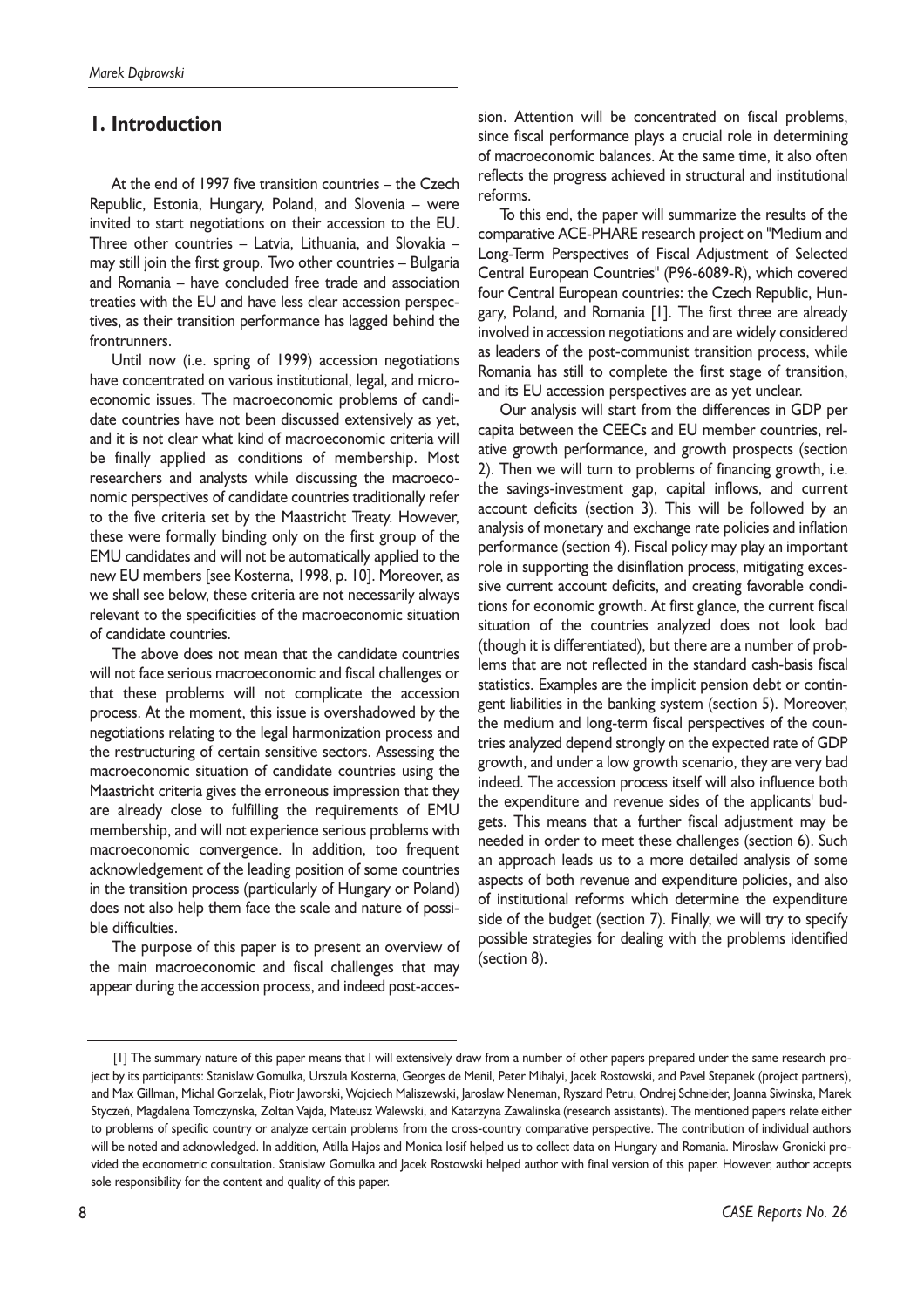## 1. Introduction

At the end of 1997 five transition countries – the Czech Republic, Estonia, Hungary, Poland, and Slovenia – were invited to start negotiations on their accession to the EU. Three other countries – Latvia, Lithuania, and Slovakia – may still join the first group. Two other countries – Bulgaria and Romania – have concluded free trade and association treaties with the EU and have less clear accession perspectives, as their transition performance has lagged behind the frontrunners.

Until now (i.e. spring of 1999) accession negotiations have concentrated on various institutional, legal, and microeconomic issues. The macroeconomic problems of candidate countries have not been discussed extensively as yet, and it is not clear what kind of macroeconomic criteria will be finally applied as conditions of membership. Most researchers and analysts while discussing the macroeconomic perspectives of candidate countries traditionally refer to the five criteria set by the Maastricht Treaty. However, these were formally binding only on the first group of the EMU candidates and will not be automatically applied to the new EU members [see Kosterna, 1998, p. 10]. Moreover, as we shall see below, these criteria are not necessarily always relevant to the specificities of the macroeconomic situation of candidate countries.

The above does not mean that the candidate countries will not face serious macroeconomic and fiscal challenges or that these problems will not complicate the accession process. At the moment, this issue is overshadowed by the negotiations relating to the legal harmonization process and the restructuring of certain sensitive sectors. Assessing the macroeconomic situation of candidate countries using the Maastricht criteria gives the erroneous impression that they are already close to fulfilling the requirements of EMU membership, and will not experience serious problems with macroeconomic convergence. In addition, too frequent acknowledgement of the leading position of some countries in the transition process (particularly of Hungary or Poland) does not also help them face the scale and nature of possible difficulties.

The purpose of this paper is to present an overview of the main macroeconomic and fiscal challenges that may appear during the accession process, and indeed post-accession. Attention will be concentrated on fiscal problems, since fiscal performance plays a crucial role in determining of macroeconomic balances. At the same time, it also often reflects the progress achieved in structural and institutional reforms.

To this end, the paper will summarize the results of the comparative ACE-PHARE research project on "Medium and Long-Term Perspectives of Fiscal Adjustment of Selected Central European Countries" (P96-6089-R), which covered four Central European countries: the Czech Republic, Hungary, Poland, and Romania [1]. The first three are already involved in accession negotiations and are widely considered as leaders of the post-communist transition process, while Romania has still to complete the first stage of transition, and its EU accession perspectives are as yet unclear.

Our analysis will start from the differences in GDP per capita between the CEECs and EU member countries, relative growth performance, and growth prospects (section 2). Then we will turn to problems of financing growth, i.e. the savings-investment gap, capital inflows, and current account deficits (section 3). This will be followed by an analysis of monetary and exchange rate policies and inflation performance (section 4). Fiscal policy may play an important role in supporting the disinflation process, mitigating excessive current account deficits, and creating favorable conditions for economic growth. At first glance, the current fiscal situation of the countries analyzed does not look bad (though it is differentiated), but there are a number of problems that are not reflected in the standard cash-basis fiscal statistics. Examples are the implicit pension debt or contingent liabilities in the banking system (section 5). Moreover, the medium and long-term fiscal perspectives of the countries analyzed depend strongly on the expected rate of GDP growth, and under a low growth scenario, they are very bad indeed. The accession process itself will also influence both the expenditure and revenue sides of the applicants' budgets. This means that a further fiscal adjustment may be needed in order to meet these challenges (section 6). Such an approach leads us to a more detailed analysis of some aspects of both revenue and expenditure policies, and also of institutional reforms which determine the expenditure side of the budget (section 7). Finally, we will try to specify possible strategies for dealing with the problems identified (section 8).

---

[1] The summary nature of this paper means that I will extensively draw from a number of other papers prepared under the same research project by its participants: Stanislaw Gomulka, Urszula Kosterna, Georges de Menil, Peter Mihalyi, Jacek Rostowski, and Pavel Stepanek (project partners), and Max Gillman, Michal Gorzelak, Piotr Jaworski, Wojciech Maliszewski, Jaroslaw Neneman, Ryszard Petru, Ondrej Schneider, Joanna Siwinska, Marek Styczeń, Magdalena Tomczynska, Zoltan Vajda, Mateusz Walewski, and Katarzyna Zawalinska (research assistants). The mentioned papers relate either to problems of specific country or analyze certain problems from the cross-country comparative perspective. The contribution of individual authors will be noted and acknowledged. In addition, Atilla Hajos and Monica Iosif helped us to collect data on Hungary and Romania. Miroslaw Gronicki provided the econometric consultation. Stanislaw Gomulka and Jacek Rostowski helped author with final version of this paper. However, author accepts sole responsibility for the content and quality of this paper.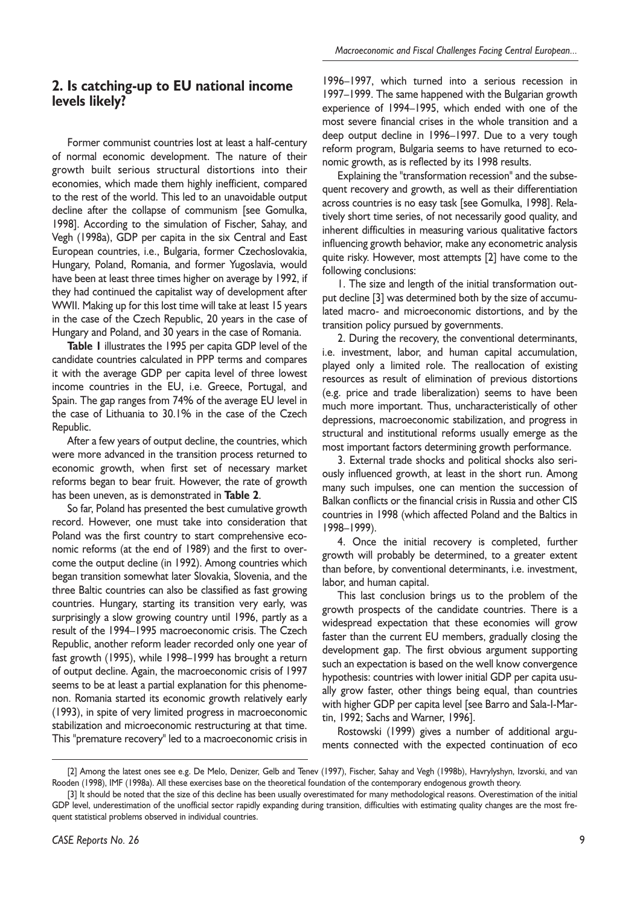## 2. Is catching-up to EU national income levels likely?

Former communist countries lost at least a half-century of normal economic development. The nature of their growth built serious structural distortions into their economies, which made them highly inefficient, compared to the rest of the world. This led to an unavoidable output decline after the collapse of communism [see Gomulka, 1998]. According to the simulation of Fischer, Sahay, and Vegh (1998a), GDP per capita in the six Central and East European countries, i.e., Bulgaria, former Czechoslovakia, Hungary, Poland, Romania, and former Yugoslavia, would have been at least three times higher on average by 1992, if they had continued the capitalist way of development after WWII. Making up for this lost time will take at least 15 years in the case of the Czech Republic, 20 years in the case of Hungary and Poland, and 30 years in the case of Romania.

**Table 1** illustrates the 1995 per capita GDP level of the candidate countries calculated in PPP terms and compares it with the average GDP per capita level of three lowest income countries in the EU, i.e. Greece, Portugal, and Spain. The gap ranges from 74% of the average EU level in the case of Lithuania to 30.1% in the case of the Czech Republic.

After a few years of output decline, the countries, which were more advanced in the transition process returned to economic growth, when first set of necessary market reforms began to bear fruit. However, the rate of growth has been uneven, as is demonstrated in **Table 2**.

So far, Poland has presented the best cumulative growth record. However, one must take into consideration that Poland was the first country to start comprehensive economic reforms (at the end of 1989) and the first to overcome the output decline (in 1992). Among countries which began transition somewhat later Slovakia, Slovenia, and the three Baltic countries can also be classified as fast growing countries. Hungary, starting its transition very early, was surprisingly a slow growing country until 1996, partly as a result of the 1994–1995 macroeconomic crisis. The Czech Republic, another reform leader recorded only one year of fast growth (1995), while 1998–1999 has brought a return of output decline. Again, the macroeconomic crisis of 1997 seems to be at least a partial explanation for this phenomenon. Romania started its economic growth relatively early (1993), in spite of very limited progress in macroeconomic stabilization and microeconomic restructuring at that time. This "premature recovery" led to a macroeconomic crisis in 1996–1997, which turned into a serious recession in 1997–1999. The same happened with the Bulgarian growth experience of 1994–1995, which ended with one of the most severe financial crises in the whole transition and a deep output decline in 1996–1997. Due to a very tough reform program, Bulgaria seems to have returned to economic growth, as is reflected by its 1998 results.

Explaining the "transformation recession" and the subsequent recovery and growth, as well as their differentiation across countries is no easy task [see Gomulka, 1998]. Relatively short time series, of not necessarily good quality, and inherent difficulties in measuring various qualitative factors influencing growth behavior, make any econometric analysis quite risky. However, most attempts [2] have come to the following conclusions:

1. The size and length of the initial transformation output decline [3] was determined both by the size of accumulated macro- and microeconomic distortions, and by the transition policy pursued by governments.

2. During the recovery, the conventional determinants, i.e. investment, labor, and human capital accumulation, played only a limited role. The reallocation of existing resources as result of elimination of previous distortions (e.g. price and trade liberalization) seems to have been much more important. Thus, uncharacteristically of other depressions, macroeconomic stabilization, and progress in structural and institutional reforms usually emerge as the most important factors determining growth performance.

3. External trade shocks and political shocks also seriously influenced growth, at least in the short run. Among many such impulses, one can mention the succession of Balkan conflicts or the financial crisis in Russia and other CIS countries in 1998 (which affected Poland and the Baltics in 1998–1999).

4. Once the initial recovery is completed, further growth will probably be determined, to a greater extent than before, by conventional determinants, i.e. investment, labor, and human capital.

This last conclusion brings us to the problem of the growth prospects of the candidate countries. There is a widespread expectation that these economies will grow faster than the current EU members, gradually closing the development gap. The first obvious argument supporting such an expectation is based on the well know convergence hypothesis: countries with lower initial GDP per capita usually grow faster, other things being equal, than countries with higher GDP per capita level [see Barro and Sala-I-Martin, 1992; Sachs and Warner, 1996].

Rostowski (1999) gives a number of additional arguments connected with the expected continuation of eco

---

[2] Among the latest ones see e.g. De Melo, Denizer, Gelb and Tenev (1997), Fischer, Sahay and Vegh (1998b), Havrylyshyn, Izvorski, and van Rooden (1998), IMF (1998a). All these exercises base on the theoretical foundation of the contemporary endogenous growth theory.

[3] It should be noted that the size of this decline has been usually overestimated for many methodological reasons. Overestimation of the initial GDP level, underestimation of the unofficial sector rapidly expanding during transition, difficulties with estimating quality changes are the most frequent statistical problems observed in individual countries.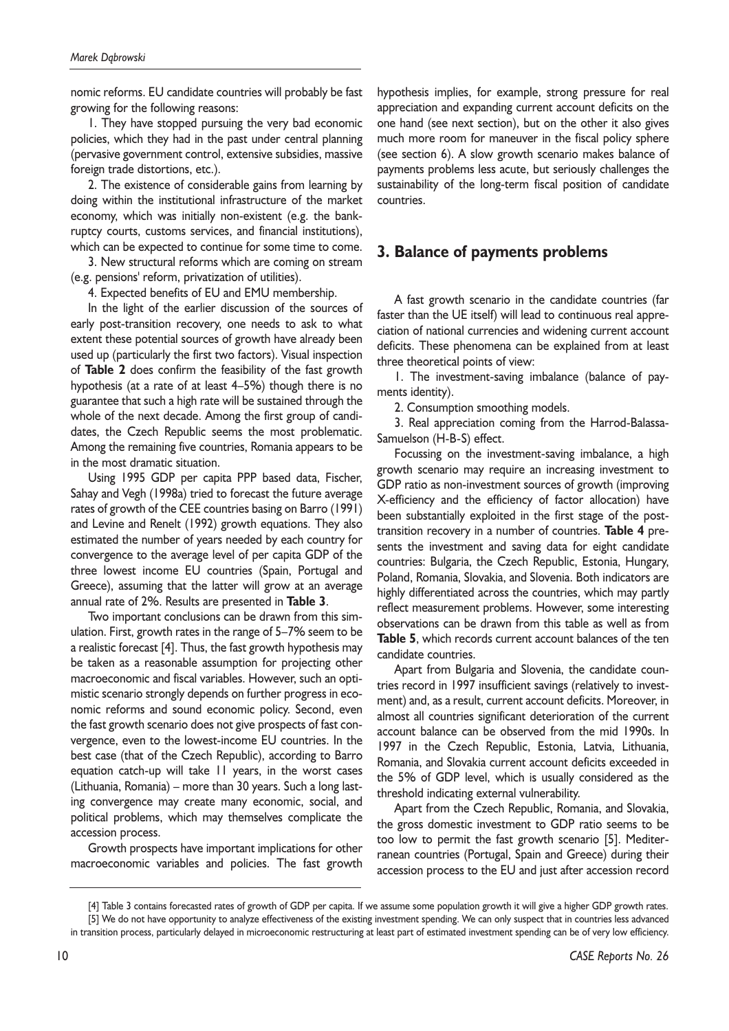nomic reforms. EU candidate countries will probably be fast growing for the following reasons:

1. They have stopped pursuing the very bad economic policies, which they had in the past under central planning (pervasive government control, extensive subsidies, massive foreign trade distortions, etc.).

2. The existence of considerable gains from learning by doing within the institutional infrastructure of the market economy, which was initially non-existent (e.g. the bankruptcy courts, customs services, and financial institutions), which can be expected to continue for some time to come.

3. New structural reforms which are coming on stream (e.g. pensions' reform, privatization of utilities).

4. Expected benefits of EU and EMU membership.

In the light of the earlier discussion of the sources of early post-transition recovery, one needs to ask to what extent these potential sources of growth have already been used up (particularly the first two factors). Visual inspection of **Table 2** does confirm the feasibility of the fast growth hypothesis (at a rate of at least 4–5%) though there is no guarantee that such a high rate will be sustained through the whole of the next decade. Among the first group of candidates, the Czech Republic seems the most problematic. Among the remaining five countries, Romania appears to be in the most dramatic situation.

Using 1995 GDP per capita PPP based data, Fischer, Sahay and Vegh (1998a) tried to forecast the future average rates of growth of the CEE countries basing on Barro (1991) and Levine and Renelt (1992) growth equations. They also estimated the number of years needed by each country for convergence to the average level of per capita GDP of the three lowest income EU countries (Spain, Portugal and Greece), assuming that the latter will grow at an average annual rate of 2%. Results are presented in **Table 3**.

Two important conclusions can be drawn from this simulation. First, growth rates in the range of 5–7% seem to be a realistic forecast [4]. Thus, the fast growth hypothesis may be taken as a reasonable assumption for projecting other macroeconomic and fiscal variables. However, such an optimistic scenario strongly depends on further progress in economic reforms and sound economic policy. Second, even the fast growth scenario does not give prospects of fast convergence, even to the lowest-income EU countries. In the best case (that of the Czech Republic), according to Barro equation catch-up will take 11 years, in the worst cases (Lithuania, Romania) – more than 30 years. Such a long lasting convergence may create many economic, social, and political problems, which may themselves complicate the accession process.

Growth prospects have important implications for other macroeconomic variables and policies. The fast growth hypothesis implies, for example, strong pressure for real appreciation and expanding current account deficits on the one hand (see next section), but on the other it also gives much more room for maneuver in the fiscal policy sphere (see section 6). A slow growth scenario makes balance of payments problems less acute, but seriously challenges the sustainability of the long-term fiscal position of candidate countries.

## 3. Balance of payments problems

A fast growth scenario in the candidate countries (far faster than the UE itself) will lead to continuous real appreciation of national currencies and widening current account deficits. These phenomena can be explained from at least three theoretical points of view:

1. The investment-saving imbalance (balance of payments identity).

2. Consumption smoothing models.

3. Real appreciation coming from the Harrod-Balassa-Samuelson (H-B-S) effect.

Focussing on the investment-saving imbalance, a high growth scenario may require an increasing investment to GDP ratio as non-investment sources of growth (improving X-efficiency and the efficiency of factor allocation) have been substantially exploited in the first stage of the post-transition recovery in a number of countries. **Table 4** presents the investment and saving data for eight candidate countries: Bulgaria, the Czech Republic, Estonia, Hungary, Poland, Romania, Slovakia, and Slovenia. Both indicators are highly differentiated across the countries, which may partly reflect measurement problems. However, some interesting observations can be drawn from this table as well as from **Table 5**, which records current account balances of the ten candidate countries.

Apart from Bulgaria and Slovenia, the candidate countries record in 1997 insufficient savings (relatively to investment) and, as a result, current account deficits. Moreover, in almost all countries significant deterioration of the current account balance can be observed from the mid 1990s. In 1997 in the Czech Republic, Estonia, Latvia, Lithuania, Romania, and Slovakia current account deficits exceeded in the 5% of GDP level, which is usually considered as the threshold indicating external vulnerability.

Apart from the Czech Republic, Romania, and Slovakia, the gross domestic investment to GDP ratio seems to be too low to permit the fast growth scenario [5]. Mediterranean countries (Portugal, Spain and Greece) during their accession process to the EU and just after accession record

[4] Table 3 contains forecasted rates of growth of GDP per capita. If we assume some population growth it will give a higher GDP growth rates.

[5] We do not have opportunity to analyze effectiveness of the existing investment spending. We can only suspect that in countries less advanced in transition process, particularly delayed in microeconomic restructuring at least part of estimated investment spending can be of very low efficiency.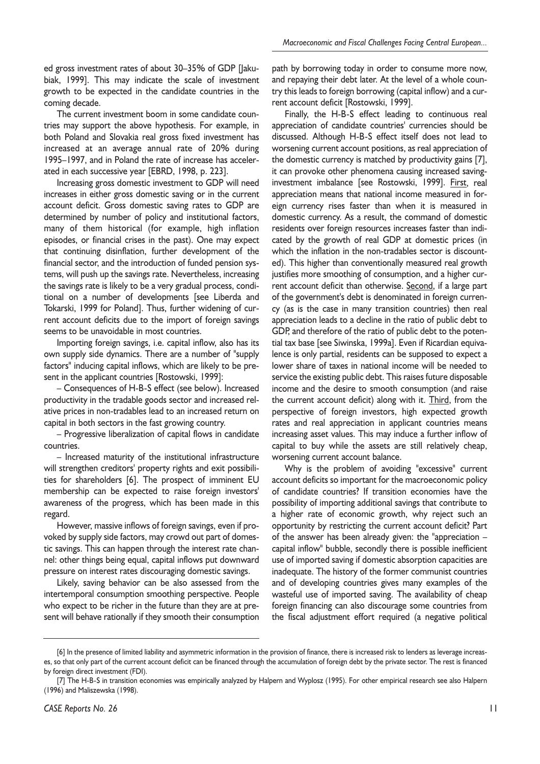ed gross investment rates of about 30–35% of GDP [Jakubiak, 1999]. This may indicate the scale of investment growth to be expected in the candidate countries in the coming decade.

The current investment boom in some candidate countries may support the above hypothesis. For example, in both Poland and Slovakia real gross fixed investment has increased at an average annual rate of 20% during 1995–1997, and in Poland the rate of increase has accelerated in each successive year [EBRD, 1998, p. 223].

Increasing gross domestic investment to GDP will need increases in either gross domestic saving or in the current account deficit. Gross domestic saving rates to GDP are determined by number of policy and institutional factors, many of them historical (for example, high inflation episodes, or financial crises in the past). One may expect that continuing disinflation, further development of the financial sector, and the introduction of funded pension systems, will push up the savings rate. Nevertheless, increasing the savings rate is likely to be a very gradual process, conditional on a number of developments [see Liberda and Tokarski, 1999 for Poland]. Thus, further widening of current account deficits due to the import of foreign savings seems to be unavoidable in most countries.

Importing foreign savings, i.e. capital inflow, also has its own supply side dynamics. There are a number of "supply factors" inducing capital inflows, which are likely to be present in the applicant countries [Rostowski, 1999]:

– Consequences of H-B-S effect (see below). Increased productivity in the tradable goods sector and increased relative prices in non-tradables lead to an increased return on capital in both sectors in the fast growing country.

– Progressive liberalization of capital flows in candidate countries.

– Increased maturity of the institutional infrastructure will strengthen creditors' property rights and exit possibilities for shareholders [6]. The prospect of imminent EU membership can be expected to raise foreign investors' awareness of the progress, which has been made in this regard.

However, massive inflows of foreign savings, even if provoked by supply side factors, may crowd out part of domestic savings. This can happen through the interest rate channel: other things being equal, capital inflows put downward pressure on interest rates discouraging domestic savings.

Likely, saving behavior can be also assessed from the intertemporal consumption smoothing perspective. People who expect to be richer in the future than they are at present will behave rationally if they smooth their consumption path by borrowing today in order to consume more now, and repaying their debt later. At the level of a whole country this leads to foreign borrowing (capital inflow) and a current account deficit [Rostowski, 1999].

Finally, the H-B-S effect leading to continuous real appreciation of candidate countries' currencies should be discussed. Although H-B-S effect itself does not lead to worsening current account positions, as real appreciation of the domestic currency is matched by productivity gains [7], it can provoke other phenomena causing increased saving-investment imbalance [see Rostowski, 1999]. First, real appreciation means that national income measured in foreign currency rises faster than when it is measured in domestic currency. As a result, the command of domestic residents over foreign resources increases faster than indicated by the growth of real GDP at domestic prices (in which the inflation in the non-tradables sector is discounted). This higher than conventionally measured real growth justifies more smoothing of consumption, and a higher current account deficit than otherwise. Second, if a large part of the government's debt is denominated in foreign currency (as is the case in many transition countries) then real appreciation leads to a decline in the ratio of public debt to GDP, and therefore of the ratio of public debt to the potential tax base [see Siwinska, 1999a]. Even if Ricardian equivalence is only partial, residents can be supposed to expect a lower share of taxes in national income will be needed to service the existing public debt. This raises future disposable income and the desire to smooth consumption (and raise the current account deficit) along with it. Third, from the perspective of foreign investors, high expected growth rates and real appreciation in applicant countries means increasing asset values. This may induce a further inflow of capital to buy while the assets are still relatively cheap, worsening current account balance.

Why is the problem of avoiding "excessive" current account deficits so important for the macroeconomic policy of candidate countries? If transition economies have the possibility of importing additional savings that contribute to a higher rate of economic growth, why reject such an opportunity by restricting the current account deficit? Part of the answer has been already given: the "appreciation – capital inflow" bubble, secondly there is possible inefficient use of imported saving if domestic absorption capacities are inadequate. The history of the former communist countries and of developing countries gives many examples of the wasteful use of imported saving. The availability of cheap foreign financing can also discourage some countries from the fiscal adjustment effort required (a negative political

[6] In the presence of limited liability and asymmetric information in the provision of finance, there is increased risk to lenders as leverage increases, so that only part of the current account deficit can be financed through the accumulation of foreign debt by the private sector. The rest is financed by foreign direct investment (FDI).

[7] The H-B-S in transition economies was empirically analyzed by Halpern and Wyplosz (1995). For other empirical research see also Halpern (1996) and Maliszewska (1998).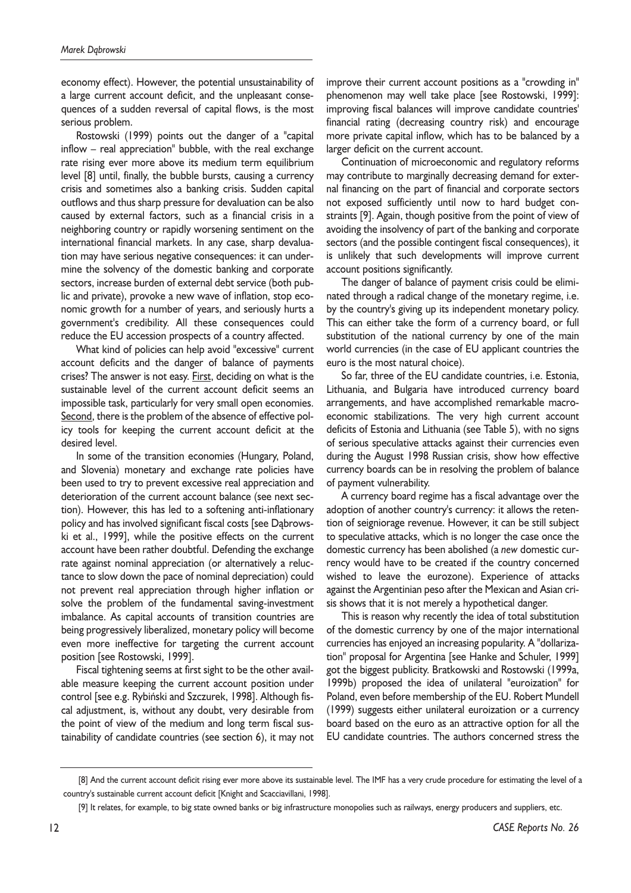economy effect). However, the potential unsustainability of a large current account deficit, and the unpleasant consequences of a sudden reversal of capital flows, is the most serious problem.

Rostowski (1999) points out the danger of a "capital inflow – real appreciation" bubble, with the real exchange rate rising ever more above its medium term equilibrium level [8] until, finally, the bubble bursts, causing a currency crisis and sometimes also a banking crisis. Sudden capital outflows and thus sharp pressure for devaluation can be also caused by external factors, such as a financial crisis in a neighboring country or rapidly worsening sentiment on the international financial markets. In any case, sharp devaluation may have serious negative consequences: it can undermine the solvency of the domestic banking and corporate sectors, increase burden of external debt service (both public and private), provoke a new wave of inflation, stop economic growth for a number of years, and seriously hurts a government's credibility. All these consequences could reduce the EU accession prospects of a country affected.

What kind of policies can help avoid "excessive" current account deficits and the danger of balance of payments crises? The answer is not easy. First, deciding on what is the sustainable level of the current account deficit seems an impossible task, particularly for very small open economies. Second, there is the problem of the absence of effective policy tools for keeping the current account deficit at the desired level.

In some of the transition economies (Hungary, Poland, and Slovenia) monetary and exchange rate policies have been used to try to prevent excessive real appreciation and deterioration of the current account balance (see next section). However, this has led to a softening anti-inflationary policy and has involved significant fiscal costs [see Dąbrowski et al., 1999], while the positive effects on the current account have been rather doubtful. Defending the exchange rate against nominal appreciation (or alternatively a reluctance to slow down the pace of nominal depreciation) could not prevent real appreciation through higher inflation or solve the problem of the fundamental saving-investment imbalance. As capital accounts of transition countries are being progressively liberalized, monetary policy will become even more ineffective for targeting the current account position [see Rostowski, 1999].

Fiscal tightening seems at first sight to be the other available measure keeping the current account position under control [see e.g. Rybiński and Szczurek, 1998]. Although fiscal adjustment, is, without any doubt, very desirable from the point of view of the medium and long term fiscal sustainability of candidate countries (see section 6), it may not improve their current account positions as a "crowding in" phenomenon may well take place [see Rostowski, 1999]: improving fiscal balances will improve candidate countries' financial rating (decreasing country risk) and encourage more private capital inflow, which has to be balanced by a larger deficit on the current account.

Continuation of microeconomic and regulatory reforms may contribute to marginally decreasing demand for external financing on the part of financial and corporate sectors not exposed sufficiently until now to hard budget constraints [9]. Again, though positive from the point of view of avoiding the insolvency of part of the banking and corporate sectors (and the possible contingent fiscal consequences), it is unlikely that such developments will improve current account positions significantly.

The danger of balance of payment crisis could be eliminated through a radical change of the monetary regime, i.e. by the country's giving up its independent monetary policy. This can either take the form of a currency board, or full substitution of the national currency by one of the main world currencies (in the case of EU applicant countries the euro is the most natural choice).

So far, three of the EU candidate countries, i.e. Estonia, Lithuania, and Bulgaria have introduced currency board arrangements, and have accomplished remarkable macroeconomic stabilizations. The very high current account deficits of Estonia and Lithuania (see Table 5), with no signs of serious speculative attacks against their currencies even during the August 1998 Russian crisis, show how effective currency boards can be in resolving the problem of balance of payment vulnerability.

A currency board regime has a fiscal advantage over the adoption of another country's currency: it allows the retention of seigniorage revenue. However, it can be still subject to speculative attacks, which is no longer the case once the domestic currency has been abolished (a *new* domestic currency would have to be created if the country concerned wished to leave the eurozone). Experience of attacks against the Argentinian peso after the Mexican and Asian crisis shows that it is not merely a hypothetical danger.

This is reason why recently the idea of total substitution of the domestic currency by one of the major international currencies has enjoyed an increasing popularity. A "dollarization" proposal for Argentina [see Hanke and Schuler, 1999] got the biggest publicity. Bratkowski and Rostowski (1999a, 1999b) proposed the idea of unilateral "euroization" for Poland, even before membership of the EU. Robert Mundell (1999) suggests either unilateral euroization or a currency board based on the euro as an attractive option for all the EU candidate countries. The authors concerned stress the

[8] And the current account deficit rising ever more above its sustainable level. The IMF has a very crude procedure for estimating the level of a country's sustainable current account deficit [Knight and Scacciavillani, 1998].

[9] It relates, for example, to big state owned banks or big infrastructure monopolies such as railways, energy producers and suppliers, etc.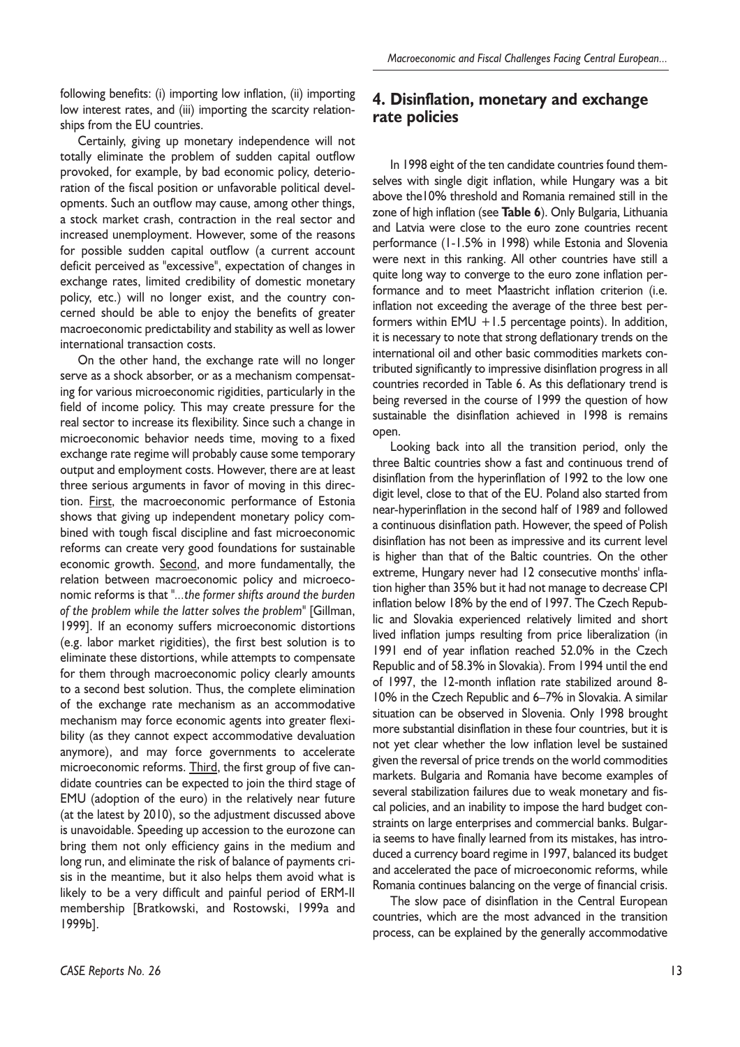following benefits: (i) importing low inflation, (ii) importing low interest rates, and (iii) importing the scarcity relationships from the EU countries.

Certainly, giving up monetary independence will not totally eliminate the problem of sudden capital outflow provoked, for example, by bad economic policy, deterioration of the fiscal position or unfavorable political developments. Such an outflow may cause, among other things, a stock market crash, contraction in the real sector and increased unemployment. However, some of the reasons for possible sudden capital outflow (a current account deficit perceived as "excessive", expectation of changes in exchange rates, limited credibility of domestic monetary policy, etc.) will no longer exist, and the country concerned should be able to enjoy the benefits of greater macroeconomic predictability and stability as well as lower international transaction costs.

On the other hand, the exchange rate will no longer serve as a shock absorber, or as a mechanism compensating for various microeconomic rigidities, particularly in the field of income policy. This may create pressure for the real sector to increase its flexibility. Since such a change in microeconomic behavior needs time, moving to a fixed exchange rate regime will probably cause some temporary output and employment costs. However, there are at least three serious arguments in favor of moving in this direction. First, the macroeconomic performance of Estonia shows that giving up independent monetary policy combined with tough fiscal discipline and fast microeconomic reforms can create very good foundations for sustainable economic growth. Second, and more fundamentally, the relation between macroeconomic policy and microeconomic reforms is that "*...the former shifts around the burden of the problem while the latter solves the problem*" [Gillman, 1999]. If an economy suffers microeconomic distortions (e.g. labor market rigidities), the first best solution is to eliminate these distortions, while attempts to compensate for them through macroeconomic policy clearly amounts to a second best solution. Thus, the complete elimination of the exchange rate mechanism as an accommodative mechanism may force economic agents into greater flexibility (as they cannot expect accommodative devaluation anymore), and may force governments to accelerate microeconomic reforms. Third, the first group of five candidate countries can be expected to join the third stage of EMU (adoption of the euro) in the relatively near future (at the latest by 2010), so the adjustment discussed above is unavoidable. Speeding up accession to the eurozone can bring them not only efficiency gains in the medium and long run, and eliminate the risk of balance of payments crisis in the meantime, but it also helps them avoid what is likely to be a very difficult and painful period of ERM-II membership [Bratkowski, and Rostowski, 1999a and 1999b].

## 4. Disinflation, monetary and exchange rate policies

In 1998 eight of the ten candidate countries found themselves with single digit inflation, while Hungary was a bit above the10% threshold and Romania remained still in the zone of high inflation (see **Table 6**). Only Bulgaria, Lithuania and Latvia were close to the euro zone countries recent performance (1-1.5% in 1998) while Estonia and Slovenia were next in this ranking. All other countries have still a quite long way to converge to the euro zone inflation performance and to meet Maastricht inflation criterion (i.e. inflation not exceeding the average of the three best performers within EMU +1.5 percentage points). In addition, it is necessary to note that strong deflationary trends on the international oil and other basic commodities markets contributed significantly to impressive disinflation progress in all countries recorded in Table 6. As this deflationary trend is being reversed in the course of 1999 the question of how sustainable the disinflation achieved in 1998 is remains open.

Looking back into all the transition period, only the three Baltic countries show a fast and continuous trend of disinflation from the hyperinflation of 1992 to the low one digit level, close to that of the EU. Poland also started from near-hyperinflation in the second half of 1989 and followed a continuous disinflation path. However, the speed of Polish disinflation has not been as impressive and its current level is higher than that of the Baltic countries. On the other extreme, Hungary never had 12 consecutive months' inflation higher than 35% but it had not manage to decrease CPI inflation below 18% by the end of 1997. The Czech Republic and Slovakia experienced relatively limited and short lived inflation jumps resulting from price liberalization (in 1991 end of year inflation reached 52.0% in the Czech Republic and of 58.3% in Slovakia). From 1994 until the end of 1997, the 12-month inflation rate stabilized around 8-10% in the Czech Republic and 6–7% in Slovakia. A similar situation can be observed in Slovenia. Only 1998 brought more substantial disinflation in these four countries, but it is not yet clear whether the low inflation level be sustained given the reversal of price trends on the world commodities markets. Bulgaria and Romania have become examples of several stabilization failures due to weak monetary and fiscal policies, and an inability to impose the hard budget constraints on large enterprises and commercial banks. Bulgaria seems to have finally learned from its mistakes, has introduced a currency board regime in 1997, balanced its budget and accelerated the pace of microeconomic reforms, while Romania continues balancing on the verge of financial crisis.

The slow pace of disinflation in the Central European countries, which are the most advanced in the transition process, can be explained by the generally accommodative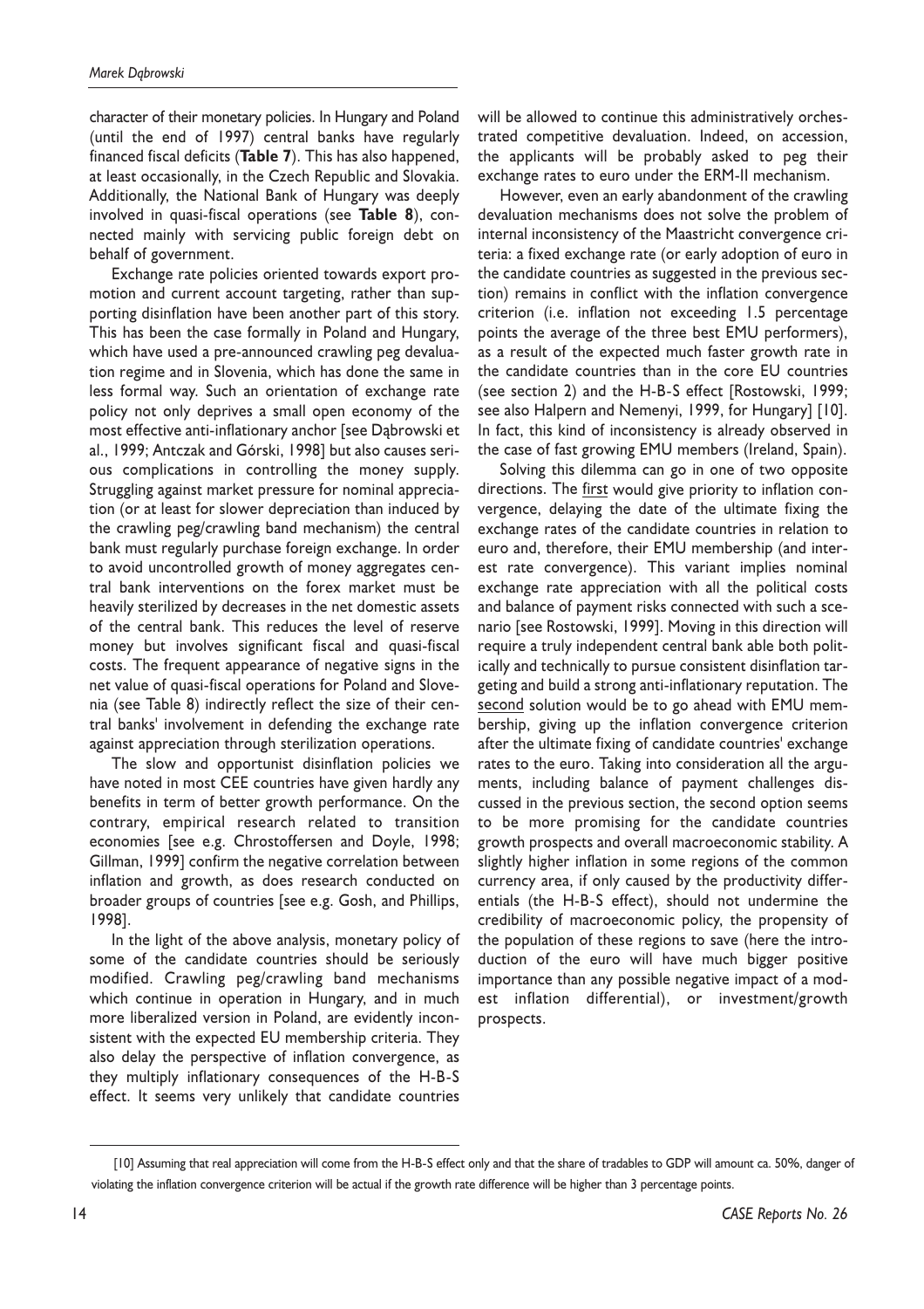character of their monetary policies. In Hungary and Poland (until the end of 1997) central banks have regularly financed fiscal deficits (**Table 7**). This has also happened, at least occasionally, in the Czech Republic and Slovakia. Additionally, the National Bank of Hungary was deeply involved in quasi-fiscal operations (see **Table 8**), connected mainly with servicing public foreign debt on behalf of government.

Exchange rate policies oriented towards export promotion and current account targeting, rather than supporting disinflation have been another part of this story. This has been the case formally in Poland and Hungary, which have used a pre-announced crawling peg devaluation regime and in Slovenia, which has done the same in less formal way. Such an orientation of exchange rate policy not only deprives a small open economy of the most effective anti-inflationary anchor [see Dąbrowski et al., 1999; Antczak and Górski, 1998] but also causes serious complications in controlling the money supply. Struggling against market pressure for nominal appreciation (or at least for slower depreciation than induced by the crawling peg/crawling band mechanism) the central bank must regularly purchase foreign exchange. In order to avoid uncontrolled growth of money aggregates central bank interventions on the forex market must be heavily sterilized by decreases in the net domestic assets of the central bank. This reduces the level of reserve money but involves significant fiscal and quasi-fiscal costs. The frequent appearance of negative signs in the net value of quasi-fiscal operations for Poland and Slovenia (see Table 8) indirectly reflect the size of their central banks' involvement in defending the exchange rate against appreciation through sterilization operations.

The slow and opportunist disinflation policies we have noted in most CEE countries have given hardly any benefits in term of better growth performance. On the contrary, empirical research related to transition economies [see e.g. Chrostoffersen and Doyle, 1998; Gillman, 1999] confirm the negative correlation between inflation and growth, as does research conducted on broader groups of countries [see e.g. Gosh, and Phillips, 1998].

In the light of the above analysis, monetary policy of some of the candidate countries should be seriously modified. Crawling peg/crawling band mechanisms which continue in operation in Hungary, and in much more liberalized version in Poland, are evidently inconsistent with the expected EU membership criteria. They also delay the perspective of inflation convergence, as they multiply inflationary consequences of the H-B-S effect. It seems very unlikely that candidate countries will be allowed to continue this administratively orchestrated competitive devaluation. Indeed, on accession, the applicants will be probably asked to peg their exchange rates to euro under the ERM-II mechanism.

However, even an early abandonment of the crawling devaluation mechanisms does not solve the problem of internal inconsistency of the Maastricht convergence criteria: a fixed exchange rate (or early adoption of euro in the candidate countries as suggested in the previous section) remains in conflict with the inflation convergence criterion (i.e. inflation not exceeding 1.5 percentage points the average of the three best EMU performers), as a result of the expected much faster growth rate in the candidate countries than in the core EU countries (see section 2) and the H-B-S effect [Rostowski, 1999; see also Halpern and Nemenyi, 1999, for Hungary] [10]. In fact, this kind of inconsistency is already observed in the case of fast growing EMU members (Ireland, Spain).

Solving this dilemma can go in one of two opposite directions. The first would give priority to inflation convergence, delaying the date of the ultimate fixing the exchange rates of the candidate countries in relation to euro and, therefore, their EMU membership (and interest rate convergence). This variant implies nominal exchange rate appreciation with all the political costs and balance of payment risks connected with such a scenario [see Rostowski, 1999]. Moving in this direction will require a truly independent central bank able both politically and technically to pursue consistent disinflation targeting and build a strong anti-inflationary reputation. The second solution would be to go ahead with EMU membership, giving up the inflation convergence criterion after the ultimate fixing of candidate countries' exchange rates to the euro. Taking into consideration all the arguments, including balance of payment challenges discussed in the previous section, the second option seems to be more promising for the candidate countries growth prospects and overall macroeconomic stability. A slightly higher inflation in some regions of the common currency area, if only caused by the productivity differentials (the H-B-S effect), should not undermine the credibility of macroeconomic policy, the propensity of the population of these regions to save (here the introduction of the euro will have much bigger positive importance than any possible negative impact of a modest inflation differential), or investment/growth prospects.

---

[10] Assuming that real appreciation will come from the H-B-S effect only and that the share of tradables to GDP will amount ca. 50%, danger of violating the inflation convergence criterion will be actual if the growth rate difference will be higher than 3 percentage points.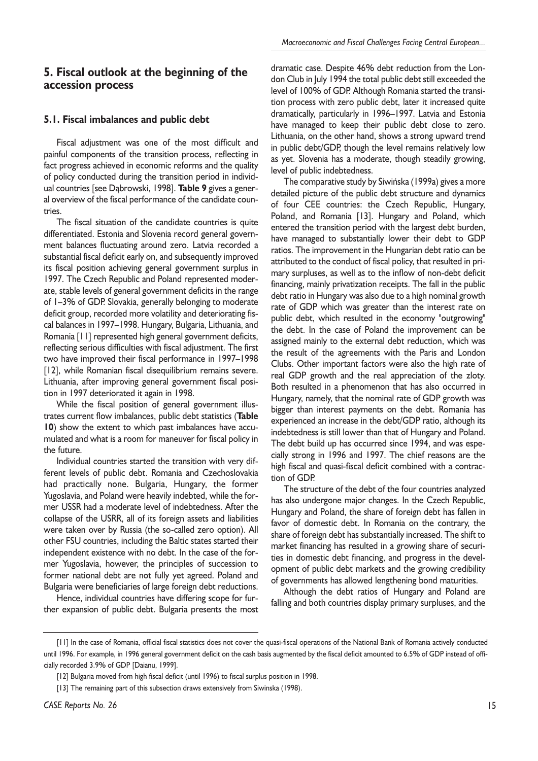## 5. Fiscal outlook at the beginning of the accession process

### 5.1. Fiscal imbalances and public debt

Fiscal adjustment was one of the most difficult and painful components of the transition process, reflecting in fact progress achieved in economic reforms and the quality of policy conducted during the transition period in individual countries [see Dąbrowski, 1998]. **Table 9** gives a general overview of the fiscal performance of the candidate countries.

The fiscal situation of the candidate countries is quite differentiated. Estonia and Slovenia record general government balances fluctuating around zero. Latvia recorded a substantial fiscal deficit early on, and subsequently improved its fiscal position achieving general government surplus in 1997. The Czech Republic and Poland represented moderate, stable levels of general government deficits in the range of 1–3% of GDP. Slovakia, generally belonging to moderate deficit group, recorded more volatility and deteriorating fiscal balances in 1997–1998. Hungary, Bulgaria, Lithuania, and Romania [11] represented high general government deficits, reflecting serious difficulties with fiscal adjustment. The first two have improved their fiscal performance in 1997–1998 [12], while Romanian fiscal disequilibrium remains severe. Lithuania, after improving general government fiscal position in 1997 deteriorated it again in 1998.

While the fiscal position of general government illustrates current flow imbalances, public debt statistics (**Table 10**) show the extent to which past imbalances have accumulated and what is a room for maneuver for fiscal policy in the future.

Individual countries started the transition with very different levels of public debt. Romania and Czechoslovakia had practically none. Bulgaria, Hungary, the former Yugoslavia, and Poland were heavily indebted, while the former USSR had a moderate level of indebtedness. After the collapse of the USRR, all of its foreign assets and liabilities were taken over by Russia (the so-called zero option). All other FSU countries, including the Baltic states started their independent existence with no debt. In the case of the former Yugoslavia, however, the principles of succession to former national debt are not fully yet agreed. Poland and Bulgaria were beneficiaries of large foreign debt reductions.

Hence, individual countries have differing scope for further expansion of public debt. Bulgaria presents the most dramatic case. Despite 46% debt reduction from the London Club in July 1994 the total public debt still exceeded the level of 100% of GDP. Although Romania started the transition process with zero public debt, later it increased quite dramatically, particularly in 1996–1997. Latvia and Estonia have managed to keep their public debt close to zero. Lithuania, on the other hand, shows a strong upward trend in public debt/GDP, though the level remains relatively low as yet. Slovenia has a moderate, though steadily growing, level of public indebtedness.

The comparative study by Siwińska (1999a) gives a more detailed picture of the public debt structure and dynamics of four CEE countries: the Czech Republic, Hungary, Poland, and Romania [13]. Hungary and Poland, which entered the transition period with the largest debt burden, have managed to substantially lower their debt to GDP ratios. The improvement in the Hungarian debt ratio can be attributed to the conduct of fiscal policy, that resulted in primary surpluses, as well as to the inflow of non-debt deficit financing, mainly privatization receipts. The fall in the public debt ratio in Hungary was also due to a high nominal growth rate of GDP which was greater than the interest rate on public debt, which resulted in the economy "outgrowing" the debt. In the case of Poland the improvement can be assigned mainly to the external debt reduction, which was the result of the agreements with the Paris and London Clubs. Other important factors were also the high rate of real GDP growth and the real appreciation of the zloty. Both resulted in a phenomenon that has also occurred in Hungary, namely, that the nominal rate of GDP growth was bigger than interest payments on the debt. Romania has experienced an increase in the debt/GDP ratio, although its indebtedness is still lower than that of Hungary and Poland. The debt build up has occurred since 1994, and was especially strong in 1996 and 1997. The chief reasons are the high fiscal and quasi-fiscal deficit combined with a contraction of GDP.

The structure of the debt of the four countries analyzed has also undergone major changes. In the Czech Republic, Hungary and Poland, the share of foreign debt has fallen in favor of domestic debt. In Romania on the contrary, the share of foreign debt has substantially increased. The shift to market financing has resulted in a growing share of securities in domestic debt financing, and progress in the development of public debt markets and the growing credibility of governments has allowed lengthening bond maturities.

Although the debt ratios of Hungary and Poland are falling and both countries display primary surpluses, and the

---

[11] In the case of Romania, official fiscal statistics does not cover the quasi-fiscal operations of the National Bank of Romania actively conducted until 1996. For example, in 1996 general government deficit on the cash basis augmented by the fiscal deficit amounted to 6.5% of GDP instead of officially recorded 3.9% of GDP [Daianu, 1999].

[12] Bulgaria moved from high fiscal deficit (until 1996) to fiscal surplus position in 1998.

[13] The remaining part of this subsection draws extensively from Siwinska (1998).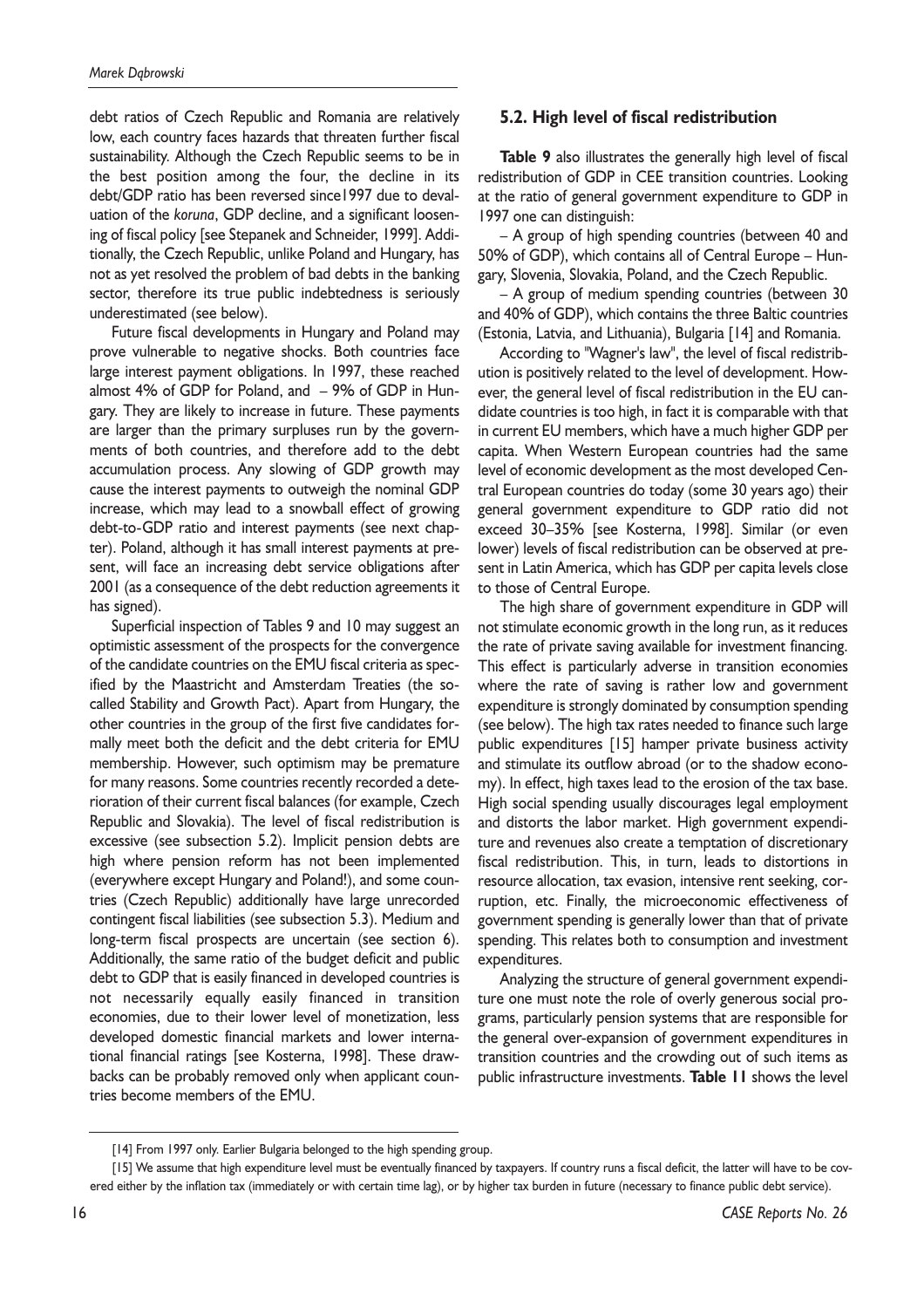debt ratios of Czech Republic and Romania are relatively low, each country faces hazards that threaten further fiscal sustainability. Although the Czech Republic seems to be in the best position among the four, the decline in its debt/GDP ratio has been reversed since1997 due to devaluation of the *koruna*, GDP decline, and a significant loosening of fiscal policy [see Stepanek and Schneider, 1999]. Additionally, the Czech Republic, unlike Poland and Hungary, has not as yet resolved the problem of bad debts in the banking sector, therefore its true public indebtedness is seriously underestimated (see below).

Future fiscal developments in Hungary and Poland may prove vulnerable to negative shocks. Both countries face large interest payment obligations. In 1997, these reached almost 4% of GDP for Poland, and – 9% of GDP in Hungary. They are likely to increase in future. These payments are larger than the primary surpluses run by the governments of both countries, and therefore add to the debt accumulation process. Any slowing of GDP growth may cause the interest payments to outweigh the nominal GDP increase, which may lead to a snowball effect of growing debt-to-GDP ratio and interest payments (see next chapter). Poland, although it has small interest payments at present, will face an increasing debt service obligations after 2001 (as a consequence of the debt reduction agreements it has signed).

Superficial inspection of Tables 9 and 10 may suggest an optimistic assessment of the prospects for the convergence of the candidate countries on the EMU fiscal criteria as specified by the Maastricht and Amsterdam Treaties (the so-called Stability and Growth Pact). Apart from Hungary, the other countries in the group of the first five candidates formally meet both the deficit and the debt criteria for EMU membership. However, such optimism may be premature for many reasons. Some countries recently recorded a deterioration of their current fiscal balances (for example, Czech Republic and Slovakia). The level of fiscal redistribution is excessive (see subsection 5.2). Implicit pension debts are high where pension reform has not been implemented (everywhere except Hungary and Poland!), and some countries (Czech Republic) additionally have large unrecorded contingent fiscal liabilities (see subsection 5.3). Medium and long-term fiscal prospects are uncertain (see section 6). Additionally, the same ratio of the budget deficit and public debt to GDP that is easily financed in developed countries is not necessarily equally easily financed in transition economies, due to their lower level of monetization, less developed domestic financial markets and lower international financial ratings [see Kosterna, 1998]. These drawbacks can be probably removed only when applicant countries become members of the EMU.

### 5.2. High level of fiscal redistribution

**Table 9** also illustrates the generally high level of fiscal redistribution of GDP in CEE transition countries. Looking at the ratio of general government expenditure to GDP in 1997 one can distinguish:

– A group of high spending countries (between 40 and 50% of GDP), which contains all of Central Europe – Hungary, Slovenia, Slovakia, Poland, and the Czech Republic.

– A group of medium spending countries (between 30 and 40% of GDP), which contains the three Baltic countries (Estonia, Latvia, and Lithuania), Bulgaria [14] and Romania.

According to "Wagner's law", the level of fiscal redistribution is positively related to the level of development. However, the general level of fiscal redistribution in the EU candidate countries is too high, in fact it is comparable with that in current EU members, which have a much higher GDP per capita. When Western European countries had the same level of economic development as the most developed Central European countries do today (some 30 years ago) their general government expenditure to GDP ratio did not exceed 30–35% [see Kosterna, 1998]. Similar (or even lower) levels of fiscal redistribution can be observed at present in Latin America, which has GDP per capita levels close to those of Central Europe.

The high share of government expenditure in GDP will not stimulate economic growth in the long run, as it reduces the rate of private saving available for investment financing. This effect is particularly adverse in transition economies where the rate of saving is rather low and government expenditure is strongly dominated by consumption spending (see below). The high tax rates needed to finance such large public expenditures [15] hamper private business activity and stimulate its outflow abroad (or to the shadow economy). In effect, high taxes lead to the erosion of the tax base. High social spending usually discourages legal employment and distorts the labor market. High government expenditure and revenues also create a temptation of discretionary fiscal redistribution. This, in turn, leads to distortions in resource allocation, tax evasion, intensive rent seeking, corruption, etc. Finally, the microeconomic effectiveness of government spending is generally lower than that of private spending. This relates both to consumption and investment expenditures.

Analyzing the structure of general government expenditure one must note the role of overly generous social programs, particularly pension systems that are responsible for the general over-expansion of government expenditures in transition countries and the crowding out of such items as public infrastructure investments. **Table 11** shows the level

[14] From 1997 only. Earlier Bulgaria belonged to the high spending group.

[15] We assume that high expenditure level must be eventually financed by taxpayers. If country runs a fiscal deficit, the latter will have to be covered either by the inflation tax (immediately or with certain time lag), or by higher tax burden in future (necessary to finance public debt service).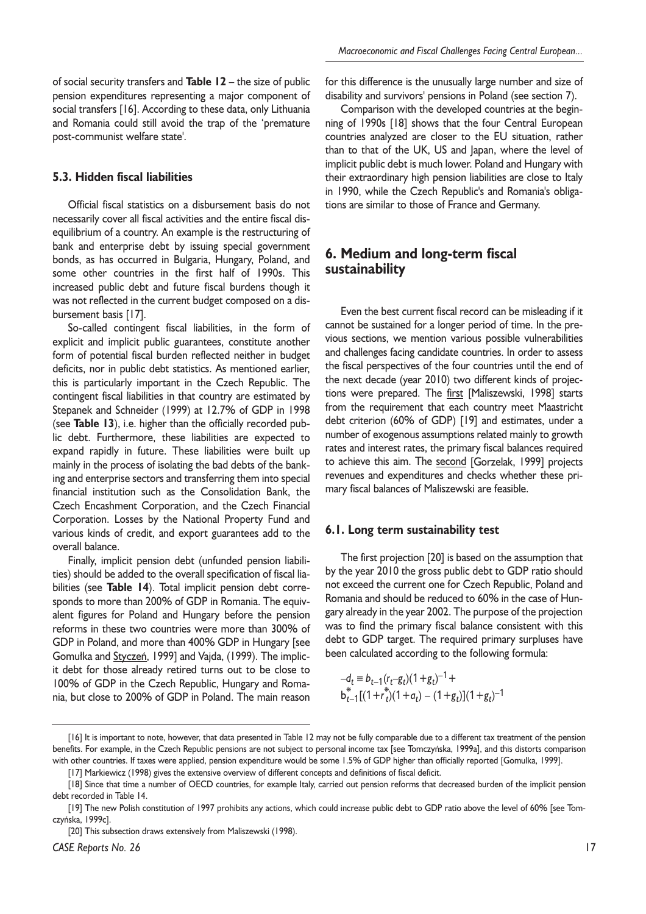of social security transfers and **Table 12** – the size of public pension expenditures representing a major component of social transfers [16]. According to these data, only Lithuania and Romania could still avoid the trap of the 'premature post-communist welfare state'.

### 5.3. Hidden fiscal liabilities

Official fiscal statistics on a disbursement basis do not necessarily cover all fiscal activities and the entire fiscal disequilibrium of a country. An example is the restructuring of bank and enterprise debt by issuing special government bonds, as has occurred in Bulgaria, Hungary, Poland, and some other countries in the first half of 1990s. This increased public debt and future fiscal burdens though it was not reflected in the current budget composed on a disbursement basis [17].

So-called contingent fiscal liabilities, in the form of explicit and implicit public guarantees, constitute another form of potential fiscal burden reflected neither in budget deficits, nor in public debt statistics. As mentioned earlier, this is particularly important in the Czech Republic. The contingent fiscal liabilities in that country are estimated by Stepanek and Schneider (1999) at 12.7% of GDP in 1998 (see **Table 13**), i.e. higher than the officially recorded public debt. Furthermore, these liabilities are expected to expand rapidly in future. These liabilities were built up mainly in the process of isolating the bad debts of the banking and enterprise sectors and transferring them into special financial institution such as the Consolidation Bank, the Czech Encashment Corporation, and the Czech Financial Corporation. Losses by the National Property Fund and various kinds of credit, and export guarantees add to the overall balance.

Finally, implicit pension debt (unfunded pension liabilities) should be added to the overall specification of fiscal liabilities (see **Table 14**). Total implicit pension debt corresponds to more than 200% of GDP in Romania. The equivalent figures for Poland and Hungary before the pension reforms in these two countries were more than 300% of GDP in Poland, and more than 400% GDP in Hungary [see Gomułka and Styczeń, 1999] and Vajda, (1999). The implicit debt for those already retired turns out to be close to 100% of GDP in the Czech Republic, Hungary and Romania, but close to 200% of GDP in Poland. The main reason for this difference is the unusually large number and size of disability and survivors' pensions in Poland (see section 7).

Comparison with the developed countries at the beginning of 1990s [18] shows that the four Central European countries analyzed are closer to the EU situation, rather than to that of the UK, US and Japan, where the level of implicit public debt is much lower. Poland and Hungary with their extraordinary high pension liabilities are close to Italy in 1990, while the Czech Republic's and Romania's obligations are similar to those of France and Germany.

## 6. Medium and long-term fiscal sustainability

Even the best current fiscal record can be misleading if it cannot be sustained for a longer period of time. In the previous sections, we mention various possible vulnerabilities and challenges facing candidate countries. In order to assess the fiscal perspectives of the four countries until the end of the next decade (year 2010) two different kinds of projections were prepared. The first [Maliszewski, 1998] starts from the requirement that each country meet Maastricht debt criterion (60% of GDP) [19] and estimates, under a number of exogenous assumptions related mainly to growth rates and interest rates, the primary fiscal balances required to achieve this aim. The second [Gorzelak, 1999] projects revenues and expenditures and checks whether these primary fiscal balances of Maliszewski are feasible.

### 6.1. Long term sustainability test

The first projection [20] is based on the assumption that by the year 2010 the gross public debt to GDP ratio should not exceed the current one for Czech Republic, Poland and Romania and should be reduced to 60% in the case of Hungary already in the year 2002. The purpose of the projection was to find the primary fiscal balance consistent with this debt to GDP target. The required primary surpluses have been calculated according to the following formula:

$$-d_t \equiv b_{t-1}(r_t - g_t)(1+g_t)^{-1} + b^*_{t-1}[(1+r^*_t)(1+a_t) - (1+g_t)](1+g_t)^{-1}$$

[16] It is important to note, however, that data presented in Table 12 may not be fully comparable due to a different tax treatment of the pension benefits. For example, in the Czech Republic pensions are not subject to personal income tax [see Tomczyńska, 1999a], and this distorts comparison with other countries. If taxes were applied, pension expenditure would be some 1.5% of GDP higher than officially reported [Gomulka, 1999].

[17] Markiewicz (1998) gives the extensive overview of different concepts and definitions of fiscal deficit.

[18] Since that time a number of OECD countries, for example Italy, carried out pension reforms that decreased burden of the implicit pension debt recorded in Table 14.

[19] The new Polish constitution of 1997 prohibits any actions, which could increase public debt to GDP ratio above the level of 60% [see Tomczyńska, 1999c].

[20] This subsection draws extensively from Maliszewski (1998).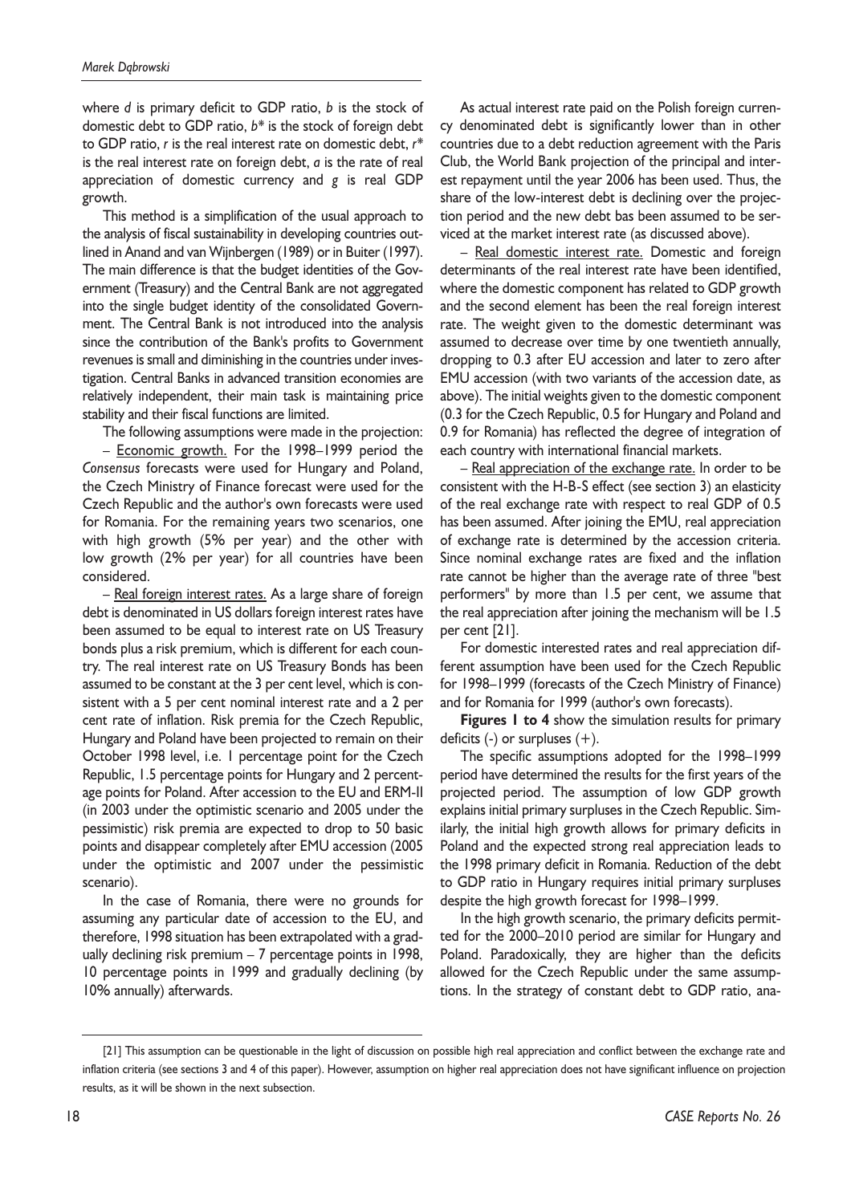where $d$ is primary deficit to GDP ratio, $b$ is the stock of domestic debt to GDP ratio, $b^*$ is the stock of foreign debt to GDP ratio, $r$ is the real interest rate on domestic debt, $r^*$ is the real interest rate on foreign debt, $a$ is the rate of real appreciation of domestic currency and $g$ is real GDP growth.

This method is a simplification of the usual approach to the analysis of fiscal sustainability in developing countries outlined in Anand and van Wijnbergen (1989) or in Buiter (1997). The main difference is that the budget identities of the Government (Treasury) and the Central Bank are not aggregated into the single budget identity of the consolidated Government. The Central Bank is not introduced into the analysis since the contribution of the Bank's profits to Government revenues is small and diminishing in the countries under investigation. Central Banks in advanced transition economies are relatively independent, their main task is maintaining price stability and their fiscal functions are limited.

The following assumptions were made in the projection:

– Economic growth. For the 1998–1999 period the *Consensus* forecasts were used for Hungary and Poland, the Czech Ministry of Finance forecast were used for the Czech Republic and the author's own forecasts were used for Romania. For the remaining years two scenarios, one with high growth (5% per year) and the other with low growth (2% per year) for all countries have been considered.

– Real foreign interest rates. As a large share of foreign debt is denominated in US dollars foreign interest rates have been assumed to be equal to interest rate on US Treasury bonds plus a risk premium, which is different for each country. The real interest rate on US Treasury Bonds has been assumed to be constant at the 3 per cent level, which is consistent with a 5 per cent nominal interest rate and a 2 per cent rate of inflation. Risk premia for the Czech Republic, Hungary and Poland have been projected to remain on their October 1998 level, i.e. 1 percentage point for the Czech Republic, 1.5 percentage points for Hungary and 2 percentage points for Poland. After accession to the EU and ERM-II (in 2003 under the optimistic scenario and 2005 under the pessimistic) risk premia are expected to drop to 50 basic points and disappear completely after EMU accession (2005 under the optimistic and 2007 under the pessimistic scenario).

In the case of Romania, there were no grounds for assuming any particular date of accession to the EU, and therefore, 1998 situation has been extrapolated with a gradually declining risk premium – 7 percentage points in 1998, 10 percentage points in 1999 and gradually declining (by 10% annually) afterwards.

As actual interest rate paid on the Polish foreign currency denominated debt is significantly lower than in other countries due to a debt reduction agreement with the Paris Club, the World Bank projection of the principal and interest repayment until the year 2006 has been used. Thus, the share of the low-interest debt is declining over the projection period and the new debt bas been assumed to be serviced at the market interest rate (as discussed above).

– Real domestic interest rate. Domestic and foreign determinants of the real interest rate have been identified, where the domestic component has related to GDP growth and the second element has been the real foreign interest rate. The weight given to the domestic determinant was assumed to decrease over time by one twentieth annually, dropping to 0.3 after EU accession and later to zero after EMU accession (with two variants of the accession date, as above). The initial weights given to the domestic component (0.3 for the Czech Republic, 0.5 for Hungary and Poland and 0.9 for Romania) has reflected the degree of integration of each country with international financial markets.

– Real appreciation of the exchange rate. In order to be consistent with the H-B-S effect (see section 3) an elasticity of the real exchange rate with respect to real GDP of 0.5 has been assumed. After joining the EMU, real appreciation of exchange rate is determined by the accession criteria. Since nominal exchange rates are fixed and the inflation rate cannot be higher than the average rate of three "best performers" by more than 1.5 per cent, we assume that the real appreciation after joining the mechanism will be 1.5 per cent [21].

For domestic interested rates and real appreciation different assumption have been used for the Czech Republic for 1998–1999 (forecasts of the Czech Ministry of Finance) and for Romania for 1999 (author's own forecasts).

**Figures 1 to 4** show the simulation results for primary deficits (-) or surpluses (+).

The specific assumptions adopted for the 1998–1999 period have determined the results for the first years of the projected period. The assumption of low GDP growth explains initial primary surpluses in the Czech Republic. Similarly, the initial high growth allows for primary deficits in Poland and the expected strong real appreciation leads to the 1998 primary deficit in Romania. Reduction of the debt to GDP ratio in Hungary requires initial primary surpluses despite the high growth forecast for 1998–1999.

In the high growth scenario, the primary deficits permitted for the 2000–2010 period are similar for Hungary and Poland. Paradoxically, they are higher than the deficits allowed for the Czech Republic under the same assumptions. In the strategy of constant debt to GDP ratio, ana-

[21] This assumption can be questionable in the light of discussion on possible high real appreciation and conflict between the exchange rate and inflation criteria (see sections 3 and 4 of this paper). However, assumption on higher real appreciation does not have significant influence on projection results, as it will be shown in the next subsection.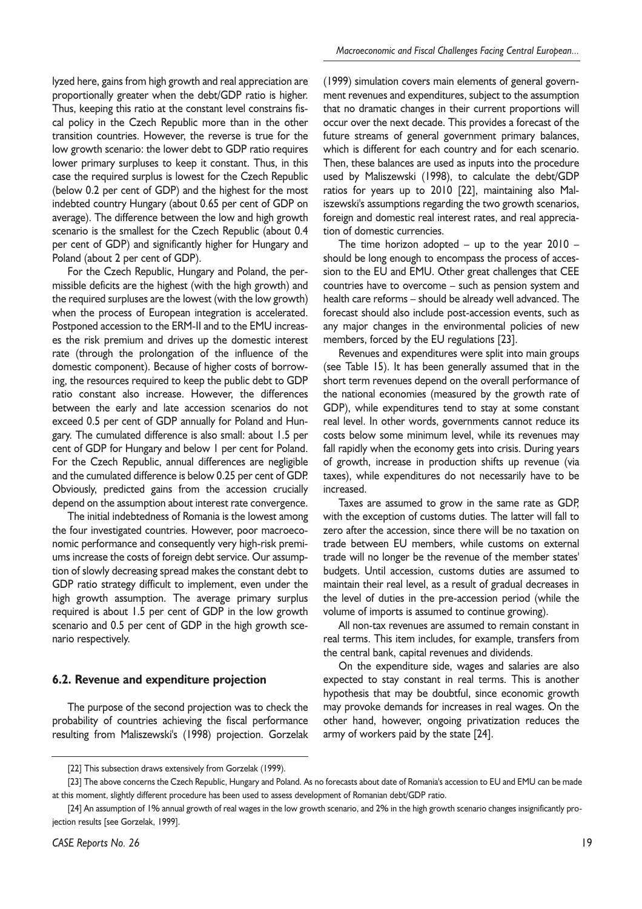lyzed here, gains from high growth and real appreciation are proportionally greater when the debt/GDP ratio is higher. Thus, keeping this ratio at the constant level constrains fiscal policy in the Czech Republic more than in the other transition countries. However, the reverse is true for the low growth scenario: the lower debt to GDP ratio requires lower primary surpluses to keep it constant. Thus, in this case the required surplus is lowest for the Czech Republic (below 0.2 per cent of GDP) and the highest for the most indebted country Hungary (about 0.65 per cent of GDP on average). The difference between the low and high growth scenario is the smallest for the Czech Republic (about 0.4 per cent of GDP) and significantly higher for Hungary and Poland (about 2 per cent of GDP).

For the Czech Republic, Hungary and Poland, the permissible deficits are the highest (with the high growth) and the required surpluses are the lowest (with the low growth) when the process of European integration is accelerated. Postponed accession to the ERM-II and to the EMU increases the risk premium and drives up the domestic interest rate (through the prolongation of the influence of the domestic component). Because of higher costs of borrowing, the resources required to keep the public debt to GDP ratio constant also increase. However, the differences between the early and late accession scenarios do not exceed 0.5 per cent of GDP annually for Poland and Hungary. The cumulated difference is also small: about 1.5 per cent of GDP for Hungary and below 1 per cent for Poland. For the Czech Republic, annual differences are negligible and the cumulated difference is below 0.25 per cent of GDP. Obviously, predicted gains from the accession crucially depend on the assumption about interest rate convergence.

The initial indebtedness of Romania is the lowest among the four investigated countries. However, poor macroeconomic performance and consequently very high-risk premiums increase the costs of foreign debt service. Our assumption of slowly decreasing spread makes the constant debt to GDP ratio strategy difficult to implement, even under the high growth assumption. The average primary surplus required is about 1.5 per cent of GDP in the low growth scenario and 0.5 per cent of GDP in the high growth scenario respectively.

### 6.2. Revenue and expenditure projection

The purpose of the second projection was to check the probability of countries achieving the fiscal performance resulting from Maliszewski's (1998) projection. Gorzelak (1999) simulation covers main elements of general government revenues and expenditures, subject to the assumption that no dramatic changes in their current proportions will occur over the next decade. This provides a forecast of the future streams of general government primary balances, which is different for each country and for each scenario. Then, these balances are used as inputs into the procedure used by Maliszewski (1998), to calculate the debt/GDP ratios for years up to 2010 [22], maintaining also Maliszewski's assumptions regarding the two growth scenarios, foreign and domestic real interest rates, and real appreciation of domestic currencies.

The time horizon adopted – up to the year 2010 – should be long enough to encompass the process of accession to the EU and EMU. Other great challenges that CEE countries have to overcome – such as pension system and health care reforms – should be already well advanced. The forecast should also include post-accession events, such as any major changes in the environmental policies of new members, forced by the EU regulations [23].

Revenues and expenditures were split into main groups (see Table 15). It has been generally assumed that in the short term revenues depend on the overall performance of the national economies (measured by the growth rate of GDP), while expenditures tend to stay at some constant real level. In other words, governments cannot reduce its costs below some minimum level, while its revenues may fall rapidly when the economy gets into crisis. During years of growth, increase in production shifts up revenue (via taxes), while expenditures do not necessarily have to be increased.

Taxes are assumed to grow in the same rate as GDP, with the exception of customs duties. The latter will fall to zero after the accession, since there will be no taxation on trade between EU members, while customs on external trade will no longer be the revenue of the member states' budgets. Until accession, customs duties are assumed to maintain their real level, as a result of gradual decreases in the level of duties in the pre-accession period (while the volume of imports is assumed to continue growing).

All non-tax revenues are assumed to remain constant in real terms. This item includes, for example, transfers from the central bank, capital revenues and dividends.

On the expenditure side, wages and salaries are also expected to stay constant in real terms. This is another hypothesis that may be doubtful, since economic growth may provoke demands for increases in real wages. On the other hand, however, ongoing privatization reduces the army of workers paid by the state [24].

[22] This subsection draws extensively from Gorzelak (1999).

[23] The above concerns the Czech Republic, Hungary and Poland. As no forecasts about date of Romania's accession to EU and EMU can be made at this moment, slightly different procedure has been used to assess development of Romanian debt/GDP ratio.

[24] An assumption of 1% annual growth of real wages in the low growth scenario, and 2% in the high growth scenario changes insignificantly projection results [see Gorzelak, 1999].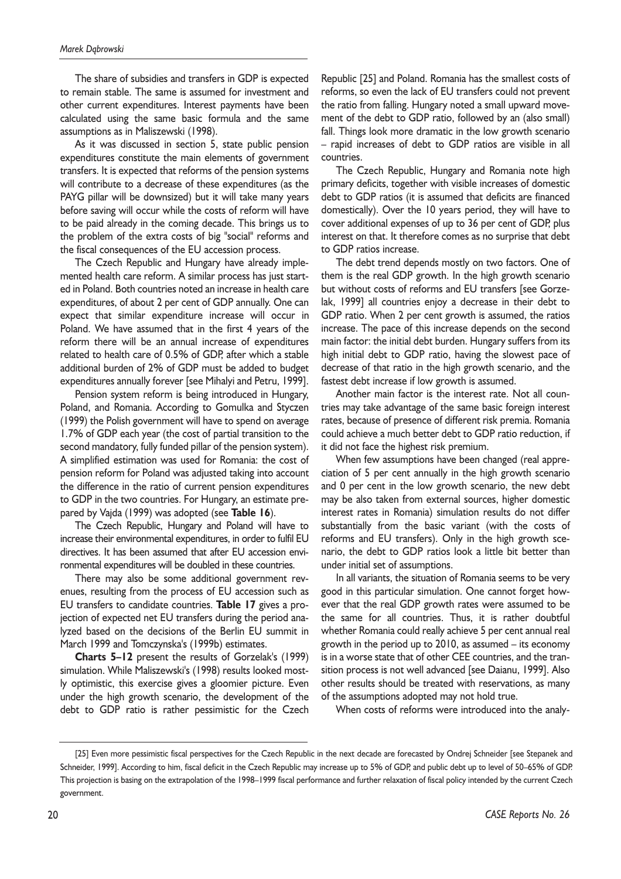The share of subsidies and transfers in GDP is expected to remain stable. The same is assumed for investment and other current expenditures. Interest payments have been calculated using the same basic formula and the same assumptions as in Maliszewski (1998).

As it was discussed in section 5, state public pension expenditures constitute the main elements of government transfers. It is expected that reforms of the pension systems will contribute to a decrease of these expenditures (as the PAYG pillar will be downsized) but it will take many years before saving will occur while the costs of reform will have to be paid already in the coming decade. This brings us to the problem of the extra costs of big "social" reforms and the fiscal consequences of the EU accession process.

The Czech Republic and Hungary have already implemented health care reform. A similar process has just started in Poland. Both countries noted an increase in health care expenditures, of about 2 per cent of GDP annually. One can expect that similar expenditure increase will occur in Poland. We have assumed that in the first 4 years of the reform there will be an annual increase of expenditures related to health care of 0.5% of GDP, after which a stable additional burden of 2% of GDP must be added to budget expenditures annually forever [see Mihalyi and Petru, 1999].

Pension system reform is being introduced in Hungary, Poland, and Romania. According to Gomulka and Styczen (1999) the Polish government will have to spend on average 1.7% of GDP each year (the cost of partial transition to the second mandatory, fully funded pillar of the pension system). A simplified estimation was used for Romania: the cost of pension reform for Poland was adjusted taking into account the difference in the ratio of current pension expenditures to GDP in the two countries. For Hungary, an estimate prepared by Vajda (1999) was adopted (see **Table 16**).

The Czech Republic, Hungary and Poland will have to increase their environmental expenditures, in order to fulfil EU directives. It has been assumed that after EU accession environmental expenditures will be doubled in these countries.

There may also be some additional government revenues, resulting from the process of EU accession such as EU transfers to candidate countries. **Table 17** gives a projection of expected net EU transfers during the period analyzed based on the decisions of the Berlin EU summit in March 1999 and Tomczynska's (1999b) estimates.

**Charts 5–12** present the results of Gorzelak's (1999) simulation. While Maliszewski's (1998) results looked mostly optimistic, this exercise gives a gloomier picture. Even under the high growth scenario, the development of the debt to GDP ratio is rather pessimistic for the Czech Republic [25] and Poland. Romania has the smallest costs of reforms, so even the lack of EU transfers could not prevent the ratio from falling. Hungary noted a small upward movement of the debt to GDP ratio, followed by an (also small) fall. Things look more dramatic in the low growth scenario – rapid increases of debt to GDP ratios are visible in all countries.

The Czech Republic, Hungary and Romania note high primary deficits, together with visible increases of domestic debt to GDP ratios (it is assumed that deficits are financed domestically). Over the 10 years period, they will have to cover additional expenses of up to 36 per cent of GDP, plus interest on that. It therefore comes as no surprise that debt to GDP ratios increase.

The debt trend depends mostly on two factors. One of them is the real GDP growth. In the high growth scenario but without costs of reforms and EU transfers [see Gorzelak, 1999] all countries enjoy a decrease in their debt to GDP ratio. When 2 per cent growth is assumed, the ratios increase. The pace of this increase depends on the second main factor: the initial debt burden. Hungary suffers from its high initial debt to GDP ratio, having the slowest pace of decrease of that ratio in the high growth scenario, and the fastest debt increase if low growth is assumed.

Another main factor is the interest rate. Not all countries may take advantage of the same basic foreign interest rates, because of presence of different risk premia. Romania could achieve a much better debt to GDP ratio reduction, if it did not face the highest risk premium.

When few assumptions have been changed (real appreciation of 5 per cent annually in the high growth scenario and 0 per cent in the low growth scenario, the new debt may be also taken from external sources, higher domestic interest rates in Romania) simulation results do not differ substantially from the basic variant (with the costs of reforms and EU transfers). Only in the high growth scenario, the debt to GDP ratios look a little bit better than under initial set of assumptions.

In all variants, the situation of Romania seems to be very good in this particular simulation. One cannot forget however that the real GDP growth rates were assumed to be the same for all countries. Thus, it is rather doubtful whether Romania could really achieve 5 per cent annual real growth in the period up to 2010, as assumed – its economy is in a worse state that of other CEE countries, and the transition process is not well advanced [see Daianu, 1999]. Also other results should be treated with reservations, as many of the assumptions adopted may not hold true.

When costs of reforms were introduced into the analy-

---

[25] Even more pessimistic fiscal perspectives for the Czech Republic in the next decade are forecasted by Ondrej Schneider [see Stepanek and Schneider, 1999]. According to him, fiscal deficit in the Czech Republic may increase up to 5% of GDP, and public debt up to level of 50–65% of GDP. This projection is basing on the extrapolation of the 1998–1999 fiscal performance and further relaxation of fiscal policy intended by the current Czech government.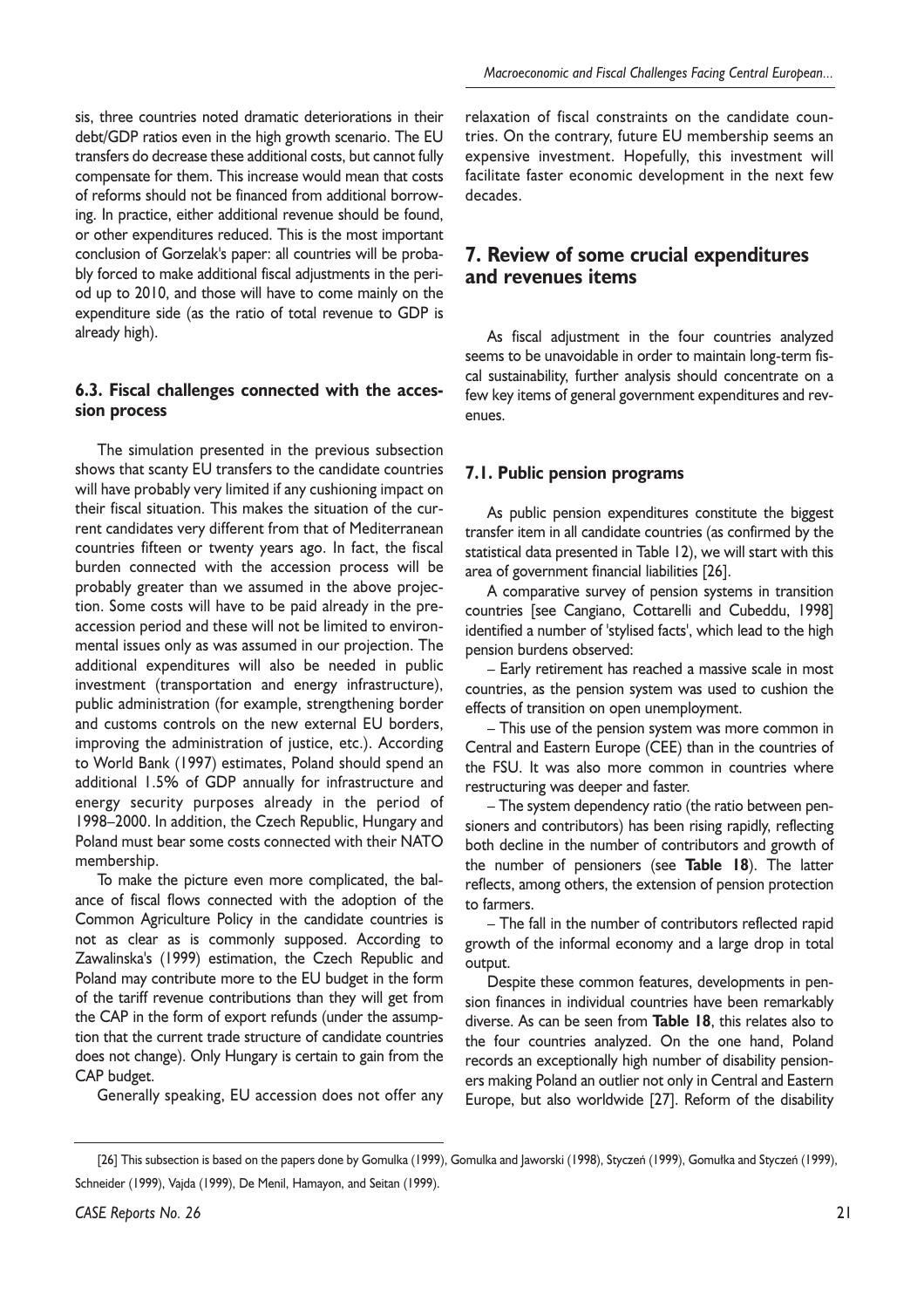sis, three countries noted dramatic deteriorations in their debt/GDP ratios even in the high growth scenario. The EU transfers do decrease these additional costs, but cannot fully compensate for them. This increase would mean that costs of reforms should not be financed from additional borrowing. In practice, either additional revenue should be found, or other expenditures reduced. This is the most important conclusion of Gorzelak's paper: all countries will be probably forced to make additional fiscal adjustments in the period up to 2010, and those will have to come mainly on the expenditure side (as the ratio of total revenue to GDP is already high).

### 6.3. Fiscal challenges connected with the accession process

The simulation presented in the previous subsection shows that scanty EU transfers to the candidate countries will have probably very limited if any cushioning impact on their fiscal situation. This makes the situation of the current candidates very different from that of Mediterranean countries fifteen or twenty years ago. In fact, the fiscal burden connected with the accession process will be probably greater than we assumed in the above projection. Some costs will have to be paid already in the pre-accession period and these will not be limited to environmental issues only as was assumed in our projection. The additional expenditures will also be needed in public investment (transportation and energy infrastructure), public administration (for example, strengthening border and customs controls on the new external EU borders, improving the administration of justice, etc.). According to World Bank (1997) estimates, Poland should spend an additional 1.5% of GDP annually for infrastructure and energy security purposes already in the period of 1998–2000. In addition, the Czech Republic, Hungary and Poland must bear some costs connected with their NATO membership.

To make the picture even more complicated, the balance of fiscal flows connected with the adoption of the Common Agriculture Policy in the candidate countries is not as clear as is commonly supposed. According to Zawalinska's (1999) estimation, the Czech Republic and Poland may contribute more to the EU budget in the form of the tariff revenue contributions than they will get from the CAP in the form of export refunds (under the assumption that the current trade structure of candidate countries does not change). Only Hungary is certain to gain from the CAP budget.

Generally speaking, EU accession does not offer any relaxation of fiscal constraints on the candidate countries. On the contrary, future EU membership seems an expensive investment. Hopefully, this investment will facilitate faster economic development in the next few decades.

## 7. Review of some crucial expenditures and revenues items

As fiscal adjustment in the four countries analyzed seems to be unavoidable in order to maintain long-term fiscal sustainability, further analysis should concentrate on a few key items of general government expenditures and revenues.

### 7.1. Public pension programs

As public pension expenditures constitute the biggest transfer item in all candidate countries (as confirmed by the statistical data presented in Table 12), we will start with this area of government financial liabilities [26].

A comparative survey of pension systems in transition countries [see Cangiano, Cottarelli and Cubeddu, 1998] identified a number of 'stylised facts', which lead to the high pension burdens observed:

– Early retirement has reached a massive scale in most countries, as the pension system was used to cushion the effects of transition on open unemployment.

– This use of the pension system was more common in Central and Eastern Europe (CEE) than in the countries of the FSU. It was also more common in countries where restructuring was deeper and faster.

– The system dependency ratio (the ratio between pensioners and contributors) has been rising rapidly, reflecting both decline in the number of contributors and growth of the number of pensioners (see **Table 18**). The latter reflects, among others, the extension of pension protection to farmers.

– The fall in the number of contributors reflected rapid growth of the informal economy and a large drop in total output.

Despite these common features, developments in pension finances in individual countries have been remarkably diverse. As can be seen from **Table 18**, this relates also to the four countries analyzed. On the one hand, Poland records an exceptionally high number of disability pensioners making Poland an outlier not only in Central and Eastern Europe, but also worldwide [27]. Reform of the disability

[26] This subsection is based on the papers done by Gomulka (1999), Gomulka and Jaworski (1998), Styczeń (1999), Gomułka and Styczeń (1999), Schneider (1999), Vajda (1999), De Menil, Hamayon, and Seitan (1999).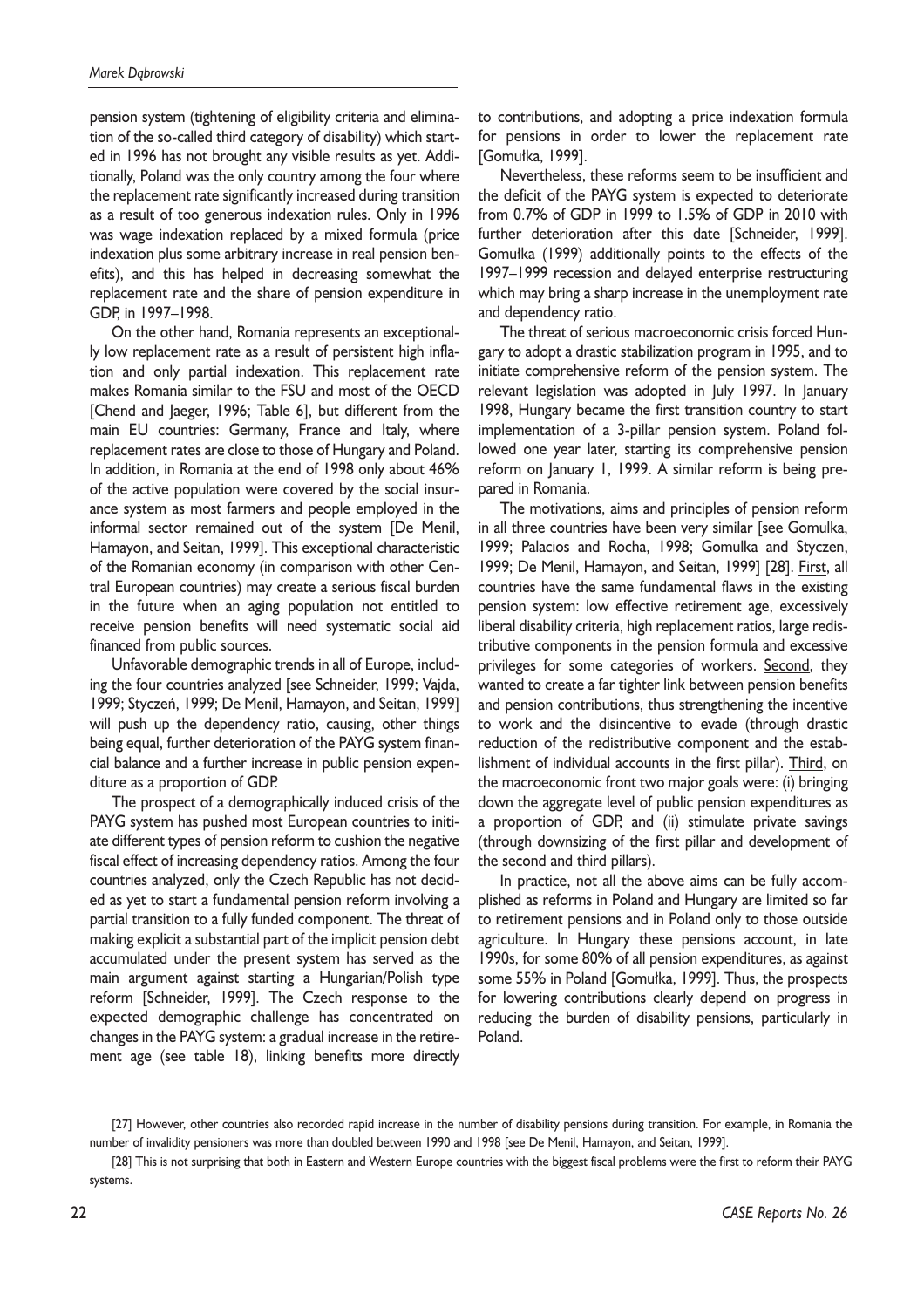pension system (tightening of eligibility criteria and elimination of the so-called third category of disability) which started in 1996 has not brought any visible results as yet. Additionally, Poland was the only country among the four where the replacement rate significantly increased during transition as a result of too generous indexation rules. Only in 1996 was wage indexation replaced by a mixed formula (price indexation plus some arbitrary increase in real pension benefits), and this has helped in decreasing somewhat the replacement rate and the share of pension expenditure in GDP, in 1997–1998.

On the other hand, Romania represents an exceptionally low replacement rate as a result of persistent high inflation and only partial indexation. This replacement rate makes Romania similar to the FSU and most of the OECD [Chend and Jaeger, 1996; Table 6], but different from the main EU countries: Germany, France and Italy, where replacement rates are close to those of Hungary and Poland. In addition, in Romania at the end of 1998 only about 46% of the active population were covered by the social insurance system as most farmers and people employed in the informal sector remained out of the system [De Menil, Hamayon, and Seitan, 1999]. This exceptional characteristic of the Romanian economy (in comparison with other Central European countries) may create a serious fiscal burden in the future when an aging population not entitled to receive pension benefits will need systematic social aid financed from public sources.

Unfavorable demographic trends in all of Europe, including the four countries analyzed [see Schneider, 1999; Vajda, 1999; Styczeń, 1999; De Menil, Hamayon, and Seitan, 1999] will push up the dependency ratio, causing, other things being equal, further deterioration of the PAYG system financial balance and a further increase in public pension expenditure as a proportion of GDP.

The prospect of a demographically induced crisis of the PAYG system has pushed most European countries to initiate different types of pension reform to cushion the negative fiscal effect of increasing dependency ratios. Among the four countries analyzed, only the Czech Republic has not decided as yet to start a fundamental pension reform involving a partial transition to a fully funded component. The threat of making explicit a substantial part of the implicit pension debt accumulated under the present system has served as the main argument against starting a Hungarian/Polish type reform [Schneider, 1999]. The Czech response to the expected demographic challenge has concentrated on changes in the PAYG system: a gradual increase in the retirement age (see table 18), linking benefits more directly to contributions, and adopting a price indexation formula for pensions in order to lower the replacement rate [Gomułka, 1999].

Nevertheless, these reforms seem to be insufficient and the deficit of the PAYG system is expected to deteriorate from 0.7% of GDP in 1999 to 1.5% of GDP in 2010 with further deterioration after this date [Schneider, 1999]. Gomułka (1999) additionally points to the effects of the 1997–1999 recession and delayed enterprise restructuring which may bring a sharp increase in the unemployment rate and dependency ratio.

The threat of serious macroeconomic crisis forced Hungary to adopt a drastic stabilization program in 1995, and to initiate comprehensive reform of the pension system. The relevant legislation was adopted in July 1997. In January 1998, Hungary became the first transition country to start implementation of a 3-pillar pension system. Poland followed one year later, starting its comprehensive pension reform on January 1, 1999. A similar reform is being prepared in Romania.

The motivations, aims and principles of pension reform in all three countries have been very similar [see Gomulka, 1999; Palacios and Rocha, 1998; Gomulka and Styczen, 1999; De Menil, Hamayon, and Seitan, 1999] [28]. First, all countries have the same fundamental flaws in the existing pension system: low effective retirement age, excessively liberal disability criteria, high replacement ratios, large redistributive components in the pension formula and excessive privileges for some categories of workers. Second, they wanted to create a far tighter link between pension benefits and pension contributions, thus strengthening the incentive to work and the disincentive to evade (through drastic reduction of the redistributive component and the establishment of individual accounts in the first pillar). Third, on the macroeconomic front two major goals were: (i) bringing down the aggregate level of public pension expenditures as a proportion of GDP, and (ii) stimulate private savings (through downsizing of the first pillar and development of the second and third pillars).

In practice, not all the above aims can be fully accomplished as reforms in Poland and Hungary are limited so far to retirement pensions and in Poland only to those outside agriculture. In Hungary these pensions account, in late 1990s, for some 80% of all pension expenditures, as against some 55% in Poland [Gomułka, 1999]. Thus, the prospects for lowering contributions clearly depend on progress in reducing the burden of disability pensions, particularly in Poland.

---

[27] However, other countries also recorded rapid increase in the number of disability pensions during transition. For example, in Romania the number of invalidity pensioners was more than doubled between 1990 and 1998 [see De Menil, Hamayon, and Seitan, 1999].

[28] This is not surprising that both in Eastern and Western Europe countries with the biggest fiscal problems were the first to reform their PAYG systems.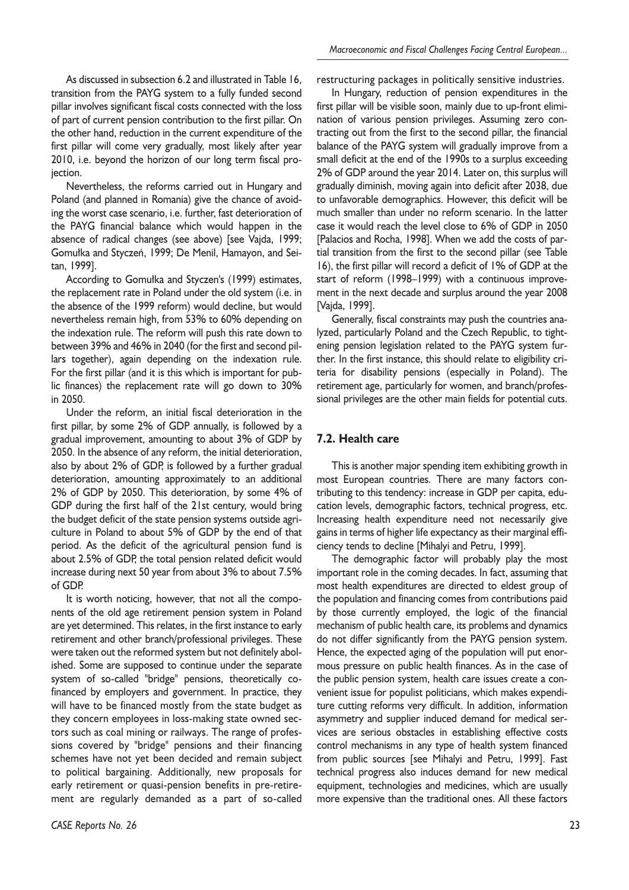As discussed in subsection 6.2 and illustrated in Table 16, transition from the PAYG system to a fully funded second pillar involves significant fiscal costs connected with the loss of part of current pension contribution to the first pillar. On the other hand, reduction in the current expenditure of the first pillar will come very gradually, most likely after year 2010, i.e. beyond the horizon of our long term fiscal projection.

Nevertheless, the reforms carried out in Hungary and Poland (and planned in Romania) give the chance of avoiding the worst case scenario, i.e. further, fast deterioration of the PAYG financial balance which would happen in the absence of radical changes (see above) [see Vajda, 1999; Gomułka and Styczeń, 1999; De Menil, Hamayon, and Seitan, 1999].

According to Gomułka and Styczen's (1999) estimates, the replacement rate in Poland under the old system (i.e. in the absence of the 1999 reform) would decline, but would nevertheless remain high, from 53% to 60% depending on the indexation rule. The reform will push this rate down to between 39% and 46% in 2040 (for the first and second pillars together), again depending on the indexation rule. For the first pillar (and it is this which is important for public finances) the replacement rate will go down to 30% in 2050.

Under the reform, an initial fiscal deterioration in the first pillar, by some 2% of GDP annually, is followed by a gradual improvement, amounting to about 3% of GDP by 2050. In the absence of any reform, the initial deterioration, also by about 2% of GDP, is followed by a further gradual deterioration, amounting approximately to an additional 2% of GDP by 2050. This deterioration, by some 4% of GDP during the first half of the 21st century, would bring the budget deficit of the state pension systems outside agriculture in Poland to about 5% of GDP by the end of that period. As the deficit of the agricultural pension fund is about 2.5% of GDP, the total pension related deficit would increase during next 50 year from about 3% to about 7.5% of GDP.

It is worth noticing, however, that not all the components of the old age retirement pension system in Poland are yet determined. This relates, in the first instance to early retirement and other branch/professional privileges. These were taken out the reformed system but not definitely abolished. Some are supposed to continue under the separate system of so-called "bridge" pensions, theoretically co-financed by employers and government. In practice, they will have to be financed mostly from the state budget as they concern employees in loss-making state owned sectors such as coal mining or railways. The range of professions covered by "bridge" pensions and their financing schemes have not yet been decided and remain subject to political bargaining. Additionally, new proposals for early retirement or quasi-pension benefits in pre-retirement are regularly demanded as a part of so-called restructuring packages in politically sensitive industries.

In Hungary, reduction of pension expenditures in the first pillar will be visible soon, mainly due to up-front elimination of various pension privileges. Assuming zero contracting out from the first to the second pillar, the financial balance of the PAYG system will gradually improve from a small deficit at the end of the 1990s to a surplus exceeding 2% of GDP around the year 2014. Later on, this surplus will gradually diminish, moving again into deficit after 2038, due to unfavorable demographics. However, this deficit will be much smaller than under no reform scenario. In the latter case it would reach the level close to 6% of GDP in 2050 [Palacios and Rocha, 1998]. When we add the costs of partial transition from the first to the second pillar (see Table 16), the first pillar will record a deficit of 1% of GDP at the start of reform (1998–1999) with a continuous improvement in the next decade and surplus around the year 2008 [Vajda, 1999].

Generally, fiscal constraints may push the countries analyzed, particularly Poland and the Czech Republic, to tightening pension legislation related to the PAYG system further. In the first instance, this should relate to eligibility criteria for disability pensions (especially in Poland). The retirement age, particularly for women, and branch/professional privileges are the other main fields for potential cuts.

## 7.2. Health care

This is another major spending item exhibiting growth in most European countries. There are many factors contributing to this tendency: increase in GDP per capita, education levels, demographic factors, technical progress, etc. Increasing health expenditure need not necessarily give gains in terms of higher life expectancy as their marginal efficiency tends to decline [Mihalyi and Petru, 1999].

The demographic factor will probably play the most important role in the coming decades. In fact, assuming that most health expenditures are directed to eldest group of the population and financing comes from contributions paid by those currently employed, the logic of the financial mechanism of public health care, its problems and dynamics do not differ significantly from the PAYG pension system. Hence, the expected aging of the population will put enormous pressure on public health finances. As in the case of the public pension system, health care issues create a convenient issue for populist politicians, which makes expenditure cutting reforms very difficult. In addition, information asymmetry and supplier induced demand for medical services are serious obstacles in establishing effective costs control mechanisms in any type of health system financed from public sources [see Mihalyi and Petru, 1999]. Fast technical progress also induces demand for new medical equipment, technologies and medicines, which are usually more expensive than the traditional ones. All these factors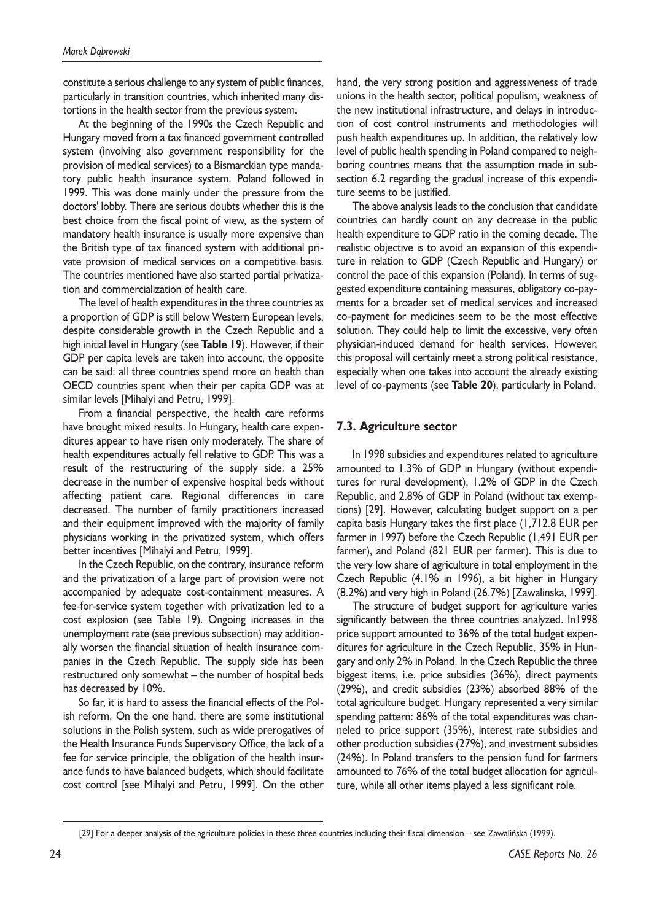constitute a serious challenge to any system of public finances, particularly in transition countries, which inherited many distortions in the health sector from the previous system.

At the beginning of the 1990s the Czech Republic and Hungary moved from a tax financed government controlled system (involving also government responsibility for the provision of medical services) to a Bismarckian type mandatory public health insurance system. Poland followed in 1999. This was done mainly under the pressure from the doctors' lobby. There are serious doubts whether this is the best choice from the fiscal point of view, as the system of mandatory health insurance is usually more expensive than the British type of tax financed system with additional private provision of medical services on a competitive basis. The countries mentioned have also started partial privatization and commercialization of health care.

The level of health expenditures in the three countries as a proportion of GDP is still below Western European levels, despite considerable growth in the Czech Republic and a high initial level in Hungary (see **Table 19**). However, if their GDP per capita levels are taken into account, the opposite can be said: all three countries spend more on health than OECD countries spent when their per capita GDP was at similar levels [Mihalyi and Petru, 1999].

From a financial perspective, the health care reforms have brought mixed results. In Hungary, health care expenditures appear to have risen only moderately. The share of health expenditures actually fell relative to GDP. This was a result of the restructuring of the supply side: a 25% decrease in the number of expensive hospital beds without affecting patient care. Regional differences in care decreased. The number of family practitioners increased and their equipment improved with the majority of family physicians working in the privatized system, which offers better incentives [Mihalyi and Petru, 1999].

In the Czech Republic, on the contrary, insurance reform and the privatization of a large part of provision were not accompanied by adequate cost-containment measures. A fee-for-service system together with privatization led to a cost explosion (see Table 19). Ongoing increases in the unemployment rate (see previous subsection) may additionally worsen the financial situation of health insurance companies in the Czech Republic. The supply side has been restructured only somewhat – the number of hospital beds has decreased by 10%.

So far, it is hard to assess the financial effects of the Polish reform. On the one hand, there are some institutional solutions in the Polish system, such as wide prerogatives of the Health Insurance Funds Supervisory Office, the lack of a fee for service principle, the obligation of the health insurance funds to have balanced budgets, which should facilitate cost control [see Mihalyi and Petru, 1999]. On the other hand, the very strong position and aggressiveness of trade unions in the health sector, political populism, weakness of the new institutional infrastructure, and delays in introduction of cost control instruments and methodologies will push health expenditures up. In addition, the relatively low level of public health spending in Poland compared to neighboring countries means that the assumption made in subsection 6.2 regarding the gradual increase of this expenditure seems to be justified.

The above analysis leads to the conclusion that candidate countries can hardly count on any decrease in the public health expenditure to GDP ratio in the coming decade. The realistic objective is to avoid an expansion of this expenditure in relation to GDP (Czech Republic and Hungary) or control the pace of this expansion (Poland). In terms of suggested expenditure containing measures, obligatory co-payments for a broader set of medical services and increased co-payment for medicines seem to be the most effective solution. They could help to limit the excessive, very often physician-induced demand for health services. However, this proposal will certainly meet a strong political resistance, especially when one takes into account the already existing level of co-payments (see **Table 20**), particularly in Poland.

### 7.3. Agriculture sector

In 1998 subsidies and expenditures related to agriculture amounted to 1.3% of GDP in Hungary (without expenditures for rural development), 1.2% of GDP in the Czech Republic, and 2.8% of GDP in Poland (without tax exemptions) [29]. However, calculating budget support on a per capita basis Hungary takes the first place (1,712.8 EUR per farmer in 1997) before the Czech Republic (1,491 EUR per farmer), and Poland (821 EUR per farmer). This is due to the very low share of agriculture in total employment in the Czech Republic (4.1% in 1996), a bit higher in Hungary (8.2%) and very high in Poland (26.7%) [Zawalinska, 1999].

The structure of budget support for agriculture varies significantly between the three countries analyzed. In1998 price support amounted to 36% of the total budget expenditures for agriculture in the Czech Republic, 35% in Hungary and only 2% in Poland. In the Czech Republic the three biggest items, i.e. price subsidies (36%), direct payments (29%), and credit subsidies (23%) absorbed 88% of the total agriculture budget. Hungary represented a very similar spending pattern: 86% of the total expenditures was channeled to price support (35%), interest rate subsidies and other production subsidies (27%), and investment subsidies (24%). In Poland transfers to the pension fund for farmers amounted to 76% of the total budget allocation for agriculture, while all other items played a less significant role.

[29] For a deeper analysis of the agriculture policies in these three countries including their fiscal dimension – see Zawalińska (1999).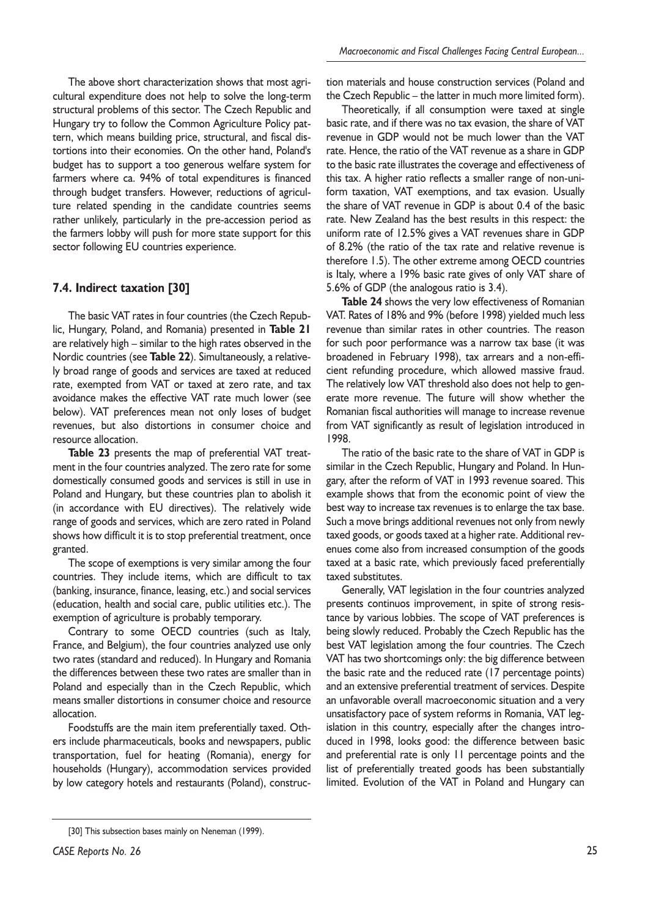The above short characterization shows that most agricultural expenditure does not help to solve the long-term structural problems of this sector. The Czech Republic and Hungary try to follow the Common Agriculture Policy pattern, which means building price, structural, and fiscal distortions into their economies. On the other hand, Poland's budget has to support a too generous welfare system for farmers where ca. 94% of total expenditures is financed through budget transfers. However, reductions of agriculture related spending in the candidate countries seems rather unlikely, particularly in the pre-accession period as the farmers lobby will push for more state support for this sector following EU countries experience.

## 7.4. Indirect taxation [30]

The basic VAT rates in four countries (the Czech Republic, Hungary, Poland, and Romania) presented in **Table 21** are relatively high – similar to the high rates observed in the Nordic countries (see **Table 22**). Simultaneously, a relatively broad range of goods and services are taxed at reduced rate, exempted from VAT or taxed at zero rate, and tax avoidance makes the effective VAT rate much lower (see below). VAT preferences mean not only loses of budget revenues, but also distortions in consumer choice and resource allocation.

**Table 23** presents the map of preferential VAT treatment in the four countries analyzed. The zero rate for some domestically consumed goods and services is still in use in Poland and Hungary, but these countries plan to abolish it (in accordance with EU directives). The relatively wide range of goods and services, which are zero rated in Poland shows how difficult it is to stop preferential treatment, once granted.

The scope of exemptions is very similar among the four countries. They include items, which are difficult to tax (banking, insurance, finance, leasing, etc.) and social services (education, health and social care, public utilities etc.). The exemption of agriculture is probably temporary.

Contrary to some OECD countries (such as Italy, France, and Belgium), the four countries analyzed use only two rates (standard and reduced). In Hungary and Romania the differences between these two rates are smaller than in Poland and especially than in the Czech Republic, which means smaller distortions in consumer choice and resource allocation.

Foodstuffs are the main item preferentially taxed. Others include pharmaceuticals, books and newspapers, public transportation, fuel for heating (Romania), energy for households (Hungary), accommodation services provided by low category hotels and restaurants (Poland), construction materials and house construction services (Poland and the Czech Republic – the latter in much more limited form).

Theoretically, if all consumption were taxed at single basic rate, and if there was no tax evasion, the share of VAT revenue in GDP would not be much lower than the VAT rate. Hence, the ratio of the VAT revenue as a share in GDP to the basic rate illustrates the coverage and effectiveness of this tax. A higher ratio reflects a smaller range of non-uniform taxation, VAT exemptions, and tax evasion. Usually the share of VAT revenue in GDP is about 0.4 of the basic rate. New Zealand has the best results in this respect: the uniform rate of 12.5% gives a VAT revenues share in GDP of 8.2% (the ratio of the tax rate and relative revenue is therefore 1.5). The other extreme among OECD countries is Italy, where a 19% basic rate gives of only VAT share of 5.6% of GDP (the analogous ratio is 3.4).

**Table 24** shows the very low effectiveness of Romanian VAT. Rates of 18% and 9% (before 1998) yielded much less revenue than similar rates in other countries. The reason for such poor performance was a narrow tax base (it was broadened in February 1998), tax arrears and a non-efficient refunding procedure, which allowed massive fraud. The relatively low VAT threshold also does not help to generate more revenue. The future will show whether the Romanian fiscal authorities will manage to increase revenue from VAT significantly as result of legislation introduced in 1998.

The ratio of the basic rate to the share of VAT in GDP is similar in the Czech Republic, Hungary and Poland. In Hungary, after the reform of VAT in 1993 revenue soared. This example shows that from the economic point of view the best way to increase tax revenues is to enlarge the tax base. Such a move brings additional revenues not only from newly taxed goods, or goods taxed at a higher rate. Additional revenues come also from increased consumption of the goods taxed at a basic rate, which previously faced preferentially taxed substitutes.

Generally, VAT legislation in the four countries analyzed presents continuos improvement, in spite of strong resistance by various lobbies. The scope of VAT preferences is being slowly reduced. Probably the Czech Republic has the best VAT legislation among the four countries. The Czech VAT has two shortcomings only: the big difference between the basic rate and the reduced rate (17 percentage points) and an extensive preferential treatment of services. Despite an unfavorable overall macroeconomic situation and a very unsatisfactory pace of system reforms in Romania, VAT legislation in this country, especially after the changes introduced in 1998, looks good: the difference between basic and preferential rate is only 11 percentage points and the list of preferentially treated goods has been substantially limited. Evolution of the VAT in Poland and Hungary can

[30] This subsection bases mainly on Neneman (1999).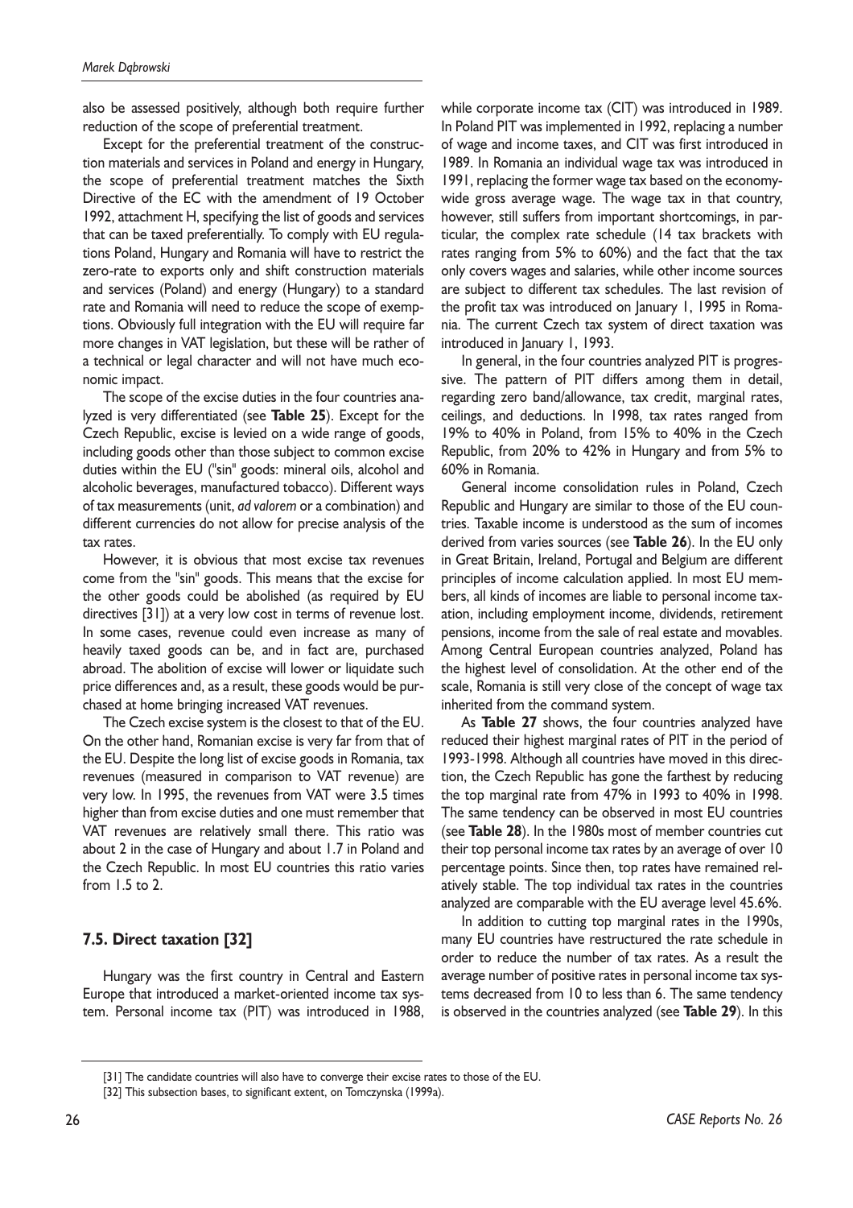also be assessed positively, although both require further reduction of the scope of preferential treatment.

Except for the preferential treatment of the construction materials and services in Poland and energy in Hungary, the scope of preferential treatment matches the Sixth Directive of the EC with the amendment of 19 October 1992, attachment H, specifying the list of goods and services that can be taxed preferentially. To comply with EU regulations Poland, Hungary and Romania will have to restrict the zero-rate to exports only and shift construction materials and services (Poland) and energy (Hungary) to a standard rate and Romania will need to reduce the scope of exemptions. Obviously full integration with the EU will require far more changes in VAT legislation, but these will be rather of a technical or legal character and will not have much economic impact.

The scope of the excise duties in the four countries analyzed is very differentiated (see **Table 25**). Except for the Czech Republic, excise is levied on a wide range of goods, including goods other than those subject to common excise duties within the EU ("sin" goods: mineral oils, alcohol and alcoholic beverages, manufactured tobacco). Different ways of tax measurements (unit, *ad valorem* or a combination) and different currencies do not allow for precise analysis of the tax rates.

However, it is obvious that most excise tax revenues come from the "sin" goods. This means that the excise for the other goods could be abolished (as required by EU directives [31]) at a very low cost in terms of revenue lost. In some cases, revenue could even increase as many of heavily taxed goods can be, and in fact are, purchased abroad. The abolition of excise will lower or liquidate such price differences and, as a result, these goods would be purchased at home bringing increased VAT revenues.

The Czech excise system is the closest to that of the EU. On the other hand, Romanian excise is very far from that of the EU. Despite the long list of excise goods in Romania, tax revenues (measured in comparison to VAT revenue) are very low. In 1995, the revenues from VAT were 3.5 times higher than from excise duties and one must remember that VAT revenues are relatively small there. This ratio was about 2 in the case of Hungary and about 1.7 in Poland and the Czech Republic. In most EU countries this ratio varies from 1.5 to 2.

### 7.5. Direct taxation [32]

Hungary was the first country in Central and Eastern Europe that introduced a market-oriented income tax system. Personal income tax (PIT) was introduced in 1988, while corporate income tax (CIT) was introduced in 1989. In Poland PIT was implemented in 1992, replacing a number of wage and income taxes, and CIT was first introduced in 1989. In Romania an individual wage tax was introduced in 1991, replacing the former wage tax based on the economy-wide gross average wage. The wage tax in that country, however, still suffers from important shortcomings, in particular, the complex rate schedule (14 tax brackets with rates ranging from 5% to 60%) and the fact that the tax only covers wages and salaries, while other income sources are subject to different tax schedules. The last revision of the profit tax was introduced on January 1, 1995 in Romania. The current Czech tax system of direct taxation was introduced in January 1, 1993.

In general, in the four countries analyzed PIT is progressive. The pattern of PIT differs among them in detail, regarding zero band/allowance, tax credit, marginal rates, ceilings, and deductions. In 1998, tax rates ranged from 19% to 40% in Poland, from 15% to 40% in the Czech Republic, from 20% to 42% in Hungary and from 5% to 60% in Romania.

General income consolidation rules in Poland, Czech Republic and Hungary are similar to those of the EU countries. Taxable income is understood as the sum of incomes derived from varies sources (see **Table 26**). In the EU only in Great Britain, Ireland, Portugal and Belgium are different principles of income calculation applied. In most EU members, all kinds of incomes are liable to personal income taxation, including employment income, dividends, retirement pensions, income from the sale of real estate and movables. Among Central European countries analyzed, Poland has the highest level of consolidation. At the other end of the scale, Romania is still very close of the concept of wage tax inherited from the command system.

As **Table 27** shows, the four countries analyzed have reduced their highest marginal rates of PIT in the period of 1993-1998. Although all countries have moved in this direction, the Czech Republic has gone the farthest by reducing the top marginal rate from 47% in 1993 to 40% in 1998. The same tendency can be observed in most EU countries (see **Table 28**). In the 1980s most of member countries cut their top personal income tax rates by an average of over 10 percentage points. Since then, top rates have remained relatively stable. The top individual tax rates in the countries analyzed are comparable with the EU average level 45.6%.

In addition to cutting top marginal rates in the 1990s, many EU countries have restructured the rate schedule in order to reduce the number of tax rates. As a result the average number of positive rates in personal income tax systems decreased from 10 to less than 6. The same tendency is observed in the countries analyzed (see **Table 29**). In this

[31] The candidate countries will also have to converge their excise rates to those of the EU.

[32] This subsection bases, to significant extent, on Tomczynska (1999a).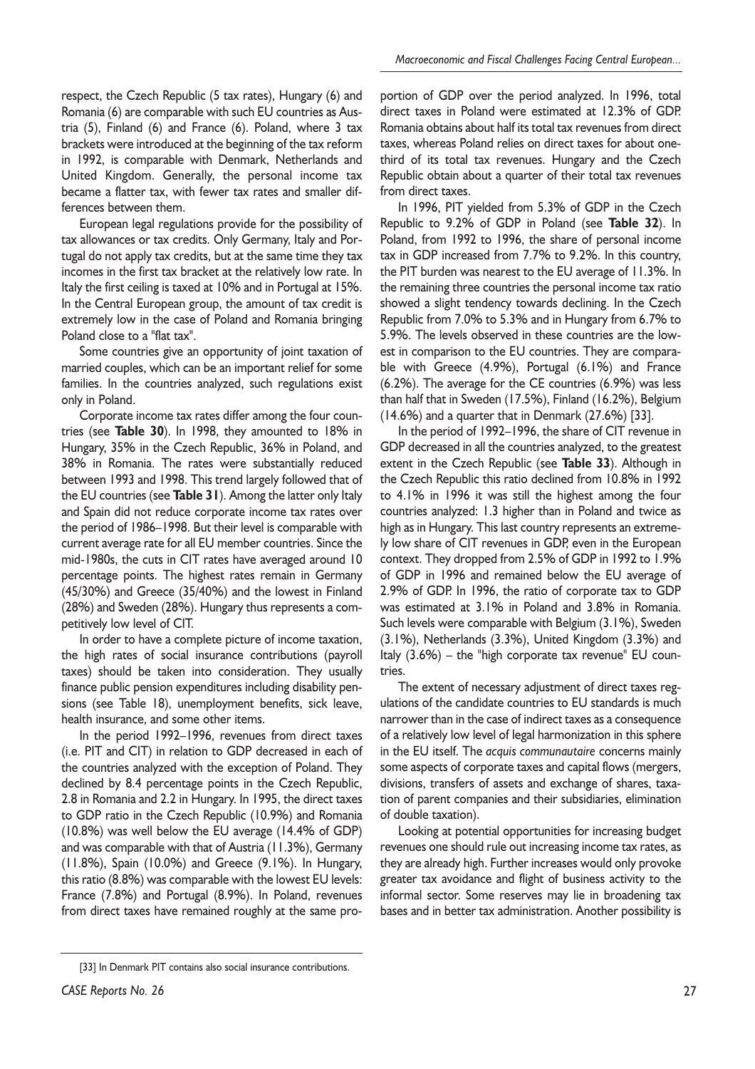respect, the Czech Republic (5 tax rates), Hungary (6) and Romania (6) are comparable with such EU countries as Austria (5), Finland (6) and France (6). Poland, where 3 tax brackets were introduced at the beginning of the tax reform in 1992, is comparable with Denmark, Netherlands and United Kingdom. Generally, the personal income tax became a flatter tax, with fewer tax rates and smaller differences between them.

European legal regulations provide for the possibility of tax allowances or tax credits. Only Germany, Italy and Portugal do not apply tax credits, but at the same time they tax incomes in the first tax bracket at the relatively low rate. In Italy the first ceiling is taxed at 10% and in Portugal at 15%. In the Central European group, the amount of tax credit is extremely low in the case of Poland and Romania bringing Poland close to a "flat tax".

Some countries give an opportunity of joint taxation of married couples, which can be an important relief for some families. In the countries analyzed, such regulations exist only in Poland.

Corporate income tax rates differ among the four countries (see **Table 30**). In 1998, they amounted to 18% in Hungary, 35% in the Czech Republic, 36% in Poland, and 38% in Romania. The rates were substantially reduced between 1993 and 1998. This trend largely followed that of the EU countries (see **Table 31**). Among the latter only Italy and Spain did not reduce corporate income tax rates over the period of 1986–1998. But their level is comparable with current average rate for all EU member countries. Since the mid-1980s, the cuts in CIT rates have averaged around 10 percentage points. The highest rates remain in Germany (45/30%) and Greece (35/40%) and the lowest in Finland (28%) and Sweden (28%). Hungary thus represents a competitively low level of CIT.

In order to have a complete picture of income taxation, the high rates of social insurance contributions (payroll taxes) should be taken into consideration. They usually finance public pension expenditures including disability pensions (see Table 18), unemployment benefits, sick leave, health insurance, and some other items.

In the period 1992–1996, revenues from direct taxes (i.e. PIT and CIT) in relation to GDP decreased in each of the countries analyzed with the exception of Poland. They declined by 8.4 percentage points in the Czech Republic, 2.8 in Romania and 2.2 in Hungary. In 1995, the direct taxes to GDP ratio in the Czech Republic (10.9%) and Romania (10.8%) was well below the EU average (14.4% of GDP) and was comparable with that of Austria (11.3%), Germany (11.8%), Spain (10.0%) and Greece (9.1%). In Hungary, this ratio (8.8%) was comparable with the lowest EU levels: France (7.8%) and Portugal (8.9%). In Poland, revenues from direct taxes have remained roughly at the same proportion of GDP over the period analyzed. In 1996, total direct taxes in Poland were estimated at 12.3% of GDP. Romania obtains about half its total tax revenues from direct taxes, whereas Poland relies on direct taxes for about one-third of its total tax revenues. Hungary and the Czech Republic obtain about a quarter of their total tax revenues from direct taxes.

In 1996, PIT yielded from 5.3% of GDP in the Czech Republic to 9.2% of GDP in Poland (see **Table 32**). In Poland, from 1992 to 1996, the share of personal income tax in GDP increased from 7.7% to 9.2%. In this country, the PIT burden was nearest to the EU average of 11.3%. In the remaining three countries the personal income tax ratio showed a slight tendency towards declining. In the Czech Republic from 7.0% to 5.3% and in Hungary from 6.7% to 5.9%. The levels observed in these countries are the lowest in comparison to the EU countries. They are comparable with Greece (4.9%), Portugal (6.1%) and France (6.2%). The average for the CE countries (6.9%) was less than half that in Sweden (17.5%), Finland (16.2%), Belgium (14.6%) and a quarter that in Denmark (27.6%) [33].

In the period of 1992–1996, the share of CIT revenue in GDP decreased in all the countries analyzed, to the greatest extent in the Czech Republic (see **Table 33**). Although in the Czech Republic this ratio declined from 10.8% in 1992 to 4.1% in 1996 it was still the highest among the four countries analyzed: 1.3 higher than in Poland and twice as high as in Hungary. This last country represents an extremely low share of CIT revenues in GDP, even in the European context. They dropped from 2.5% of GDP in 1992 to 1.9% of GDP in 1996 and remained below the EU average of 2.9% of GDP. In 1996, the ratio of corporate tax to GDP was estimated at 3.1% in Poland and 3.8% in Romania. Such levels were comparable with Belgium (3.1%), Sweden (3.1%), Netherlands (3.3%), United Kingdom (3.3%) and Italy (3.6%) – the "high corporate tax revenue" EU countries.

The extent of necessary adjustment of direct taxes regulations of the candidate countries to EU standards is much narrower than in the case of indirect taxes as a consequence of a relatively low level of legal harmonization in this sphere in the EU itself. The *acquis communautaire* concerns mainly some aspects of corporate taxes and capital flows (mergers, divisions, transfers of assets and exchange of shares, taxation of parent companies and their subsidiaries, elimination of double taxation).

Looking at potential opportunities for increasing budget revenues one should rule out increasing income tax rates, as they are already high. Further increases would only provoke greater tax avoidance and flight of business activity to the informal sector. Some reserves may lie in broadening tax bases and in better tax administration. Another possibility is

---

[33] In Denmark PIT contains also social insurance contributions.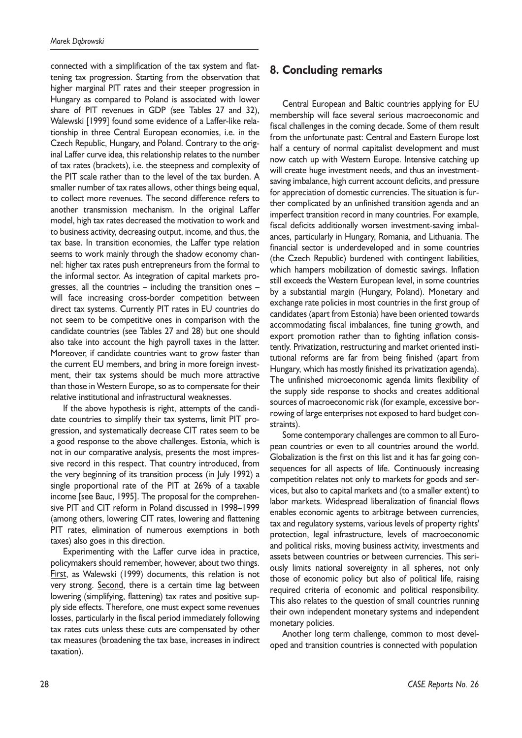connected with a simplification of the tax system and flattening tax progression. Starting from the observation that higher marginal PIT rates and their steeper progression in Hungary as compared to Poland is associated with lower share of PIT revenues in GDP (see Tables 27 and 32), Walewski [1999] found some evidence of a Laffer-like relationship in three Central European economies, i.e. in the Czech Republic, Hungary, and Poland. Contrary to the original Laffer curve idea, this relationship relates to the number of tax rates (brackets), i.e. the steepness and complexity of the PIT scale rather than to the level of the tax burden. A smaller number of tax rates allows, other things being equal, to collect more revenues. The second difference refers to another transmission mechanism. In the original Laffer model, high tax rates decreased the motivation to work and to business activity, decreasing output, income, and thus, the tax base. In transition economies, the Laffer type relation seems to work mainly through the shadow economy channel: higher tax rates push entrepreneurs from the formal to the informal sector. As integration of capital markets progresses, all the countries – including the transition ones – will face increasing cross-border competition between direct tax systems. Currently PIT rates in EU countries do not seem to be competitive ones in comparison with the candidate countries (see Tables 27 and 28) but one should also take into account the high payroll taxes in the latter. Moreover, if candidate countries want to grow faster than the current EU members, and bring in more foreign investment, their tax systems should be much more attractive than those in Western Europe, so as to compensate for their relative institutional and infrastructural weaknesses.

If the above hypothesis is right, attempts of the candidate countries to simplify their tax systems, limit PIT progression, and systematically decrease CIT rates seem to be a good response to the above challenges. Estonia, which is not in our comparative analysis, presents the most impressive record in this respect. That country introduced, from the very beginning of its transition process (in July 1992) a single proportional rate of the PIT at 26% of a taxable income [see Bauc, 1995]. The proposal for the comprehensive PIT and CIT reform in Poland discussed in 1998–1999 (among others, lowering CIT rates, lowering and flattening PIT rates, elimination of numerous exemptions in both taxes) also goes in this direction.

Experimenting with the Laffer curve idea in practice, policymakers should remember, however, about two things. First, as Walewski (1999) documents, this relation is not very strong. Second, there is a certain time lag between lowering (simplifying, flattening) tax rates and positive supply side effects. Therefore, one must expect some revenues losses, particularly in the fiscal period immediately following tax rates cuts unless these cuts are compensated by other tax measures (broadening the tax base, increases in indirect taxation).

## 8. Concluding remarks

Central European and Baltic countries applying for EU membership will face several serious macroeconomic and fiscal challenges in the coming decade. Some of them result from the unfortunate past: Central and Eastern Europe lost half a century of normal capitalist development and must now catch up with Western Europe. Intensive catching up will create huge investment needs, and thus an investment-saving imbalance, high current account deficits, and pressure for appreciation of domestic currencies. The situation is further complicated by an unfinished transition agenda and an imperfect transition record in many countries. For example, fiscal deficits additionally worsen investment-saving imbalances, particularly in Hungary, Romania, and Lithuania. The financial sector is underdeveloped and in some countries (the Czech Republic) burdened with contingent liabilities, which hampers mobilization of domestic savings. Inflation still exceeds the Western European level, in some countries by a substantial margin (Hungary, Poland). Monetary and exchange rate policies in most countries in the first group of candidates (apart from Estonia) have been oriented towards accommodating fiscal imbalances, fine tuning growth, and export promotion rather than to fighting inflation consistently. Privatization, restructuring and market oriented institutional reforms are far from being finished (apart from Hungary, which has mostly finished its privatization agenda). The unfinished microeconomic agenda limits flexibility of the supply side response to shocks and creates additional sources of macroeconomic risk (for example, excessive borrowing of large enterprises not exposed to hard budget constraints).

Some contemporary challenges are common to all European countries or even to all countries around the world. Globalization is the first on this list and it has far going consequences for all aspects of life. Continuously increasing competition relates not only to markets for goods and services, but also to capital markets and (to a smaller extent) to labor markets. Widespread liberalization of financial flows enables economic agents to arbitrage between currencies, tax and regulatory systems, various levels of property rights' protection, legal infrastructure, levels of macroeconomic and political risks, moving business activity, investments and assets between countries or between currencies. This seriously limits national sovereignty in all spheres, not only those of economic policy but also of political life, raising required criteria of economic and political responsibility. This also relates to the question of small countries running their own independent monetary systems and independent monetary policies.

Another long term challenge, common to most developed and transition countries is connected with population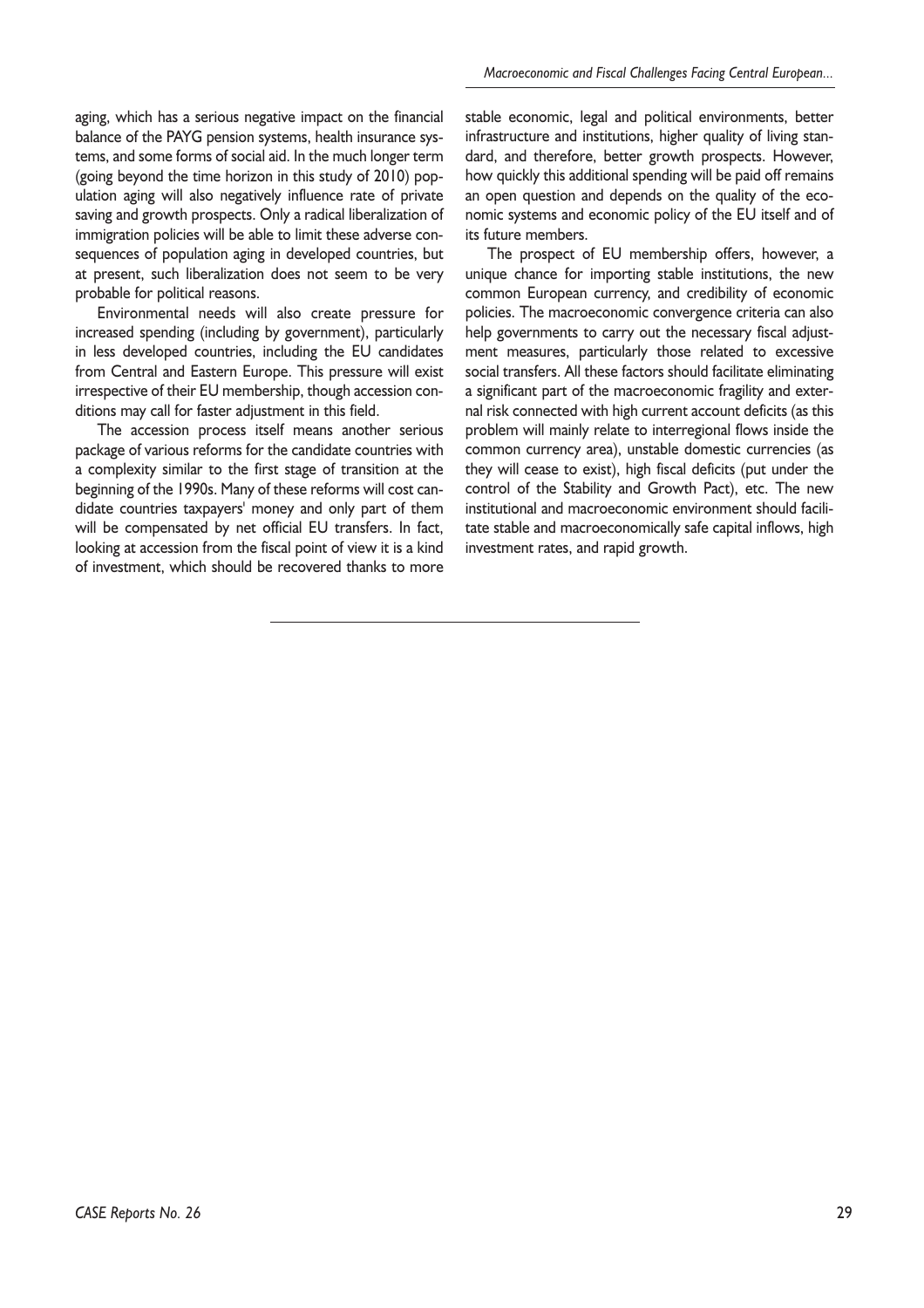aging, which has a serious negative impact on the financial balance of the PAYG pension systems, health insurance systems, and some forms of social aid. In the much longer term (going beyond the time horizon in this study of 2010) population aging will also negatively influence rate of private saving and growth prospects. Only a radical liberalization of immigration policies will be able to limit these adverse consequences of population aging in developed countries, but at present, such liberalization does not seem to be very probable for political reasons.

Environmental needs will also create pressure for increased spending (including by government), particularly in less developed countries, including the EU candidates from Central and Eastern Europe. This pressure will exist irrespective of their EU membership, though accession conditions may call for faster adjustment in this field.

The accession process itself means another serious package of various reforms for the candidate countries with a complexity similar to the first stage of transition at the beginning of the 1990s. Many of these reforms will cost candidate countries taxpayers' money and only part of them will be compensated by net official EU transfers. In fact, looking at accession from the fiscal point of view it is a kind of investment, which should be recovered thanks to more stable economic, legal and political environments, better infrastructure and institutions, higher quality of living standard, and therefore, better growth prospects. However, how quickly this additional spending will be paid off remains an open question and depends on the quality of the economic systems and economic policy of the EU itself and of its future members.

The prospect of EU membership offers, however, a unique chance for importing stable institutions, the new common European currency, and credibility of economic policies. The macroeconomic convergence criteria can also help governments to carry out the necessary fiscal adjustment measures, particularly those related to excessive social transfers. All these factors should facilitate eliminating a significant part of the macroeconomic fragility and external risk connected with high current account deficits (as this problem will mainly relate to interregional flows inside the common currency area), unstable domestic currencies (as they will cease to exist), high fiscal deficits (put under the control of the Stability and Growth Pact), etc. The new institutional and macroeconomic environment should facilitate stable and macroeconomically safe capital inflows, high investment rates, and rapid growth.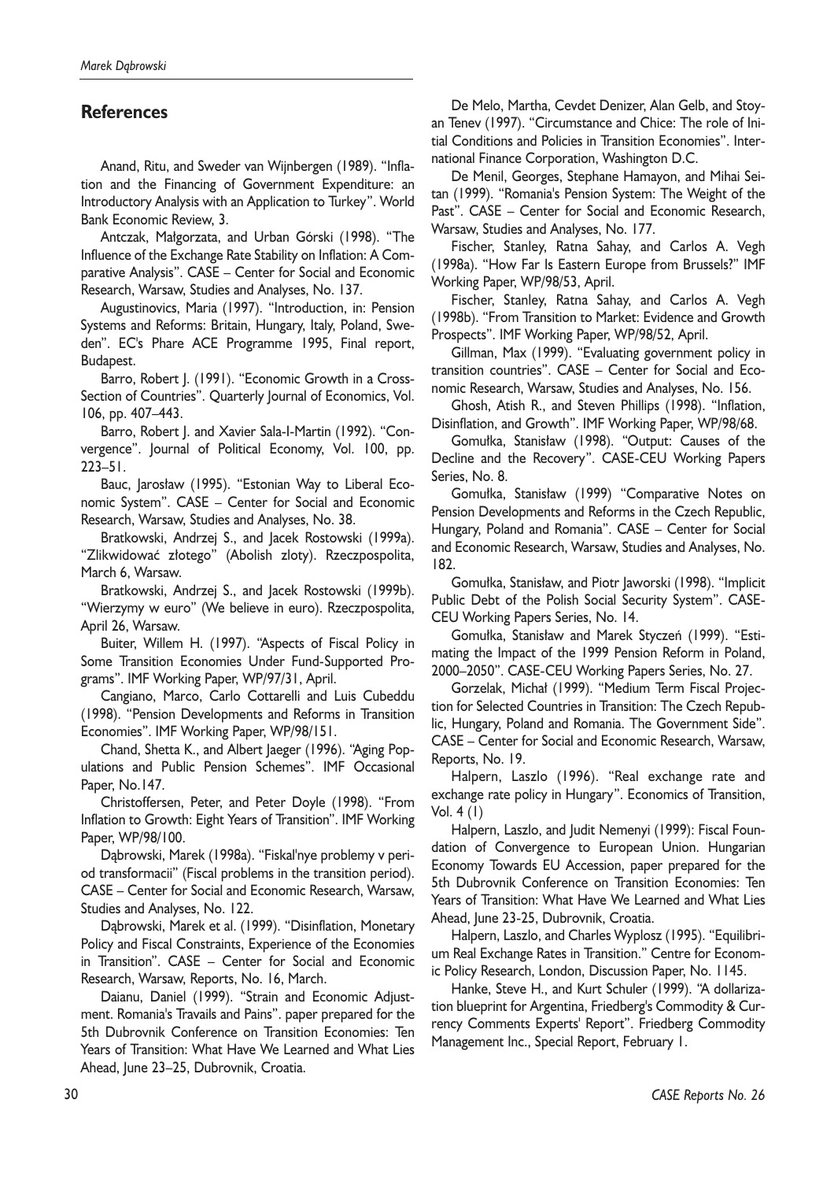## References

Anand, Ritu, and Sweder van Wijnbergen (1989). "Inflation and the Financing of Government Expenditure: an Introductory Analysis with an Application to Turkey". World Bank Economic Review, 3.

Antczak, Małgorzata, and Urban Górski (1998). "The Influence of the Exchange Rate Stability on Inflation: A Comparative Analysis". CASE – Center for Social and Economic Research, Warsaw, Studies and Analyses, No. 137.

Augustinovics, Maria (1997). "Introduction, in: Pension Systems and Reforms: Britain, Hungary, Italy, Poland, Sweden". EC's Phare ACE Programme 1995, Final report, Budapest.

Barro, Robert J. (1991). "Economic Growth in a Cross-Section of Countries". Quarterly Journal of Economics, Vol. 106, pp. 407–443.

Barro, Robert J. and Xavier Sala-I-Martin (1992). "Convergence". Journal of Political Economy, Vol. 100, pp. 223–51.

Bauc, Jarosław (1995). "Estonian Way to Liberal Economic System". CASE – Center for Social and Economic Research, Warsaw, Studies and Analyses, No. 38.

Bratkowski, Andrzej S., and Jacek Rostowski (1999a). "Zlikwidować złotego" (Abolish zloty). Rzeczpospolita, March 6, Warsaw.

Bratkowski, Andrzej S., and Jacek Rostowski (1999b). "Wierzymy w euro" (We believe in euro). Rzeczpospolita, April 26, Warsaw.

Buiter, Willem H. (1997). "Aspects of Fiscal Policy in Some Transition Economies Under Fund-Supported Programs". IMF Working Paper, WP/97/31, April.

Cangiano, Marco, Carlo Cottarelli and Luis Cubeddu (1998). "Pension Developments and Reforms in Transition Economies". IMF Working Paper, WP/98/151.

Chand, Shetta K., and Albert Jaeger (1996). "Aging Populations and Public Pension Schemes". IMF Occasional Paper, No.147.

Christoffersen, Peter, and Peter Doyle (1998). "From Inflation to Growth: Eight Years of Transition". IMF Working Paper, WP/98/100.

Dąbrowski, Marek (1998a). "Fiskal'nye problemy v period transformacii" (Fiscal problems in the transition period). CASE – Center for Social and Economic Research, Warsaw, Studies and Analyses, No. 122.

Dąbrowski, Marek et al. (1999). "Disinflation, Monetary Policy and Fiscal Constraints, Experience of the Economies in Transition". CASE – Center for Social and Economic Research, Warsaw, Reports, No. 16, March.

Daianu, Daniel (1999). "Strain and Economic Adjustment. Romania's Travails and Pains". paper prepared for the 5th Dubrovnik Conference on Transition Economies: Ten Years of Transition: What Have We Learned and What Lies Ahead, June 23–25, Dubrovnik, Croatia.

De Melo, Martha, Cevdet Denizer, Alan Gelb, and Stoyan Tenev (1997). "Circumstance and Chice: The role of Initial Conditions and Policies in Transition Economies". International Finance Corporation, Washington D.C.

De Menil, Georges, Stephane Hamayon, and Mihai Seitan (1999). "Romania's Pension System: The Weight of the Past". CASE – Center for Social and Economic Research, Warsaw, Studies and Analyses, No. 177.

Fischer, Stanley, Ratna Sahay, and Carlos A. Vegh (1998a). "How Far Is Eastern Europe from Brussels?" IMF Working Paper, WP/98/53, April.

Fischer, Stanley, Ratna Sahay, and Carlos A. Vegh (1998b). "From Transition to Market: Evidence and Growth Prospects". IMF Working Paper, WP/98/52, April.

Gillman, Max (1999). "Evaluating government policy in transition countries". CASE – Center for Social and Economic Research, Warsaw, Studies and Analyses, No. 156.

Ghosh, Atish R., and Steven Phillips (1998). "Inflation, Disinflation, and Growth". IMF Working Paper, WP/98/68.

Gomułka, Stanisław (1998). "Output: Causes of the Decline and the Recovery". CASE-CEU Working Papers Series, No. 8.

Gomułka, Stanisław (1999) "Comparative Notes on Pension Developments and Reforms in the Czech Republic, Hungary, Poland and Romania". CASE – Center for Social and Economic Research, Warsaw, Studies and Analyses, No. 182.

Gomułka, Stanisław, and Piotr Jaworski (1998). "Implicit Public Debt of the Polish Social Security System". CASE-CEU Working Papers Series, No. 14.

Gomułka, Stanisław and Marek Styczeń (1999). "Estimating the Impact of the 1999 Pension Reform in Poland, 2000–2050". CASE-CEU Working Papers Series, No. 27.

Gorzelak, Michał (1999). "Medium Term Fiscal Projection for Selected Countries in Transition: The Czech Republic, Hungary, Poland and Romania. The Government Side". CASE – Center for Social and Economic Research, Warsaw, Reports, No. 19.

Halpern, Laszlo (1996). "Real exchange rate and exchange rate policy in Hungary". Economics of Transition, Vol. 4 (1)

Halpern, Laszlo, and Judit Nemenyi (1999): Fiscal Foundation of Convergence to European Union. Hungarian Economy Towards EU Accession, paper prepared for the 5th Dubrovnik Conference on Transition Economies: Ten Years of Transition: What Have We Learned and What Lies Ahead, June 23-25, Dubrovnik, Croatia.

Halpern, Laszlo, and Charles Wyplosz (1995). "Equilibrium Real Exchange Rates in Transition." Centre for Economic Policy Research, London, Discussion Paper, No. 1145.

Hanke, Steve H., and Kurt Schuler (1999). "A dollarization blueprint for Argentina, Friedberg's Commodity & Currency Comments Experts' Report". Friedberg Commodity Management Inc., Special Report, February 1.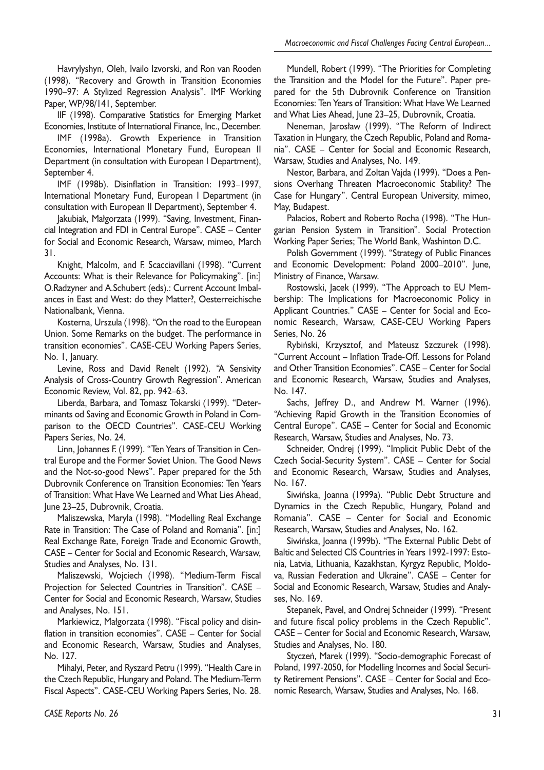Havrylyshyn, Oleh, Ivailo Izvorski, and Ron van Rooden (1998). "Recovery and Growth in Transition Economies 1990–97: A Stylized Regression Analysis". IMF Working Paper, WP/98/141, September.

IIF (1998). Comparative Statistics for Emerging Market Economies, Institute of International Finance, Inc., December.

IMF (1998a). Growth Experience in Transition Economies, International Monetary Fund, European II Department (in consultation with European I Department), September 4.

IMF (1998b). Disinflation in Transition: 1993–1997, International Monetary Fund, European I Department (in consultation with European II Department), September 4.

Jakubiak, Małgorzata (1999). "Saving, Investment, Financial Integration and FDI in Central Europe". CASE – Center for Social and Economic Research, Warsaw, mimeo, March 31.

Knight, Malcolm, and F. Scacciavillani (1998). "Current Accounts: What is their Relevance for Policymaking". [in:] O.Radzyner and A.Schubert (eds).: Current Account Imbalances in East and West: do they Matter?, Oesterreichische Nationalbank, Vienna.

Kosterna, Urszula (1998). "On the road to the European Union. Some Remarks on the budget. The performance in transition economies". CASE-CEU Working Papers Series, No. 1, January.

Levine, Ross and David Renelt (1992). "A Sensivity Analysis of Cross-Country Growth Regression". American Economic Review, Vol. 82, pp. 942–63.

Liberda, Barbara, and Tomasz Tokarski (1999). "Determinants od Saving and Economic Growth in Poland in Comparison to the OECD Countries". CASE-CEU Working Papers Series, No. 24.

Linn, Johannes F. (1999). "Ten Years of Transition in Central Europe and the Former Soviet Union. The Good News and the Not-so-good News". Paper prepared for the 5th Dubrovnik Conference on Transition Economies: Ten Years of Transition: What Have We Learned and What Lies Ahead, June 23–25, Dubrovnik, Croatia.

Maliszewska, Maryla (1998). "Modelling Real Exchange Rate in Transition: The Case of Poland and Romania". [in:] Real Exchange Rate, Foreign Trade and Economic Growth, CASE – Center for Social and Economic Research, Warsaw, Studies and Analyses, No. 131.

Maliszewski, Wojciech (1998). "Medium-Term Fiscal Projection for Selected Countries in Transition". CASE – Center for Social and Economic Research, Warsaw, Studies and Analyses, No. 151.

Markiewicz, Małgorzata (1998). "Fiscal policy and disinflation in transition economies". CASE – Center for Social and Economic Research, Warsaw, Studies and Analyses, No. 127.

Mihalyi, Peter, and Ryszard Petru (1999). "Health Care in the Czech Republic, Hungary and Poland. The Medium-Term Fiscal Aspects". CASE-CEU Working Papers Series, No. 28.

Mundell, Robert (1999). "The Priorities for Completing the Transition and the Model for the Future". Paper prepared for the 5th Dubrovnik Conference on Transition Economies: Ten Years of Transition: What Have We Learned and What Lies Ahead, June 23–25, Dubrovnik, Croatia.

Neneman, Jarosław (1999). "The Reform of Indirect Taxation in Hungary, the Czech Republic, Poland and Romania". CASE – Center for Social and Economic Research, Warsaw, Studies and Analyses, No. 149.

Nestor, Barbara, and Zoltan Vajda (1999). "Does a Pensions Overhang Threaten Macroeconomic Stability? The Case for Hungary". Central European University, mimeo, May, Budapest.

Palacios, Robert and Roberto Rocha (1998). "The Hungarian Pension System in Transition". Social Protection Working Paper Series; The World Bank, Washinton D.C.

Polish Government (1999). "Strategy of Public Finances and Economic Development: Poland 2000–2010". June, Ministry of Finance, Warsaw.

Rostowski, Jacek (1999). "The Approach to EU Membership: The Implications for Macroeconomic Policy in Applicant Countries." CASE – Center for Social and Economic Research, Warsaw, CASE-CEU Working Papers Series, No. 26

Rybiński, Krzysztof, and Mateusz Szczurek (1998). "Current Account – Inflation Trade-Off. Lessons for Poland and Other Transition Economies". CASE – Center for Social and Economic Research, Warsaw, Studies and Analyses, No. 147.

Sachs, Jeffrey D., and Andrew M. Warner (1996). "Achieving Rapid Growth in the Transition Economies of Central Europe". CASE – Center for Social and Economic Research, Warsaw, Studies and Analyses, No. 73.

Schneider, Ondrej (1999). "Implicit Public Debt of the Czech Social-Security System". CASE – Center for Social and Economic Research, Warsaw, Studies and Analyses, No. 167.

Siwińska, Joanna (1999a). "Public Debt Structure and Dynamics in the Czech Republic, Hungary, Poland and Romania". CASE – Center for Social and Economic Research, Warsaw, Studies and Analyses, No. 162.

Siwińska, Joanna (1999b). "The External Public Debt of Baltic and Selected CIS Countries in Years 1992-1997: Estonia, Latvia, Lithuania, Kazakhstan, Kyrgyz Republic, Moldova, Russian Federation and Ukraine". CASE – Center for Social and Economic Research, Warsaw, Studies and Analyses, No. 169.

Stepanek, Pavel, and Ondrej Schneider (1999). "Present and future fiscal policy problems in the Czech Republic". CASE – Center for Social and Economic Research, Warsaw, Studies and Analyses, No. 180.

Styczeń, Marek (1999). "Socio-demographic Forecast of Poland, 1997-2050, for Modelling Incomes and Social Security Retirement Pensions". CASE – Center for Social and Economic Research, Warsaw, Studies and Analyses, No. 168.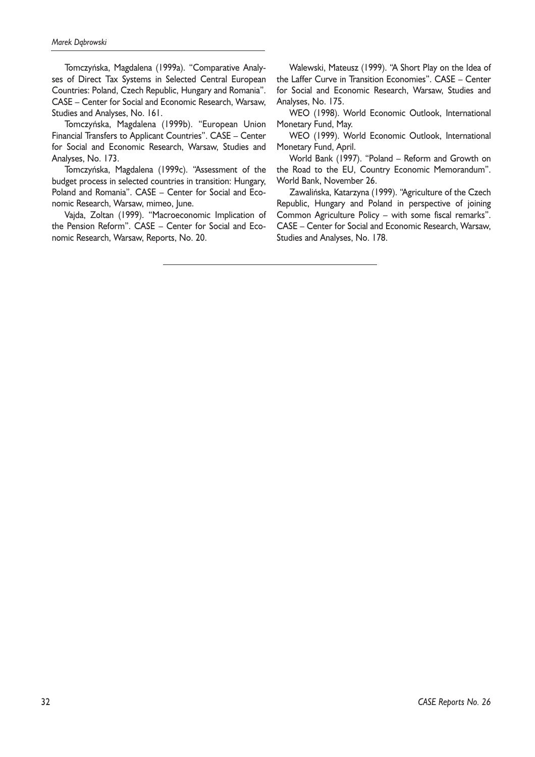Tomczyńska, Magdalena (1999a). "Comparative Analyses of Direct Tax Systems in Selected Central European Countries: Poland, Czech Republic, Hungary and Romania". CASE – Center for Social and Economic Research, Warsaw, Studies and Analyses, No. 161.

Tomczyńska, Magdalena (1999b). "European Union Financial Transfers to Applicant Countries". CASE – Center for Social and Economic Research, Warsaw, Studies and Analyses, No. 173.

Tomczyńska, Magdalena (1999c). "Assessment of the budget process in selected countries in transition: Hungary, Poland and Romania". CASE – Center for Social and Economic Research, Warsaw, mimeo, June.

Vajda, Zoltan (1999). "Macroeconomic Implication of the Pension Reform". CASE – Center for Social and Economic Research, Warsaw, Reports, No. 20.

Walewski, Mateusz (1999). "A Short Play on the Idea of the Laffer Curve in Transition Economies". CASE – Center for Social and Economic Research, Warsaw, Studies and Analyses, No. 175.

WEO (1998). World Economic Outlook, International Monetary Fund, May.

WEO (1999). World Economic Outlook, International Monetary Fund, April.

World Bank (1997). "Poland – Reform and Growth on the Road to the EU, Country Economic Memorandum". World Bank, November 26.

Zawalińska, Katarzyna (1999). "Agriculture of the Czech Republic, Hungary and Poland in perspective of joining Common Agriculture Policy – with some fiscal remarks". CASE – Center for Social and Economic Research, Warsaw, Studies and Analyses, No. 178.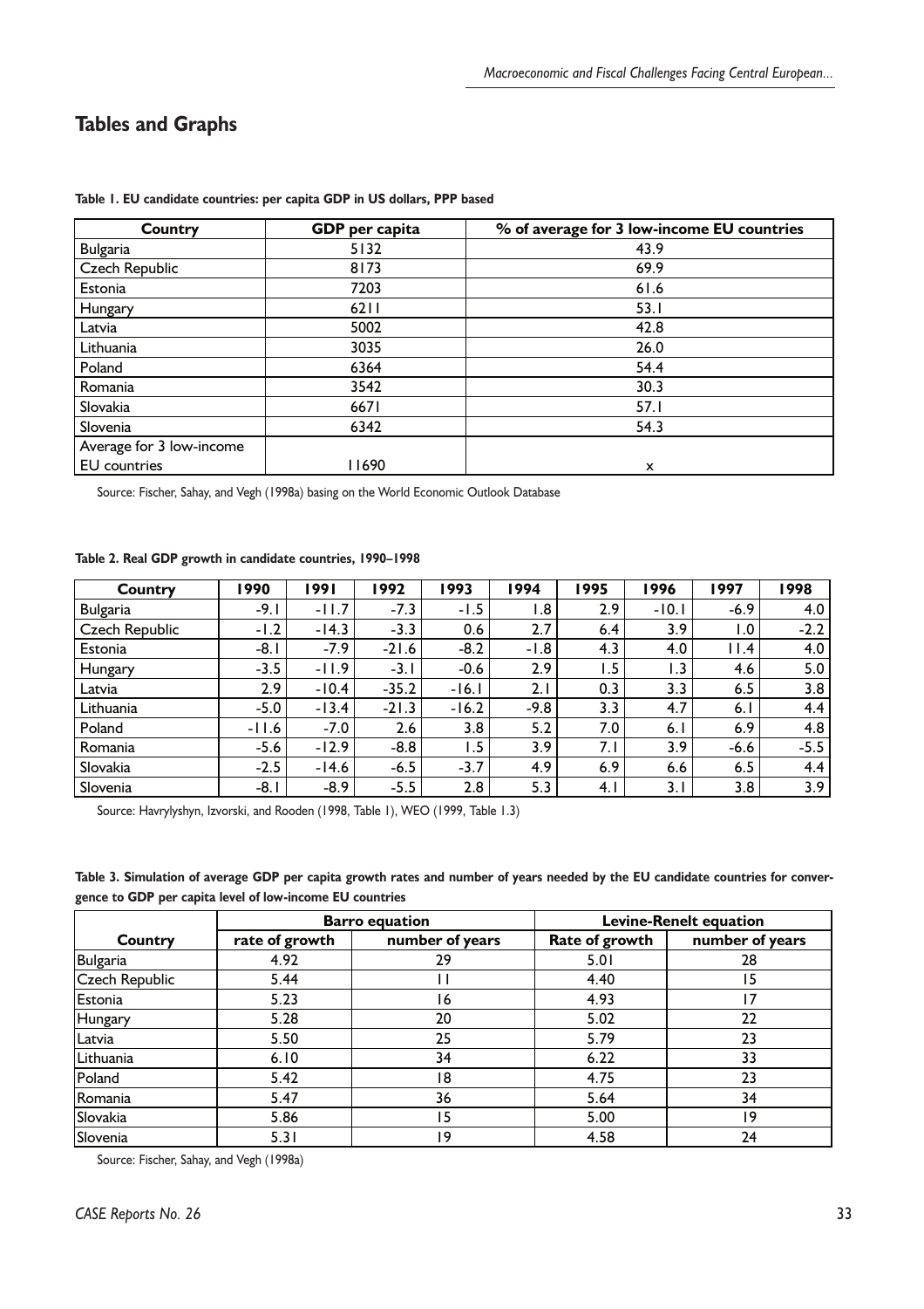## Tables and Graphs

**Table 1. EU candidate countries: per capita GDP in US dollars, PPP based**

| Country | GDP per capita | % of average for 3 low-income EU countries |
|---|---|---|
| Bulgaria | 5132 | 43.9 |
| Czech Republic | 8173 | 69.9 |
| Estonia | 7203 | 61.6 |
| Hungary | 6211 | 53.1 |
| Latvia | 5002 | 42.8 |
| Lithuania | 3035 | 26.0 |
| Poland | 6364 | 54.4 |
| Romania | 3542 | 30.3 |
| Slovakia | 6671 | 57.1 |
| Slovenia | 6342 | 54.3 |
| Average for 3 low-income EU countries | 11690 | x |

Source: Fischer, Sahay, and Vegh (1998a) basing on the World Economic Outlook Database

**Table 2. Real GDP growth in candidate countries, 1990–1998**

| Country | 1990 | 1991 | 1992 | 1993 | 1994 | 1995 | 1996 | 1997 | 1998 |
|---|---|---|---|---|---|---|---|---|---|
| Bulgaria | -9.1 | -11.7 | -7.3 | -1.5 | 1.8 | 2.9 | -10.1 | -6.9 | 4.0 |
| Czech Republic | -1.2 | -14.3 | -3.3 | 0.6 | 2.7 | 6.4 | 3.9 | 1.0 | -2.2 |
| Estonia | -8.1 | -7.9 | -21.6 | -8.2 | -1.8 | 4.3 | 4.0 | 11.4 | 4.0 |
| Hungary | -3.5 | -11.9 | -3.1 | -0.6 | 2.9 | 1.5 | 1.3 | 4.6 | 5.0 |
| Latvia | 2.9 | -10.4 | -35.2 | -16.1 | 2.1 | 0.3 | 3.3 | 6.5 | 3.8 |
| Lithuania | -5.0 | -13.4 | -21.3 | -16.2 | -9.8 | 3.3 | 4.7 | 6.1 | 4.4 |
| Poland | -11.6 | -7.0 | 2.6 | 3.8 | 5.2 | 7.0 | 6.1 | 6.9 | 4.8 |
| Romania | -5.6 | -12.9 | -8.8 | 1.5 | 3.9 | 7.1 | 3.9 | -6.6 | -5.5 |
| Slovakia | -2.5 | -14.6 | -6.5 | -3.7 | 4.9 | 6.9 | 6.6 | 6.5 | 4.4 |
| Slovenia | -8.1 | -8.9 | -5.5 | 2.8 | 5.3 | 4.1 | 3.1 | 3.8 | 3.9 |

Source: Havrylyshyn, Izvorski, and Rooden (1998, Table 1), WEO (1999, Table 1.3)

**Table 3. Simulation of average GDP per capita growth rates and number of years needed by the EU candidate countries for convergence to GDP per capita level of low-income EU countries**

| | Barro equation | | Levine-Renelt equation | |
|---|---|---|---|---|
| Country | rate of growth | number of years | Rate of growth | number of years |
| Bulgaria | 4.92 | 29 | 5.01 | 28 |
| Czech Republic | 5.44 | 11 | 4.40 | 15 |
| Estonia | 5.23 | 16 | 4.93 | 17 |
| Hungary | 5.28 | 20 | 5.02 | 22 |
| Latvia | 5.50 | 25 | 5.79 | 23 |
| Lithuania | 6.10 | 34 | 6.22 | 33 |
| Poland | 5.42 | 18 | 4.75 | 23 |
| Romania | 5.47 | 36 | 5.64 | 34 |
| Slovakia | 5.86 | 15 | 5.00 | 19 |
| Slovenia | 5.31 | 19 | 4.58 | 24 |

Source: Fischer, Sahay, and Vegh (1998a)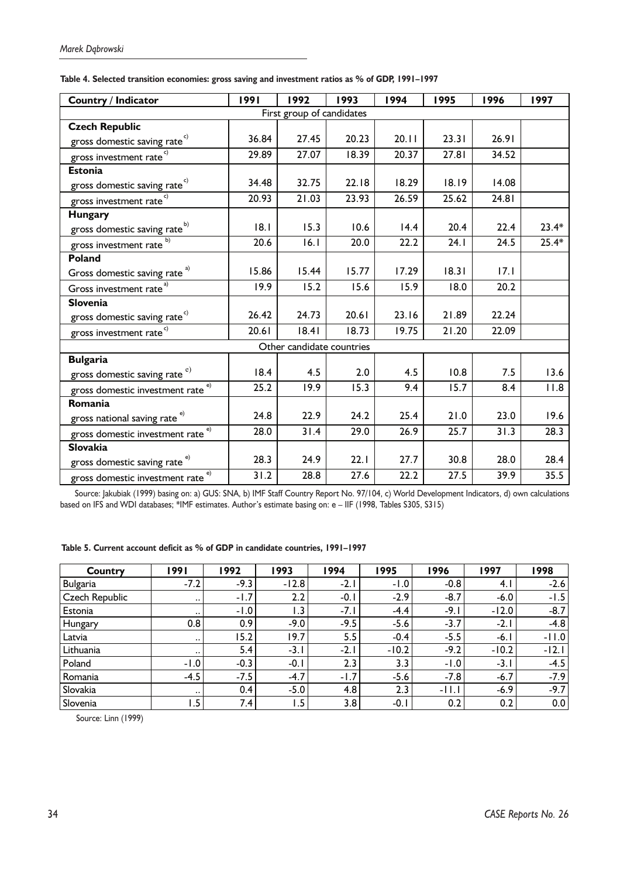**Table 4. Selected transition economies: gross saving and investment ratios as % of GDP, 1991–1997**

| Country / Indicator | 1991 | 1992 | 1993 | 1994 | 1995 | 1996 | 1997 |
|---|---|---|---|---|---|---|---|
| First group of candidates | | | | | | | |
| **Czech Republic** | | | | | | | |
| gross domestic saving rate [c)] | 36.84 | 27.45 | 20.23 | 20.11 | 23.31 | 26.91 | |
| gross investment rate [c)] | 29.89 | 27.07 | 18.39 | 20.37 | 27.81 | 34.52 | |
| **Estonia** | | | | | | | |
| gross domestic saving rate [c)] | 34.48 | 32.75 | 22.18 | 18.29 | 18.19 | 14.08 | |
| gross investment rate [c)] | 20.93 | 21.03 | 23.93 | 26.59 | 25.62 | 24.81 | |
| **Hungary** | | | | | | | |
| gross domestic saving rate [b)] | 18.1 | 15.3 | 10.6 | 14.4 | 20.4 | 22.4 | 23.4* |
| gross investment rate [b)] | 20.6 | 16.1 | 20.0 | 22.2 | 24.1 | 24.5 | 25.4* |
| **Poland** | | | | | | | |
| Gross domestic saving rate [a)] | 15.86 | 15.44 | 15.77 | 17.29 | 18.31 | 17.1 | |
| Gross investment rate [a)] | 19.9 | 15.2 | 15.6 | 15.9 | 18.0 | 20.2 | |
| **Slovenia** | | | | | | | |
| gross domestic saving rate [c)] | 26.42 | 24.73 | 20.61 | 23.16 | 21.89 | 22.24 | |
| gross investment rate [c)] | 20.61 | 18.41 | 18.73 | 19.75 | 21.20 | 22.09 | |
| Other candidate countries | | | | | | | |
| **Bulgaria** | | | | | | | |
| gross domestic saving rate [e)] | 18.4 | 4.5 | 2.0 | 4.5 | 10.8 | 7.5 | 13.6 |
| gross domestic investment rate [e)] | 25.2 | 19.9 | 15.3 | 9.4 | 15.7 | 8.4 | 11.8 |
| **Romania** | | | | | | | |
| gross national saving rate [e)] | 24.8 | 22.9 | 24.2 | 25.4 | 21.0 | 23.0 | 19.6 |
| gross domestic investment rate [e)] | 28.0 | 31.4 | 29.0 | 26.9 | 25.7 | 31.3 | 28.3 |
| **Slovakia** | | | | | | | |
| gross domestic saving rate [e)] | 28.3 | 24.9 | 22.1 | 27.7 | 30.8 | 28.0 | 28.4 |
| gross domestic investment rate [e)] | 31.2 | 28.8 | 27.6 | 22.2 | 27.5 | 39.9 | 35.5 |

Source: Jakubiak (1999) basing on: a) GUS: SNA, b) IMF Staff Country Report No. 97/104, c) World Development Indicators, d) own calculations based on IFS and WDI databases; *IMF estimates. Author's estimate basing on: e – IIF (1998, Tables S305, S315)

**Table 5. Current account deficit as % of GDP in candidate countries, 1991–1997**

| Country | 1991 | 1992 | 1993 | 1994 | 1995 | 1996 | 1997 | 1998 |
|---|---|---|---|---|---|---|---|---|
| Bulgaria | -7.2 | -9.3 | -12.8 | -2.1 | -1.0 | -0.8 | 4.1 | -2.6 |
| Czech Republic | .. | -1.7 | 2.2 | -0.1 | -2.9 | -8.7 | -6.0 | -1.5 |
| Estonia | .. | -1.0 | 1.3 | -7.1 | -4.4 | -9.1 | -12.0 | -8.7 |
| Hungary | 0.8 | 0.9 | -9.0 | -9.5 | -5.6 | -3.7 | -2.1 | -4.8 |
| Latvia | .. | 15.2 | 19.7 | 5.5 | -0.4 | -5.5 | -6.1 | -11.0 |
| Lithuania | .. | 5.4 | -3.1 | -2.1 | -10.2 | -9.2 | -10.2 | -12.1 |
| Poland | -1.0 | -0.3 | -0.1 | 2.3 | 3.3 | -1.0 | -3.1 | -4.5 |
| Romania | -4.5 | -7.5 | -4.7 | -1.7 | -5.6 | -7.8 | -6.7 | -7.9 |
| Slovakia | .. | 0.4 | -5.0 | 4.8 | 2.3 | -11.1 | -6.9 | -9.7 |
| Slovenia | 1.5 | 7.4 | 1.5 | 3.8 | -0.1 | 0.2 | 0.2 | 0.0 |

Source: Linn (1999)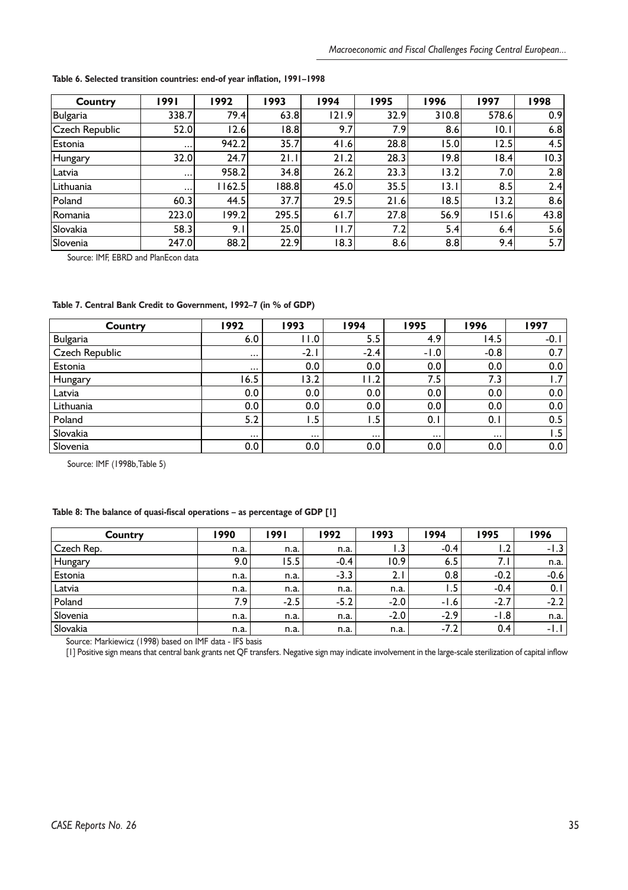**Table 6. Selected transition countries: end-of year inflation, 1991–1998**

| Country | 1991 | 1992 | 1993 | 1994 | 1995 | 1996 | 1997 | 1998 |
|---|---|---|---|---|---|---|---|---|
| Bulgaria | 338.7 | 79.4 | 63.8 | 121.9 | 32.9 | 310.8 | 578.6 | 0.9 |
| Czech Republic | 52.0 | 12.6 | 18.8 | 9.7 | 7.9 | 8.6 | 10.1 | 6.8 |
| Estonia | ... | 942.2 | 35.7 | 41.6 | 28.8 | 15.0 | 12.5 | 4.5 |
| Hungary | 32.0 | 24.7 | 21.1 | 21.2 | 28.3 | 19.8 | 18.4 | 10.3 |
| Latvia | ... | 958.2 | 34.8 | 26.2 | 23.3 | 13.2 | 7.0 | 2.8 |
| Lithuania | ... | 1162.5 | 188.8 | 45.0 | 35.5 | 13.1 | 8.5 | 2.4 |
| Poland | 60.3 | 44.5 | 37.7 | 29.5 | 21.6 | 18.5 | 13.2 | 8.6 |
| Romania | 223.0 | 199.2 | 295.5 | 61.7 | 27.8 | 56.9 | 151.6 | 43.8 |
| Slovakia | 58.3 | 9.1 | 25.0 | 11.7 | 7.2 | 5.4 | 6.4 | 5.6 |
| Slovenia | 247.0 | 88.2 | 22.9 | 18.3 | 8.6 | 8.8 | 9.4 | 5.7 |

Source: IMF, EBRD and PlanEcon data

**Table 7. Central Bank Credit to Government, 1992–7 (in % of GDP)**

| Country | 1992 | 1993 | 1994 | 1995 | 1996 | 1997 |
|---|---|---|---|---|---|---|
| Bulgaria | 6.0 | 11.0 | 5.5 | 4.9 | 14.5 | -0.1 |
| Czech Republic | ... | -2.1 | -2.4 | -1.0 | -0.8 | 0.7 |
| Estonia | ... | 0.0 | 0.0 | 0.0 | 0.0 | 0.0 |
| Hungary | 16.5 | 13.2 | 11.2 | 7.5 | 7.3 | 1.7 |
| Latvia | 0.0 | 0.0 | 0.0 | 0.0 | 0.0 | 0.0 |
| Lithuania | 0.0 | 0.0 | 0.0 | 0.0 | 0.0 | 0.0 |
| Poland | 5.2 | 1.5 | 1.5 | 0.1 | 0.1 | 0.5 |
| Slovakia | ... | ... | ... | ... | ... | 1.5 |
| Slovenia | 0.0 | 0.0 | 0.0 | 0.0 | 0.0 | 0.0 |

Source: IMF (1998b, Table 5)

**Table 8: The balance of quasi-fiscal operations – as percentage of GDP [1]**

| Country | 1990 | 1991 | 1992 | 1993 | 1994 | 1995 | 1996 |
|---|---|---|---|---|---|---|---|
| Czech Rep. | n.a. | n.a. | n.a. | 1.3 | -0.4 | 1.2 | -1.3 |
| Hungary | 9.0 | 15.5 | -0.4 | 10.9 | 6.5 | 7.1 | n.a. |
| Estonia | n.a. | n.a. | -3.3 | 2.1 | 0.8 | -0.2 | -0.6 |
| Latvia | n.a. | n.a. | n.a. | n.a. | 1.5 | -0.4 | 0.1 |
| Poland | 7.9 | -2.5 | -5.2 | -2.0 | -1.6 | -2.7 | -2.2 |
| Slovenia | n.a. | n.a. | n.a. | -2.0 | -2.9 | -1.8 | n.a. |
| Slovakia | n.a. | n.a. | n.a. | n.a. | -7.2 | 0.4 | -1.1 |

Source: Markiewicz (1998) based on IMF data - IFS basis

[1] Positive sign means that central bank grants net QF transfers. Negative sign may indicate involvement in the large-scale sterilization of capital inflow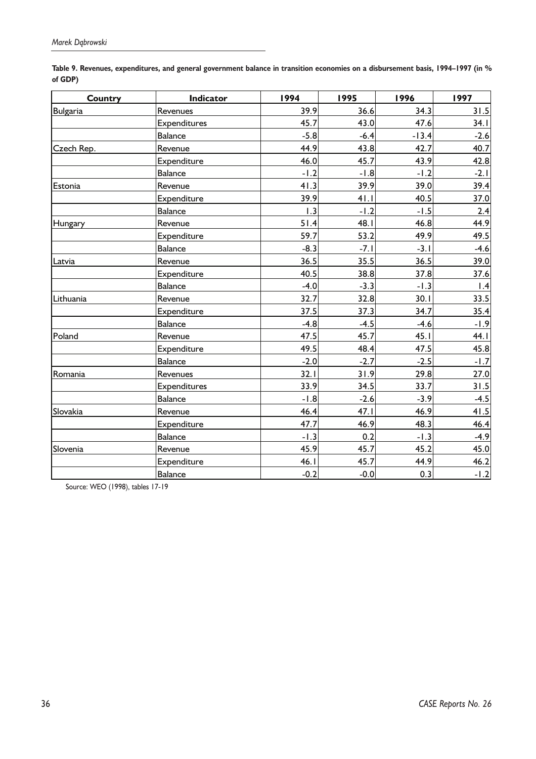**Table 9. Revenues, expenditures, and general government balance in transition economies on a disbursement basis, 1994–1997 (in % of GDP)**

| Country | Indicator | 1994 | 1995 | 1996 | 1997 |
|---|---|---|---|---|---|
| Bulgaria | Revenues | 39.9 | 36.6 | 34.3 | 31.5 |
| | Expenditures | 45.7 | 43.0 | 47.6 | 34.1 |
| | Balance | -5.8 | -6.4 | -13.4 | -2.6 |
| Czech Rep. | Revenue | 44.9 | 43.8 | 42.7 | 40.7 |
| | Expenditure | 46.0 | 45.7 | 43.9 | 42.8 |
| | Balance | -1.2 | -1.8 | -1.2 | -2.1 |
| Estonia | Revenue | 41.3 | 39.9 | 39.0 | 39.4 |
| | Expenditure | 39.9 | 41.1 | 40.5 | 37.0 |
| | Balance | 1.3 | -1.2 | -1.5 | 2.4 |
| Hungary | Revenue | 51.4 | 48.1 | 46.8 | 44.9 |
| | Expenditure | 59.7 | 53.2 | 49.9 | 49.5 |
| | Balance | -8.3 | -7.1 | -3.1 | -4.6 |
| Latvia | Revenue | 36.5 | 35.5 | 36.5 | 39.0 |
| | Expenditure | 40.5 | 38.8 | 37.8 | 37.6 |
| | Balance | -4.0 | -3.3 | -1.3 | 1.4 |
| Lithuania | Revenue | 32.7 | 32.8 | 30.1 | 33.5 |
| | Expenditure | 37.5 | 37.3 | 34.7 | 35.4 |
| | Balance | -4.8 | -4.5 | -4.6 | -1.9 |
| Poland | Revenue | 47.5 | 45.7 | 45.1 | 44.1 |
| | Expenditure | 49.5 | 48.4 | 47.5 | 45.8 |
| | Balance | -2.0 | -2.7 | -2.5 | -1.7 |
| Romania | Revenues | 32.1 | 31.9 | 29.8 | 27.0 |
| | Expenditures | 33.9 | 34.5 | 33.7 | 31.5 |
| | Balance | -1.8 | -2.6 | -3.9 | -4.5 |
| Slovakia | Revenue | 46.4 | 47.1 | 46.9 | 41.5 |
| | Expenditure | 47.7 | 46.9 | 48.3 | 46.4 |
| | Balance | -1.3 | 0.2 | -1.3 | -4.9 |
| Slovenia | Revenue | 45.9 | 45.7 | 45.2 | 45.0 |
| | Expenditure | 46.1 | 45.7 | 44.9 | 46.2 |
| | Balance | -0.2 | -0.0 | 0.3 | -1.2 |

Source: WEO (1998), tables 17-19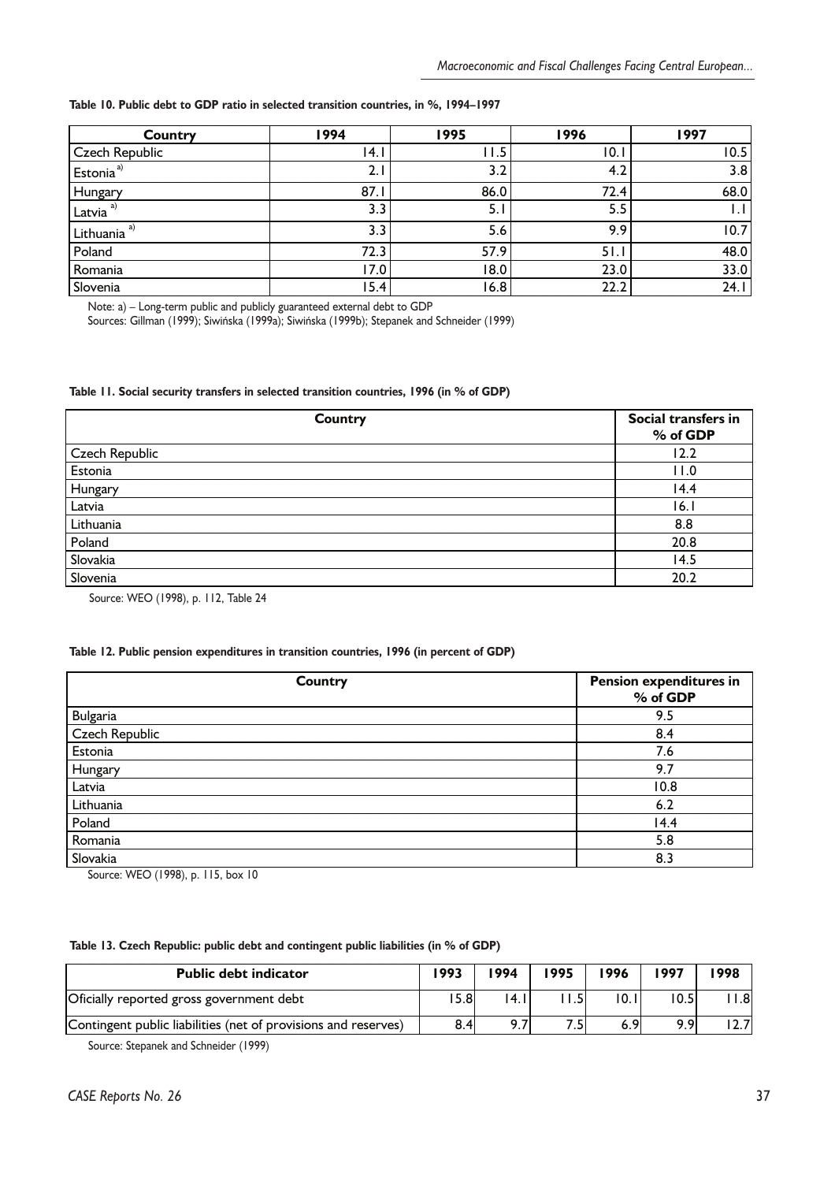**Table 10. Public debt to GDP ratio in selected transition countries, in %, 1994–1997**

| Country | 1994 | 1995 | 1996 | 1997 |
|---|---|---|---|---|
| Czech Republic | 14.1 | 11.5 | 10.1 | 10.5 |
| Estonia [a)] | 2.1 | 3.2 | 4.2 | 3.8 |
| Hungary | 87.1 | 86.0 | 72.4 | 68.0 |
| Latvia [a)] | 3.3 | 5.1 | 5.5 | 1.1 |
| Lithuania [a)] | 3.3 | 5.6 | 9.9 | 10.7 |
| Poland | 72.3 | 57.9 | 51.1 | 48.0 |
| Romania | 17.0 | 18.0 | 23.0 | 33.0 |
| Slovenia | 15.4 | 16.8 | 22.2 | 24.1 |

Note: a) – Long-term public and publicly guaranteed external debt to GDP
Sources: Gillman (1999); Siwińska (1999a); Siwińska (1999b); Stepanek and Schneider (1999)

**Table 11. Social security transfers in selected transition countries, 1996 (in % of GDP)**

| Country | Social transfers in % of GDP |
|---|---|
| Czech Republic | 12.2 |
| Estonia | 11.0 |
| Hungary | 14.4 |
| Latvia | 16.1 |
| Lithuania | 8.8 |
| Poland | 20.8 |
| Slovakia | 14.5 |
| Slovenia | 20.2 |

Source: WEO (1998), p. 112, Table 24

**Table 12. Public pension expenditures in transition countries, 1996 (in percent of GDP)**

| Country | Pension expenditures in % of GDP |
|---|---|
| Bulgaria | 9.5 |
| Czech Republic | 8.4 |
| Estonia | 7.6 |
| Hungary | 9.7 |
| Latvia | 10.8 |
| Lithuania | 6.2 |
| Poland | 14.4 |
| Romania | 5.8 |
| Slovakia | 8.3 |

Source: WEO (1998), p. 115, box 10

**Table 13. Czech Republic: public debt and contingent public liabilities (in % of GDP)**

| Public debt indicator | 1993 | 1994 | 1995 | 1996 | 1997 | 1998 |
|---|---|---|---|---|---|---|
| Oficially reported gross government debt | 15.8 | 14.1 | 11.5 | 10.1 | 10.5 | 11.8 |
| Contingent public liabilities (net of provisions and reserves) | 8.4 | 9.7 | 7.5 | 6.9 | 9.9 | 12.7 |

Source: Stepanek and Schneider (1999)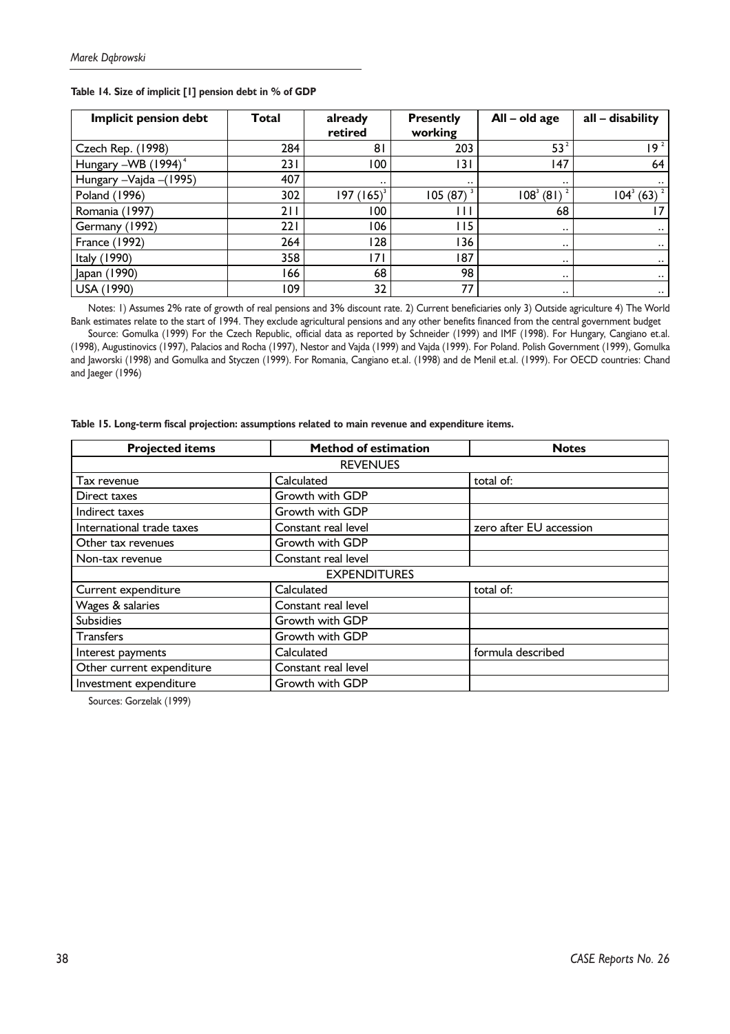**Table 14. Size of implicit [1] pension debt in % of GDP**

| Implicit pension debt | Total | already retired | Presently working | All – old age | all – disability |
|---|---|---|---|---|---|
| Czech Rep. (1998) | 284 | 81 | 203 | 53 [2] | 19 [2] |
| Hungary –WB (1994) [4] | 231 | 100 | 131 | 147 | 64 |
| Hungary –Vajda –(1995) | 407 | .. | .. | .. | .. |
| Poland (1996) | 302 | 197 (165) [3] | 105 (87) [3] | 108 [3] (81) [2] | 104 [3] (63) [2] |
| Romania (1997) | 211 | 100 | 111 | 68 | 17 |
| Germany (1992) | 221 | 106 | 115 | .. | .. |
| France (1992) | 264 | 128 | 136 | .. | .. |
| Italy (1990) | 358 | 171 | 187 | .. | .. |
| Japan (1990) | 166 | 68 | 98 | .. | .. |
| USA (1990) | 109 | 32 | 77 | .. | .. |

Notes: 1) Assumes 2% rate of growth of real pensions and 3% discount rate. 2) Current beneficiaries only 3) Outside agriculture 4) The World Bank estimates relate to the start of 1994. They exclude agricultural pensions and any other benefits financed from the central government budget

Source: Gomulka (1999) For the Czech Republic, official data as reported by Schneider (1999) and IMF (1998). For Hungary, Cangiano et.al. (1998), Augustinovics (1997), Palacios and Rocha (1997), Nestor and Vajda (1999) and Vajda (1999). For Poland. Polish Government (1999), Gomulka and Jaworski (1998) and Gomulka and Styczen (1999). For Romania, Cangiano et.al. (1998) and de Menil et.al. (1999). For OECD countries: Chand and Jaeger (1996)

**Table 15. Long-term fiscal projection: assumptions related to main revenue and expenditure items.**

| Projected items | Method of estimation | Notes |
|---|---|---|
| | REVENUES | |
| Tax revenue | Calculated | total of: |
| Direct taxes | Growth with GDP | |
| Indirect taxes | Growth with GDP | |
| International trade taxes | Constant real level | zero after EU accession |
| Other tax revenues | Growth with GDP | |
| Non-tax revenue | Constant real level | |
| | EXPENDITURES | |
| Current expenditure | Calculated | total of: |
| Wages & salaries | Constant real level | |
| Subsidies | Growth with GDP | |
| Transfers | Growth with GDP | |
| Interest payments | Calculated | formula described |
| Other current expenditure | Constant real level | |
| Investment expenditure | Growth with GDP | |

Sources: Gorzelak (1999)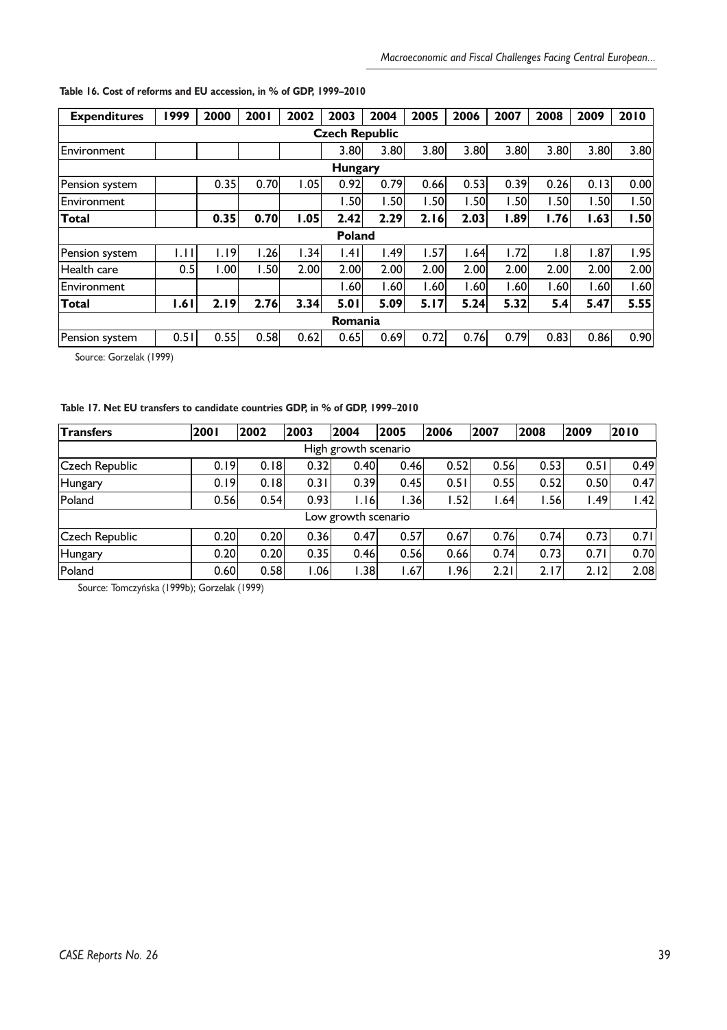**Table 16. Cost of reforms and EU accession, in % of GDP, 1999–2010**

| Expenditures | 1999 | 2000 | 2001 | 2002 | 2003 | 2004 | 2005 | 2006 | 2007 | 2008 | 2009 | 2010 |
|---|---|---|---|---|---|---|---|---|---|---|---|---|
| **Czech Republic** | | | | | | | | | | | | |
| Environment | | | | | 3.80 | 3.80 | 3.80 | 3.80 | 3.80 | 3.80 | 3.80 | 3.80 |
| **Hungary** | | | | | | | | | | | | |
| Pension system | | 0.35 | 0.70 | 1.05 | 0.92 | 0.79 | 0.66 | 0.53 | 0.39 | 0.26 | 0.13 | 0.00 |
| Environment | | | | | 1.50 | 1.50 | 1.50 | 1.50 | 1.50 | 1.50 | 1.50 | 1.50 |
| **Total** | | **0.35** | **0.70** | **1.05** | **2.42** | **2.29** | **2.16** | **2.03** | **1.89** | **1.76** | **1.63** | **1.50** |
| **Poland** | | | | | | | | | | | | |
| Pension system | 1.11 | 1.19 | 1.26 | 1.34 | 1.41 | 1.49 | 1.57 | 1.64 | 1.72 | 1.8 | 1.87 | 1.95 |
| Health care | 0.5 | 1.00 | 1.50 | 2.00 | 2.00 | 2.00 | 2.00 | 2.00 | 2.00 | 2.00 | 2.00 | 2.00 |
| Environment | | | | | 1.60 | 1.60 | 1.60 | 1.60 | 1.60 | 1.60 | 1.60 | 1.60 |
| **Total** | **1.61** | **2.19** | **2.76** | **3.34** | **5.01** | **5.09** | **5.17** | **5.24** | **5.32** | **5.4** | **5.47** | **5.55** |
| **Romania** | | | | | | | | | | | | |
| Pension system | 0.51 | 0.55 | 0.58 | 0.62 | 0.65 | 0.69 | 0.72 | 0.76 | 0.79 | 0.83 | 0.86 | 0.90 |

Source: Gorzelak (1999)

**Table 17. Net EU transfers to candidate countries GDP, in % of GDP, 1999–2010**

| Transfers | 2001 | 2002 | 2003 | 2004 | 2005 | 2006 | 2007 | 2008 | 2009 | 2010 |
|---|---|---|---|---|---|---|---|---|---|---|
| High growth scenario | | | | | | | | | | |
| Czech Republic | 0.19 | 0.18 | 0.32 | 0.40 | 0.46 | 0.52 | 0.56 | 0.53 | 0.51 | 0.49 |
| Hungary | 0.19 | 0.18 | 0.31 | 0.39 | 0.45 | 0.51 | 0.55 | 0.52 | 0.50 | 0.47 |
| Poland | 0.56 | 0.54 | 0.93 | 1.16 | 1.36 | 1.52 | 1.64 | 1.56 | 1.49 | 1.42 |
| Low growth scenario | | | | | | | | | | |
| Czech Republic | 0.20 | 0.20 | 0.36 | 0.47 | 0.57 | 0.67 | 0.76 | 0.74 | 0.73 | 0.71 |
| Hungary | 0.20 | 0.20 | 0.35 | 0.46 | 0.56 | 0.66 | 0.74 | 0.73 | 0.71 | 0.70 |
| Poland | 0.60 | 0.58 | 1.06 | 1.38 | 1.67 | 1.96 | 2.21 | 2.17 | 2.12 | 2.08 |

Source: Tomczyńska (1999b); Gorzelak (1999)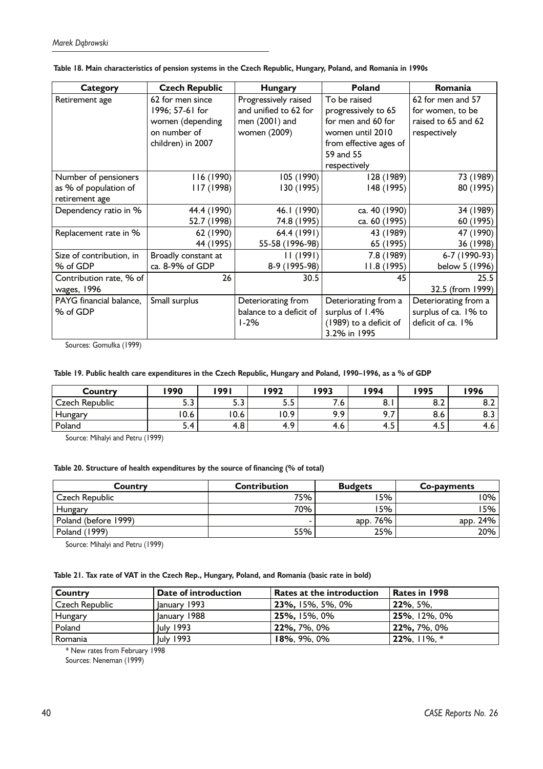**Table 18. Main characteristics of pension systems in the Czech Republic, Hungary, Poland, and Romania in 1990s**

| Category | Czech Republic | Hungary | Poland | Romania |
|---|---|---|---|---|
| Retirement age | 62 for men since 1996; 57-61 for women (depending on number of children) in 2007 | Progressively raised and unified to 62 for men (2001) and women (2009) | To be raised progressively to 65 for men and 60 for women until 2010 from effective ages of 59 and 55 respectively | 62 for men and 57 for women, to be raised to 65 and 62 respectively |
| Number of pensioners as % of population of retirement age | 116 (1990) 117 (1998) | 105 (1990) 130 (1995) | 128 (1989) 148 (1995) | 73 (1989) 80 (1995) |
| Dependency ratio in % | 44.4 (1990) 52.7 (1998) | 46.1 (1990) 74.8 (1995) | ca. 40 (1990) ca. 60 (1995) | 34 (1989) 60 (1995) |
| Replacement rate in % | 62 (1990) 44 (1995) | 64.4 (1991) 55-58 (1996-98) | 43 (1989) 65 (1995) | 47 (1990) 36 (1998) |
| Size of contribution, in % of GDP | Broadly constant at ca. 8-9% of GDP | 11 (1991) 8-9 (1995-98) | 7.8 (1989) 11.8 (1995) | 6-7 (1990-93) below 5 (1996) |
| Contribution rate, % of wages, 1996 | 26 | 30.5 | 45 | 25.5 32.5 (from 1999) |
| PAYG financial balance, % of GDP | Small surplus | Deteriorating from balance to a deficit of 1-2% | Deteriorating from a surplus of 1.4% (1989) to a deficit of 3.2% in 1995 | Deteriorating from a surplus of ca. 1% to deficit of ca. 1% |

Sources: Gomułka (1999)

**Table 19. Public health care expenditures in the Czech Republic, Hungary and Poland, 1990–1996, as a % of GDP**

| Country | 1990 | 1991 | 1992 | 1993 | 1994 | 1995 | 1996 |
|---|---|---|---|---|---|---|---|
| Czech Republic | 5.3 | 5.3 | 5.5 | 7.6 | 8.1 | 8.2 | 8.2 |
| Hungary | 10.6 | 10.6 | 10.9 | 9.9 | 9.7 | 8.6 | 8.3 |
| Poland | 5.4 | 4.8 | 4.9 | 4.6 | 4.5 | 4.5 | 4.6 |

Source: Mihalyi and Petru (1999)

**Table 20. Structure of health expenditures by the source of financing (% of total)**

| Country | Contribution | Budgets | Co-payments |
|---|---|---|---|
| Czech Republic | 75% | 15% | 10% |
| Hungary | 70% | 15% | 15% |
| Poland (before 1999) | - | app. 76% | app. 24% |
| Poland (1999) | 55% | 25% | 20% |

Source: Mihalyi and Petru (1999)

**Table 21. Tax rate of VAT in the Czech Rep., Hungary, Poland, and Romania (basic rate in bold)**

| Country | Date of introduction | Rates at the introduction | Rates in 1998 |
|---|---|---|---|
| Czech Republic | January 1993 | **23%,** 15%, 5%, 0% | **22%**, 5%, |
| Hungary | January 1988 | **25%,** 15%, 0% | **25%**, 12%, 0% |
| Poland | July 1993 | **22%,** 7%, 0% | **22%,** 7%, 0% |
| Romania | July 1993 | **18%**, 9%, 0% | **22%**, 11%, * |

\* New rates from February 1998

Sources: Neneman (1999)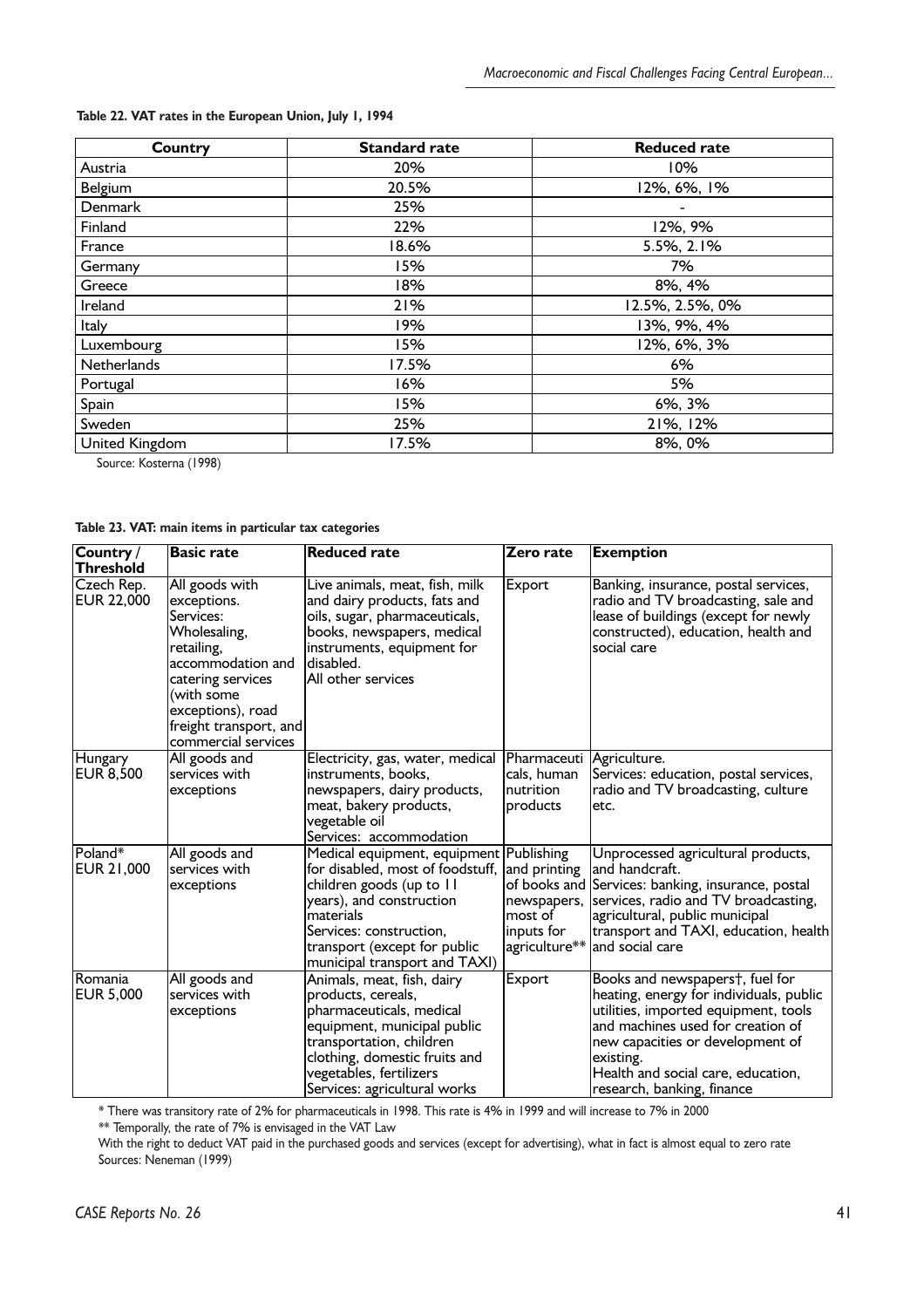**Table 22. VAT rates in the European Union, July 1, 1994**

| Country | Standard rate | Reduced rate |
|---|---|---|
| Austria | 20% | 10% |
| Belgium | 20.5% | 12%, 6%, 1% |
| Denmark | 25% | - |
| Finland | 22% | 12%, 9% |
| France | 18.6% | 5.5%, 2.1% |
| Germany | 15% | 7% |
| Greece | 18% | 8%, 4% |
| Ireland | 21% | 12.5%, 2.5%, 0% |
| Italy | 19% | 13%, 9%, 4% |
| Luxembourg | 15% | 12%, 6%, 3% |
| Netherlands | 17.5% | 6% |
| Portugal | 16% | 5% |
| Spain | 15% | 6%, 3% |
| Sweden | 25% | 21%, 12% |
| United Kingdom | 17.5% | 8%, 0% |

Source: Kosterna (1998)

**Table 23. VAT: main items in particular tax categories**

| Country / Threshold | Basic rate | Reduced rate | Zero rate | Exemption |
|---|---|---|---|---|
| Czech Rep. EUR 22,000 | All goods with exceptions. Services: Wholesaling, retailing, accommodation and catering services (with some exceptions), road freight transport, and commercial services | Live animals, meat, fish, milk and dairy products, fats and oils, sugar, pharmaceuticals, books, newspapers, medical instruments, equipment for disabled. All other services | Export | Banking, insurance, postal services, radio and TV broadcasting, sale and lease of buildings (except for newly constructed), education, health and social care |
| Hungary EUR 8,500 | All goods and services with exceptions | Electricity, gas, water, medical instruments, books, newspapers, dairy products, meat, bakery products, vegetable oil Services: accommodation | Pharmaceuticals, human nutrition products | Agriculture. Services: education, postal services, radio and TV broadcasting, culture etc. |
| Poland* EUR 21,000 | All goods and services with exceptions | Medical equipment, equipment for disabled, most of foodstuff, children goods (up to 11 years), and construction materials Services: construction, transport (except for public municipal transport and TAXI) | Publishing and printing of books and newspapers, most of inputs for agriculture** | Unprocessed agricultural products, and handcraft. Services: banking, insurance, postal services, radio and TV broadcasting, agricultural, public municipal transport and TAXI, education, health and social care |
| Romania EUR 5,000 | All goods and services with exceptions | Animals, meat, fish, dairy products, cereals, pharmaceuticals, medical equipment, municipal public transportation, children clothing, domestic fruits and vegetables, fertilizers Services: agricultural works | Export | Books and newspapers†, fuel for heating, energy for individuals, public utilities, imported equipment, tools and machines used for creation of new capacities or development of existing. Health and social care, education, research, banking, finance |

\* There was transitory rate of 2% for pharmaceuticals in 1998. This rate is 4% in 1999 and will increase to 7% in 2000

\*\* Temporally, the rate of 7% is envisaged in the VAT Law

† With the right to deduct VAT paid in the purchased goods and services (except for advertising), what in fact is almost equal to zero rate

Sources: Neneman (1999)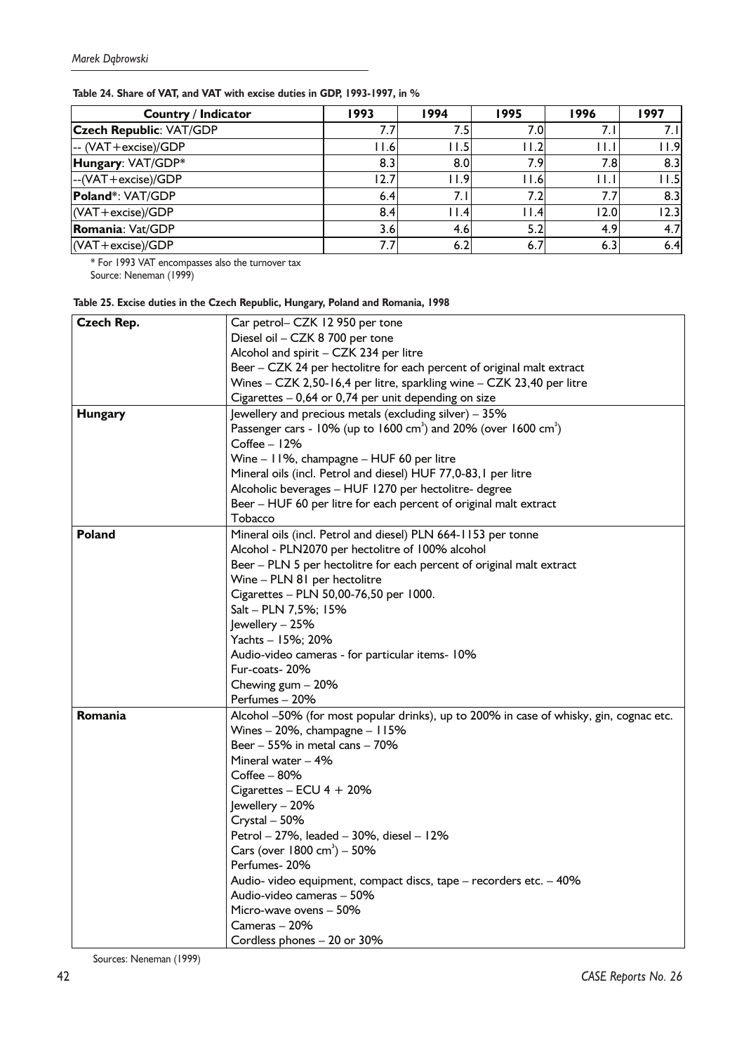**Table 24. Share of VAT, and VAT with excise duties in GDP, 1993-1997, in %**

| Country / Indicator | 1993 | 1994 | 1995 | 1996 | 1997 |
|---|---|---|---|---|---|
| **Czech Republic**: VAT/GDP | 7.7 | 7.5 | 7.0 | 7.1 | 7.1 |
| -- (VAT+excise)/GDP | 11.6 | 11.5 | 11.2 | 11.1 | 11.9 |
| **Hungary**: VAT/GDP* | 8.3 | 8.0 | 7.9 | 7.8 | 8.3 |
| --(VAT+excise)/GDP | 12.7 | 11.9 | 11.6 | 11.1 | 11.5 |
| **Poland***: VAT/GDP | 6.4 | 7.1 | 7.2 | 7.7 | 8.3 |
| (VAT+excise)/GDP | 8.4 | 11.4 | 11.4 | 12.0 | 12.3 |
| **Romania**: Vat/GDP | 3.6 | 4.6 | 5.2 | 4.9 | 4.7 |
| (VAT+excise)/GDP | 7.7 | 6.2 | 6.7 | 6.3 | 6.4 |

* For 1993 VAT encompasses also the turnover tax
Source: Neneman (1999)

**Table 25. Excise duties in the Czech Republic, Hungary, Poland and Romania, 1998**

| Country | Excise duties |
|---|---|
| **Czech Rep.** | Car petrol– CZK 12 950 per tone<br>Diesel oil – CZK 8 700 per tone<br>Alcohol and spirit – CZK 234 per litre<br>Beer – CZK 24 per hectolitre for each percent of original malt extract<br>Wines – CZK 2,50-16,4 per litre, sparkling wine – CZK 23,40 per litre<br>Cigarettes – 0,64 or 0,74 per unit depending on size |
| **Hungary** | Jewellery and precious metals (excluding silver) – 35%<br>Passenger cars - 10% (up to 1600 cm$^3$) and 20% (over 1600 cm$^3$)<br>Coffee – 12%<br>Wine – 11%, champagne – HUF 60 per litre<br>Mineral oils (incl. Petrol and diesel) HUF 77,0-83,1 per litre<br>Alcoholic beverages – HUF 1270 per hectolitre- degree<br>Beer – HUF 60 per litre for each percent of original malt extract<br>Tobacco |
| **Poland** | Mineral oils (incl. Petrol and diesel) PLN 664-1153 per tonne<br>Alcohol - PLN2070 per hectolitre of 100% alcohol<br>Beer – PLN 5 per hectolitre for each percent of original malt extract<br>Wine – PLN 81 per hectolitre<br>Cigarettes – PLN 50,00-76,50 per 1000.<br>Salt – PLN 7,5%; 15%<br>Jewellery – 25%<br>Yachts – 15%; 20%<br>Audio-video cameras - for particular items- 10%<br>Fur-coats- 20%<br>Chewing gum – 20%<br>Perfumes – 20% |
| **Romania** | Alcohol –50% (for most popular drinks), up to 200% in case of whisky, gin, cognac etc.<br>Wines – 20%, champagne – 115%<br>Beer – 55% in metal cans – 70%<br>Mineral water – 4%<br>Coffee – 80%<br>Cigarettes – ECU 4 + 20%<br>Jewellery – 20%<br>Crystal – 50%<br>Petrol – 27%, leaded – 30%, diesel – 12%<br>Cars (over 1800 cm$^3$) – 50%<br>Perfumes- 20%<br>Audio- video equipment, compact discs, tape – recorders etc. – 40%<br>Audio-video cameras – 50%<br>Micro-wave ovens – 50%<br>Cameras – 20%<br>Cordless phones – 20 or 30% |

Sources: Neneman (1999)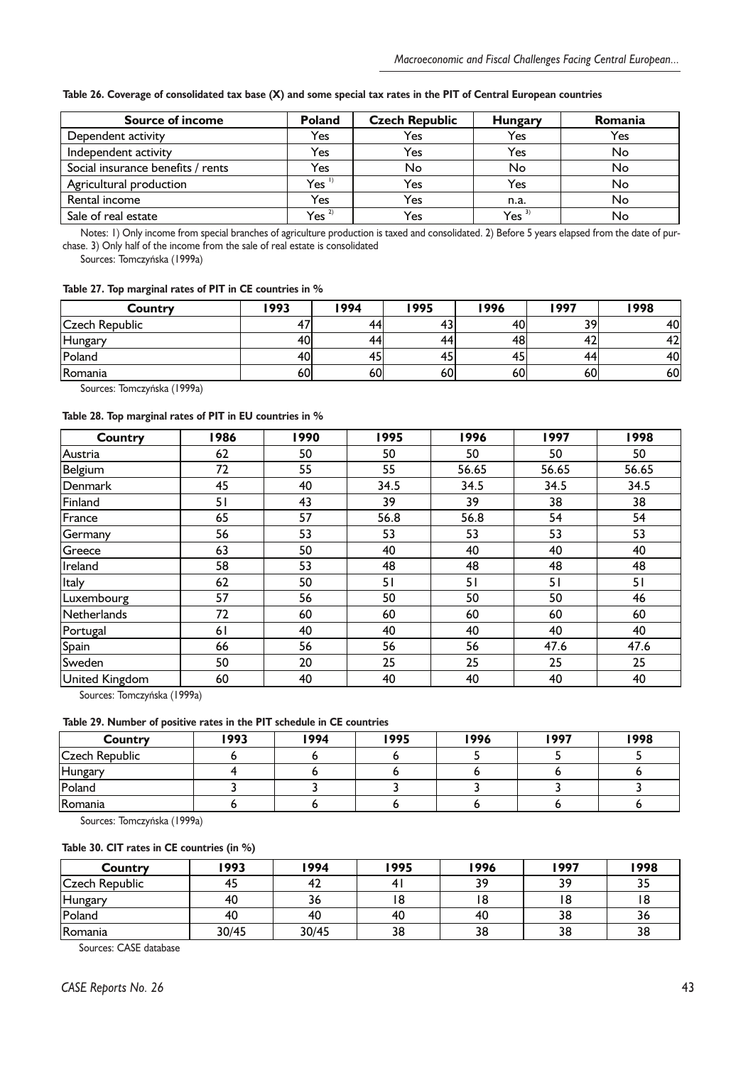**Table 26. Coverage of consolidated tax base (X) and some special tax rates in the PIT of Central European countries**

| Source of income | Poland | Czech Republic | Hungary | Romania |
|---|---|---|---|---|
| Dependent activity | Yes | Yes | Yes | Yes |
| Independent activity | Yes | Yes | Yes | No |
| Social insurance benefits / rents | Yes | No | No | No |
| Agricultural production | Yes [1)] | Yes | Yes | No |
| Rental income | Yes | Yes | n.a. | No |
| Sale of real estate | Yes [2)] | Yes | Yes [3)] | No |

Notes: 1) Only income from special branches of agriculture production is taxed and consolidated. 2) Before 5 years elapsed from the date of purchase. 3) Only half of the income from the sale of real estate is consolidated

Sources: Tomczyńska (1999a)

**Table 27. Top marginal rates of PIT in CE countries in %**

| Country | 1993 | 1994 | 1995 | 1996 | 1997 | 1998 |
|---|---|---|---|---|---|---|
| Czech Republic | 47 | 44 | 43 | 40 | 39 | 40 |
| Hungary | 40 | 44 | 44 | 48 | 42 | 42 |
| Poland | 40 | 45 | 45 | 45 | 44 | 40 |
| Romania | 60 | 60 | 60 | 60 | 60 | 60 |

Sources: Tomczyńska (1999a)

**Table 28. Top marginal rates of PIT in EU countries in %**

| Country | 1986 | 1990 | 1995 | 1996 | 1997 | 1998 |
|---|---|---|---|---|---|---|
| Austria | 62 | 50 | 50 | 50 | 50 | 50 |
| Belgium | 72 | 55 | 55 | 56.65 | 56.65 | 56.65 |
| Denmark | 45 | 40 | 34.5 | 34.5 | 34.5 | 34.5 |
| Finland | 51 | 43 | 39 | 39 | 38 | 38 |
| France | 65 | 57 | 56.8 | 56.8 | 54 | 54 |
| Germany | 56 | 53 | 53 | 53 | 53 | 53 |
| Greece | 63 | 50 | 40 | 40 | 40 | 40 |
| Ireland | 58 | 53 | 48 | 48 | 48 | 48 |
| Italy | 62 | 50 | 51 | 51 | 51 | 51 |
| Luxembourg | 57 | 56 | 50 | 50 | 50 | 46 |
| Netherlands | 72 | 60 | 60 | 60 | 60 | 60 |
| Portugal | 61 | 40 | 40 | 40 | 40 | 40 |
| Spain | 66 | 56 | 56 | 56 | 47.6 | 47.6 |
| Sweden | 50 | 20 | 25 | 25 | 25 | 25 |
| United Kingdom | 60 | 40 | 40 | 40 | 40 | 40 |

Sources: Tomczyńska (1999a)

**Table 29. Number of positive rates in the PIT schedule in CE countries**

| Country | 1993 | 1994 | 1995 | 1996 | 1997 | 1998 |
|---|---|---|---|---|---|---|
| Czech Republic | 6 | 6 | 6 | 5 | 5 | 5 |
| Hungary | 4 | 6 | 6 | 6 | 6 | 6 |
| Poland | 3 | 3 | 3 | 3 | 3 | 3 |
| Romania | 6 | 6 | 6 | 6 | 6 | 6 |

Sources: Tomczyńska (1999a)

**Table 30. CIT rates in CE countries (in %)**

| Country | 1993 | 1994 | 1995 | 1996 | 1997 | 1998 |
|---|---|---|---|---|---|---|
| Czech Republic | 45 | 42 | 41 | 39 | 39 | 35 |
| Hungary | 40 | 36 | 18 | 18 | 18 | 18 |
| Poland | 40 | 40 | 40 | 40 | 38 | 36 |
| Romania | 30/45 | 30/45 | 38 | 38 | 38 | 38 |

Sources: CASE database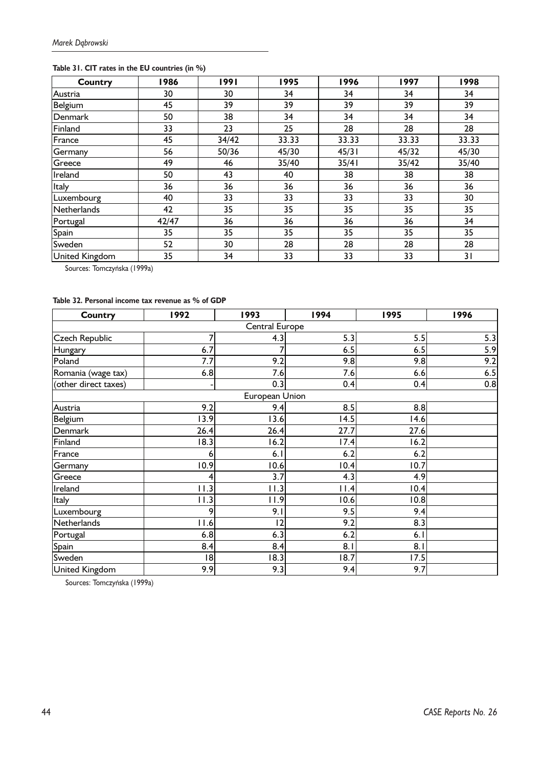**Table 31. CIT rates in the EU countries (in %)**

| Country | 1986 | 1991 | 1995 | 1996 | 1997 | 1998 |
|---|---|---|---|---|---|---|
| Austria | 30 | 30 | 34 | 34 | 34 | 34 |
| Belgium | 45 | 39 | 39 | 39 | 39 | 39 |
| Denmark | 50 | 38 | 34 | 34 | 34 | 34 |
| Finland | 33 | 23 | 25 | 28 | 28 | 28 |
| France | 45 | 34/42 | 33.33 | 33.33 | 33.33 | 33.33 |
| Germany | 56 | 50/36 | 45/30 | 45/31 | 45/32 | 45/30 |
| Greece | 49 | 46 | 35/40 | 35/41 | 35/42 | 35/40 |
| Ireland | 50 | 43 | 40 | 38 | 38 | 38 |
| Italy | 36 | 36 | 36 | 36 | 36 | 36 |
| Luxembourg | 40 | 33 | 33 | 33 | 33 | 30 |
| Netherlands | 42 | 35 | 35 | 35 | 35 | 35 |
| Portugal | 42/47 | 36 | 36 | 36 | 36 | 34 |
| Spain | 35 | 35 | 35 | 35 | 35 | 35 |
| Sweden | 52 | 30 | 28 | 28 | 28 | 28 |
| United Kingdom | 35 | 34 | 33 | 33 | 33 | 31 |

Sources: Tomczyńska (1999a)

**Table 32. Personal income tax revenue as % of GDP**

| Country | 1992 | 1993 | 1994 | 1995 | 1996 |
|---|---|---|---|---|---|
| Central Europe | | | | | |
| Czech Republic | 7 | 4.3 | 5.3 | 5.5 | 5.3 |
| Hungary | 6.7 | 7 | 6.5 | 6.5 | 5.9 |
| Poland | 7.7 | 9.2 | 9.8 | 9.8 | 9.2 |
| Romania (wage tax) | 6.8 | 7.6 | 7.6 | 6.6 | 6.5 |
| (other direct taxes) | - | 0.3 | 0.4 | 0.4 | 0.8 |
| European Union | | | | | |
| Austria | 9.2 | 9.4 | 8.5 | 8.8 | |
| Belgium | 13.9 | 13.6 | 14.5 | 14.6 | |
| Denmark | 26.4 | 26.4 | 27.7 | 27.6 | |
| Finland | 18.3 | 16.2 | 17.4 | 16.2 | |
| France | 6 | 6.1 | 6.2 | 6.2 | |
| Germany | 10.9 | 10.6 | 10.4 | 10.7 | |
| Greece | 4 | 3.7 | 4.3 | 4.9 | |
| Ireland | 11.3 | 11.3 | 11.4 | 10.4 | |
| Italy | 11.3 | 11.9 | 10.6 | 10.8 | |
| Luxembourg | 9 | 9.1 | 9.5 | 9.4 | |
| Netherlands | 11.6 | 12 | 9.2 | 8.3 | |
| Portugal | 6.8 | 6.3 | 6.2 | 6.1 | |
| Spain | 8.4 | 8.4 | 8.1 | 8.1 | |
| Sweden | 18 | 18.3 | 18.7 | 17.5 | |
| United Kingdom | 9.9 | 9.3 | 9.4 | 9.7 | |

Sources: Tomczyńska (1999a)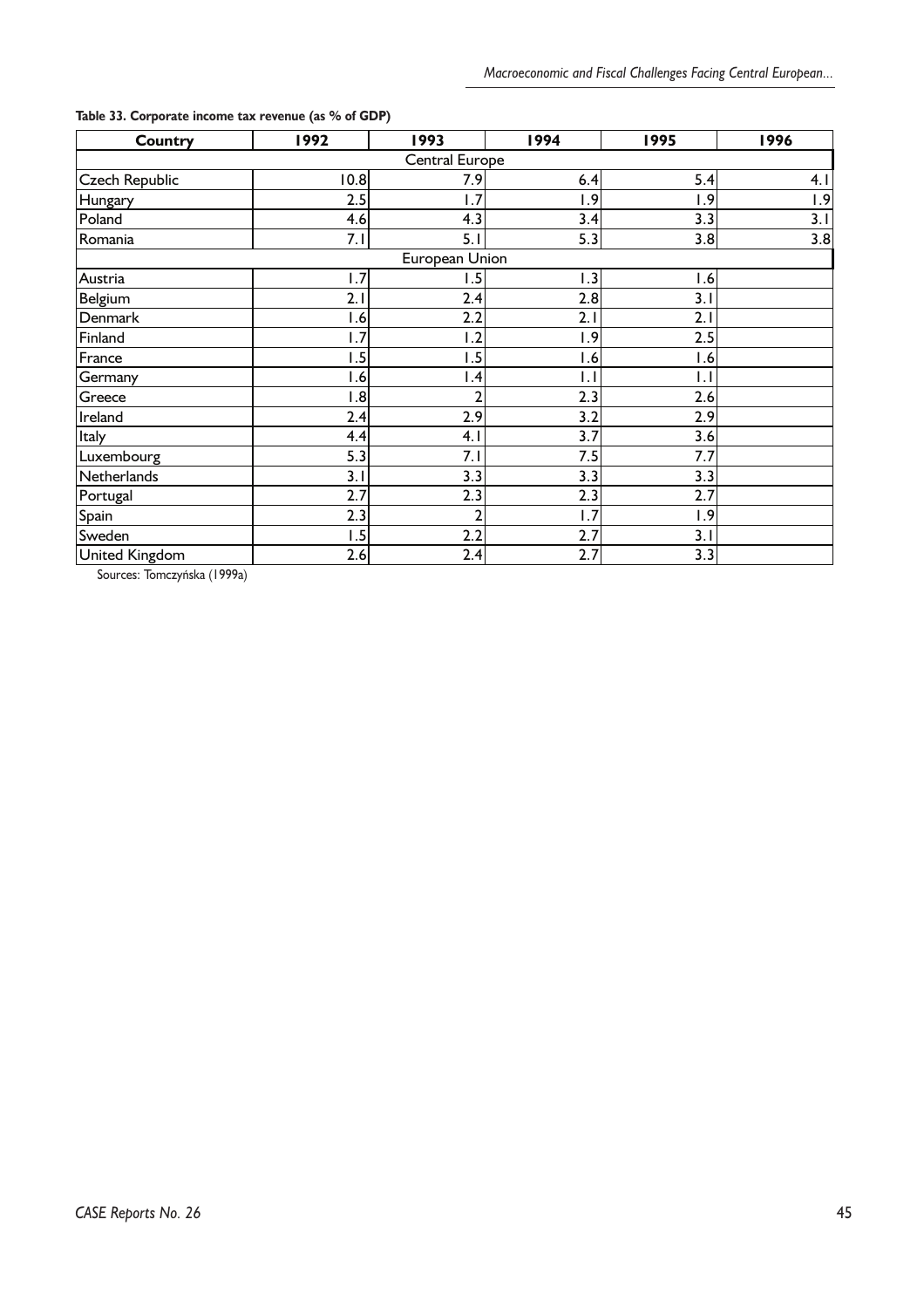**Table 33. Corporate income tax revenue (as % of GDP)**

| Country | 1992 | 1993 | 1994 | 1995 | 1996 |
|---|---|---|---|---|---|
| Central Europe | | | | | |
| Czech Republic | 10.8 | 7.9 | 6.4 | 5.4 | 4.1 |
| Hungary | 2.5 | 1.7 | 1.9 | 1.9 | 1.9 |
| Poland | 4.6 | 4.3 | 3.4 | 3.3 | 3.1 |
| Romania | 7.1 | 5.1 | 5.3 | 3.8 | 3.8 |
| European Union | | | | | |
| Austria | 1.7 | 1.5 | 1.3 | 1.6 | |
| Belgium | 2.1 | 2.4 | 2.8 | 3.1 | |
| Denmark | 1.6 | 2.2 | 2.1 | 2.1 | |
| Finland | 1.7 | 1.2 | 1.9 | 2.5 | |
| France | 1.5 | 1.5 | 1.6 | 1.6 | |
| Germany | 1.6 | 1.4 | 1.1 | 1.1 | |
| Greece | 1.8 | 2 | 2.3 | 2.6 | |
| Ireland | 2.4 | 2.9 | 3.2 | 2.9 | |
| Italy | 4.4 | 4.1 | 3.7 | 3.6 | |
| Luxembourg | 5.3 | 7.1 | 7.5 | 7.7 | |
| Netherlands | 3.1 | 3.3 | 3.3 | 3.3 | |
| Portugal | 2.7 | 2.3 | 2.3 | 2.7 | |
| Spain | 2.3 | 2 | 1.7 | 1.9 | |
| Sweden | 1.5 | 2.2 | 2.7 | 3.1 | |
| United Kingdom | 2.6 | 2.4 | 2.7 | 3.3 | |

Sources: Tomczyńska (1999a)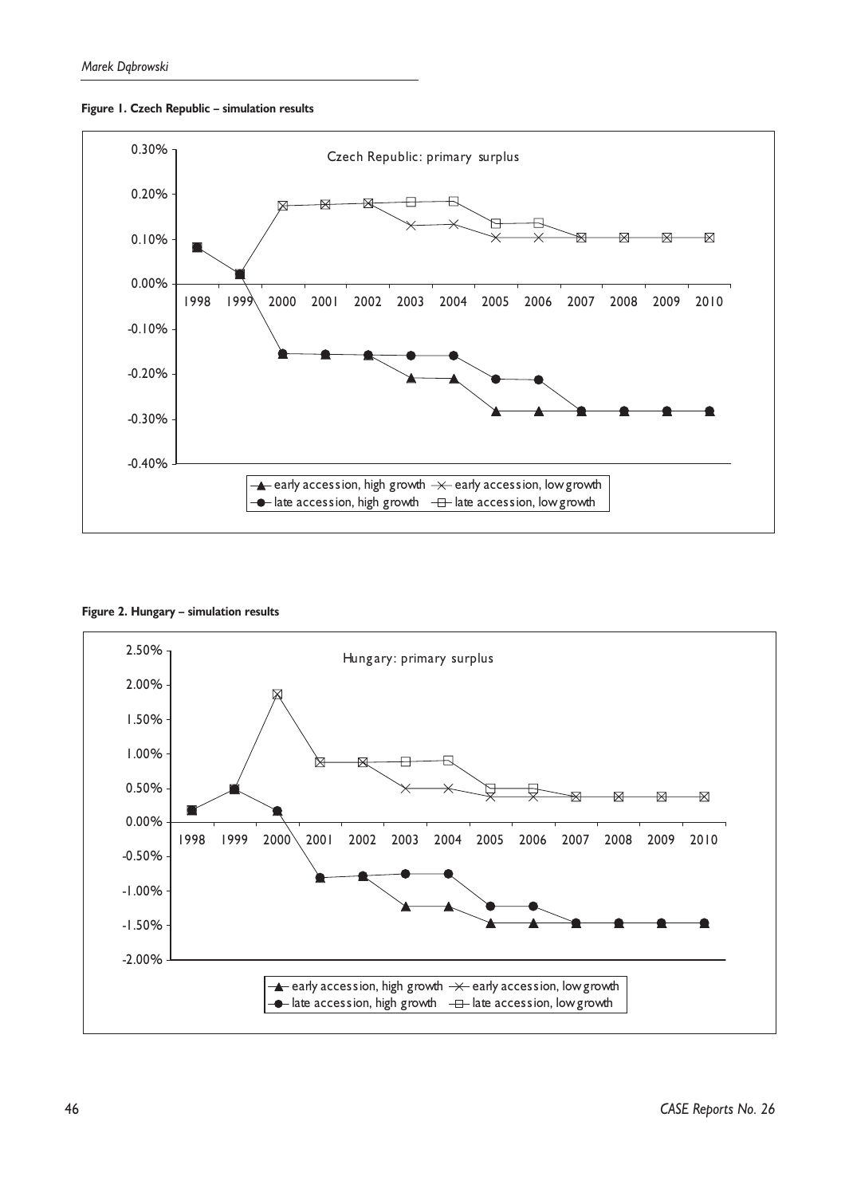**Figure 1. Czech Republic – simulation results**

**Figure 2. Hungary – simulation results**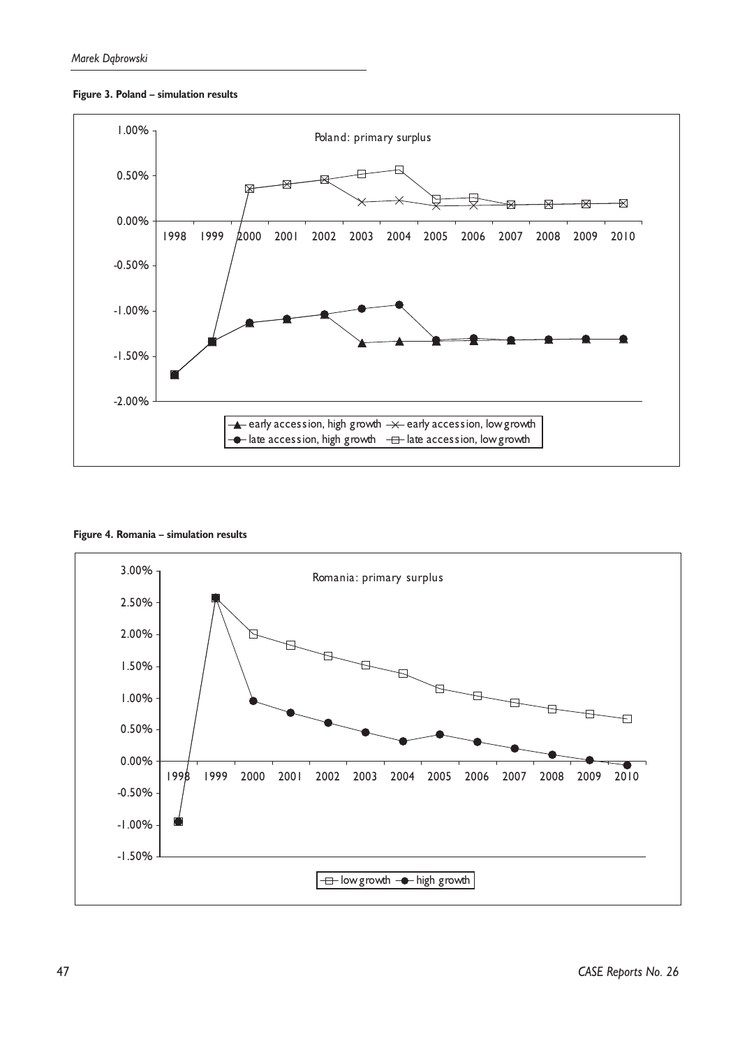**Figure 3. Poland – simulation results**

**Figure 4. Romania – simulation results**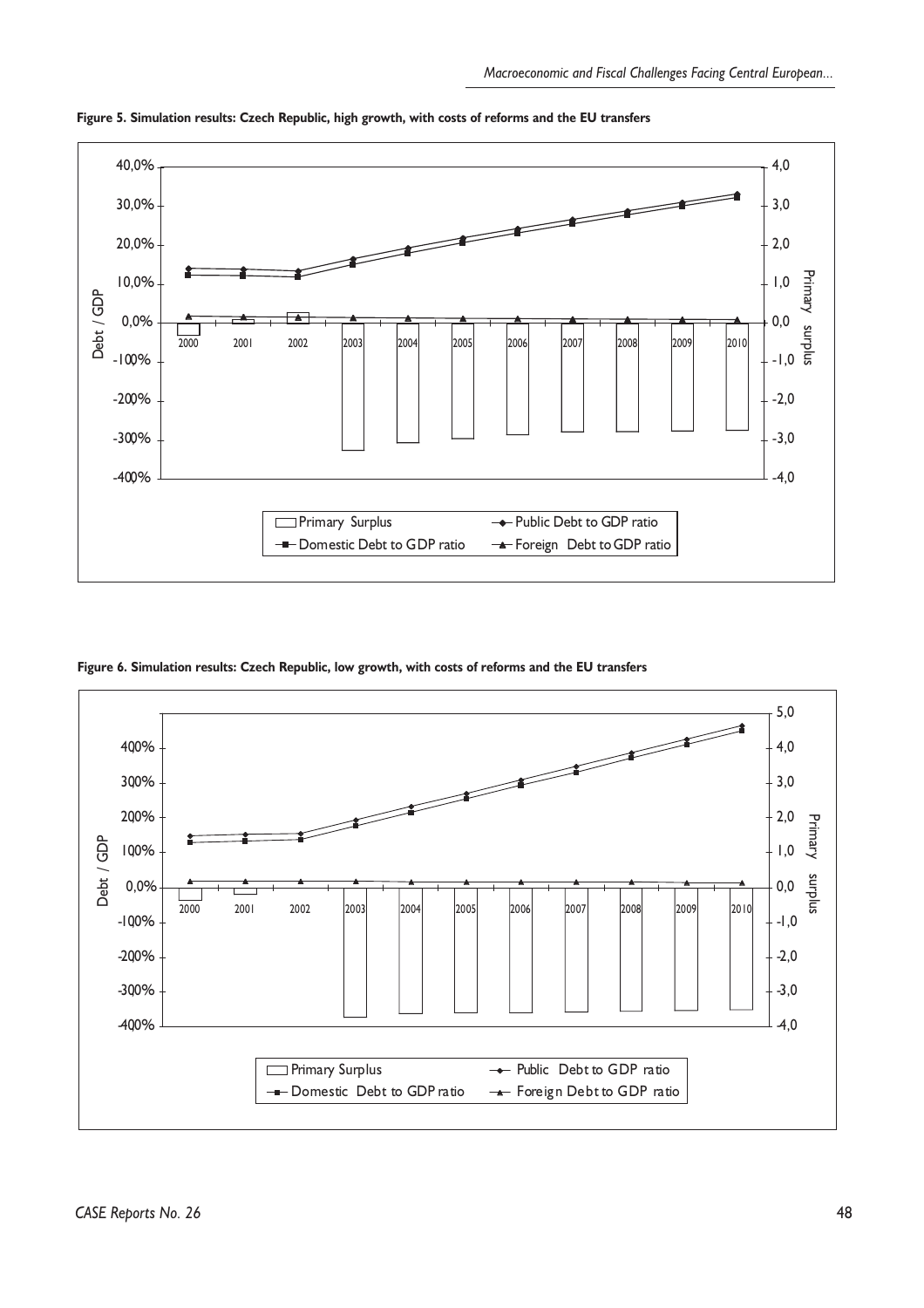**Figure 5. Simulation results: Czech Republic, high growth, with costs of reforms and the EU transfers**

**Figure 6. Simulation results: Czech Republic, low growth, with costs of reforms and the EU transfers**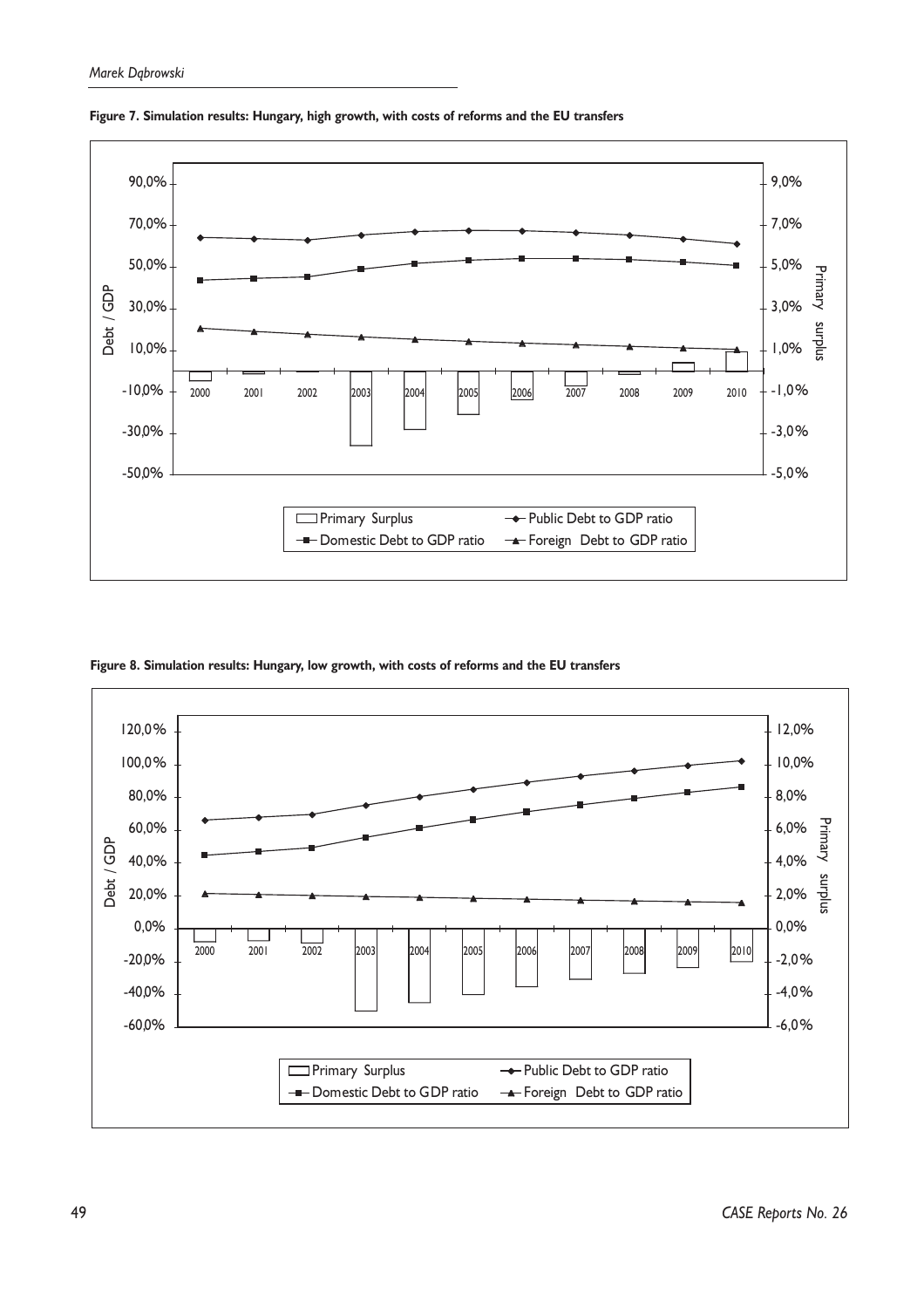**Figure 7. Simulation results: Hungary, high growth, with costs of reforms and the EU transfers**

**Figure 8. Simulation results: Hungary, low growth, with costs of reforms and the EU transfers**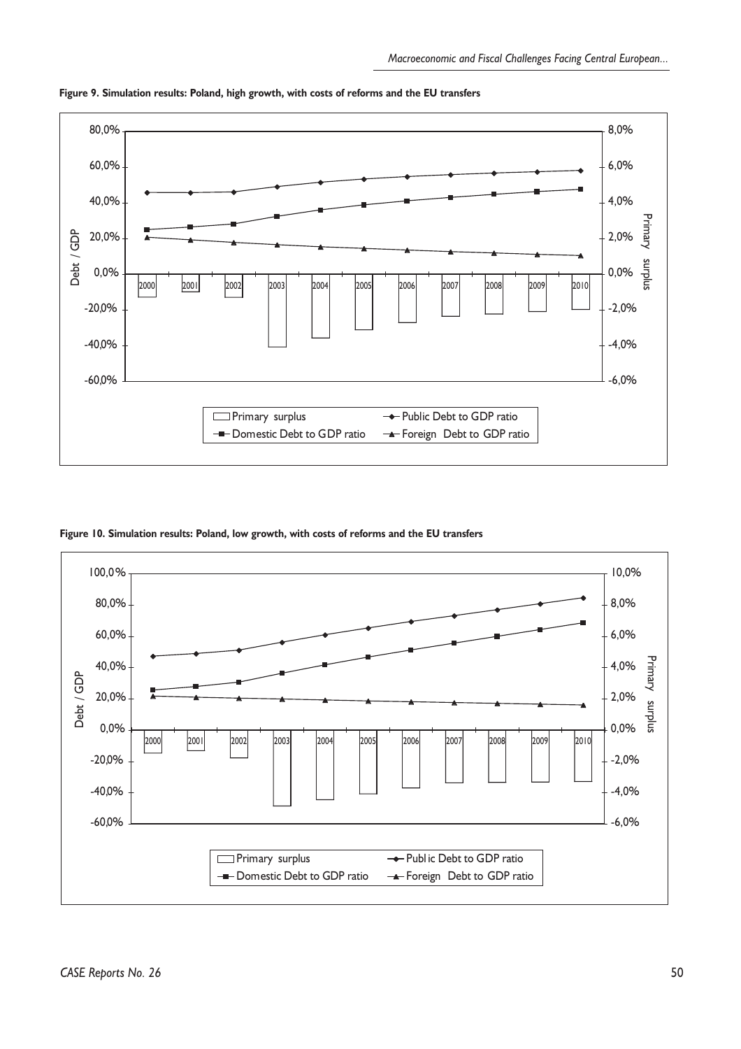**Figure 9. Simulation results: Poland, high growth, with costs of reforms and the EU transfers**

**Figure 10. Simulation results: Poland, low growth, with costs of reforms and the EU transfers**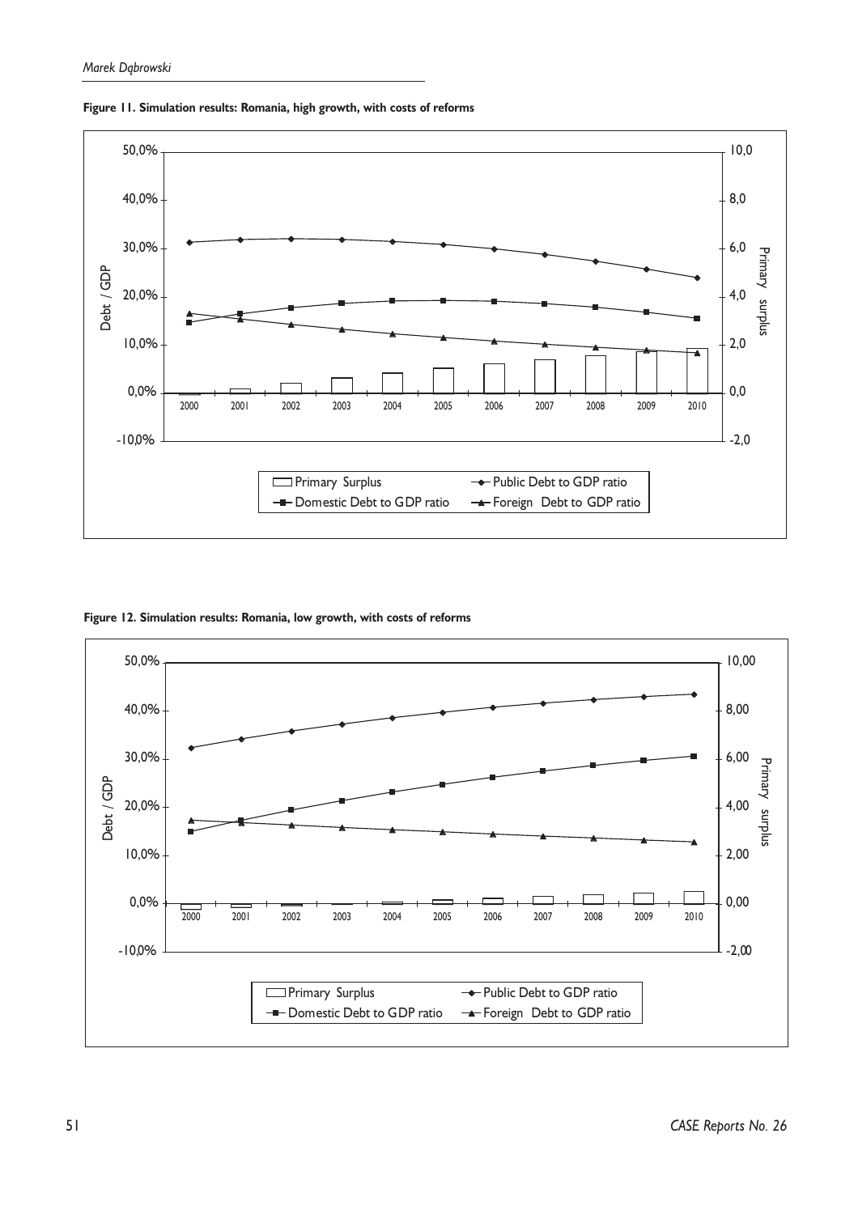**Figure 11. Simulation results: Romania, high growth, with costs of reforms**

Debt / GDP

50,0%
40,0%
30,0%
20,0%
10,0%
0,0%
-10,0%

Primary surplus

10,0
8,0
6,0
4,0
2,0
0,0
-2,0

2000 2001 2002 2003 2004 2005 2006 2007 2008 2009 2010

Primary Surplus
Public Debt to GDP ratio
Domestic Debt to GDP ratio
Foreign Debt to GDP ratio

**Figure 12. Simulation results: Romania, low growth, with costs of reforms**

Debt / GDP

50,0%
40,0%
30,0%
20,0%
10,0%
0,0%
-10,0%

Primary surplus

10,00
8,00
6,00
4,00
2,00
0,00
-2,00

2000 2001 2002 2003 2004 2005 2006 2007 2008 2009 2010

Primary Surplus
Public Debt to GDP ratio
Domestic Debt to GDP ratio
Foreign Debt to GDP ratio